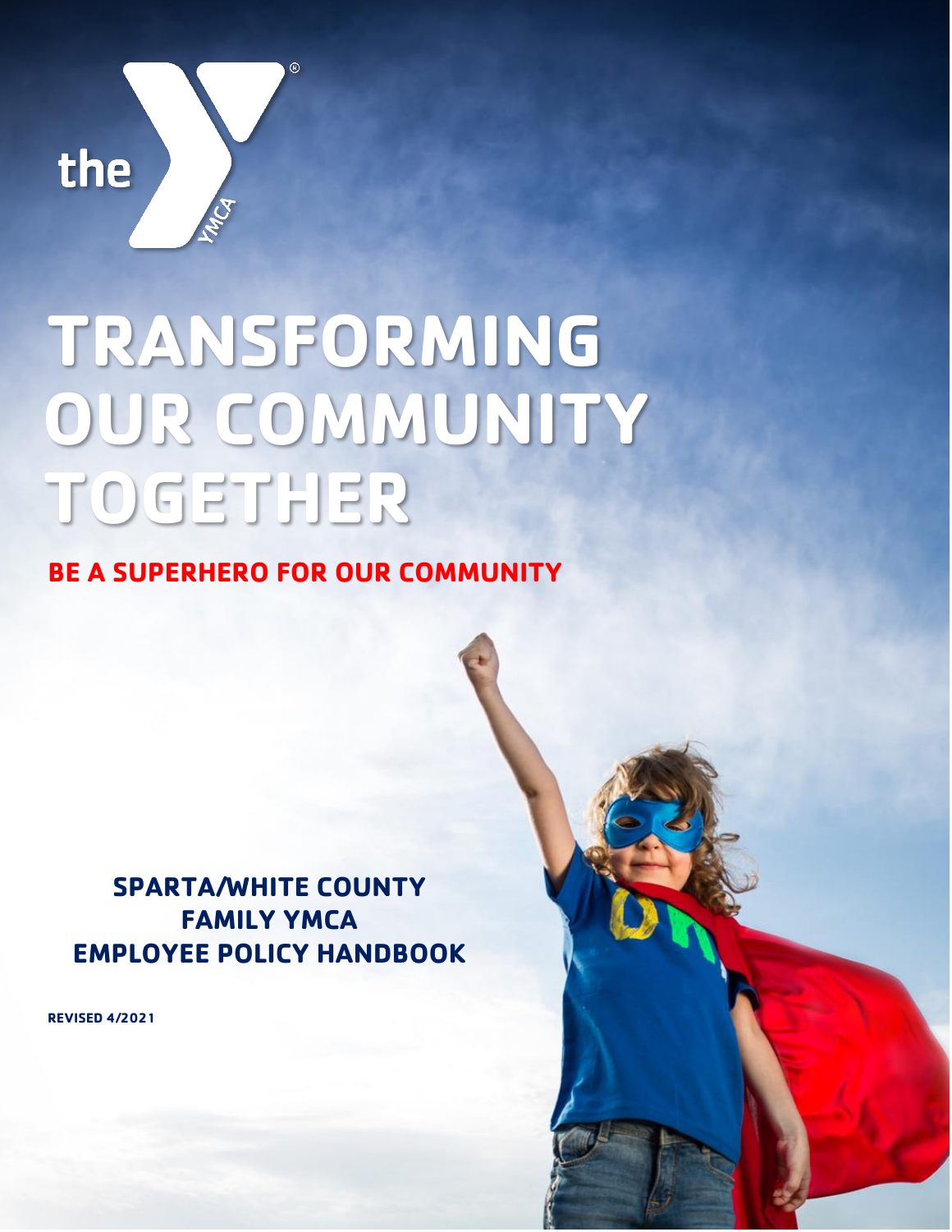# TRANSFORMING OUR COMMUNITY TOGETHER

## BE A SUPERHERO FOR OUR COMMUNITY

**SPARTA/WHITE COUNTY FAMILY YMCA EMPLOYEE POLICY HANDBOOK**

**REVISED 4/2021**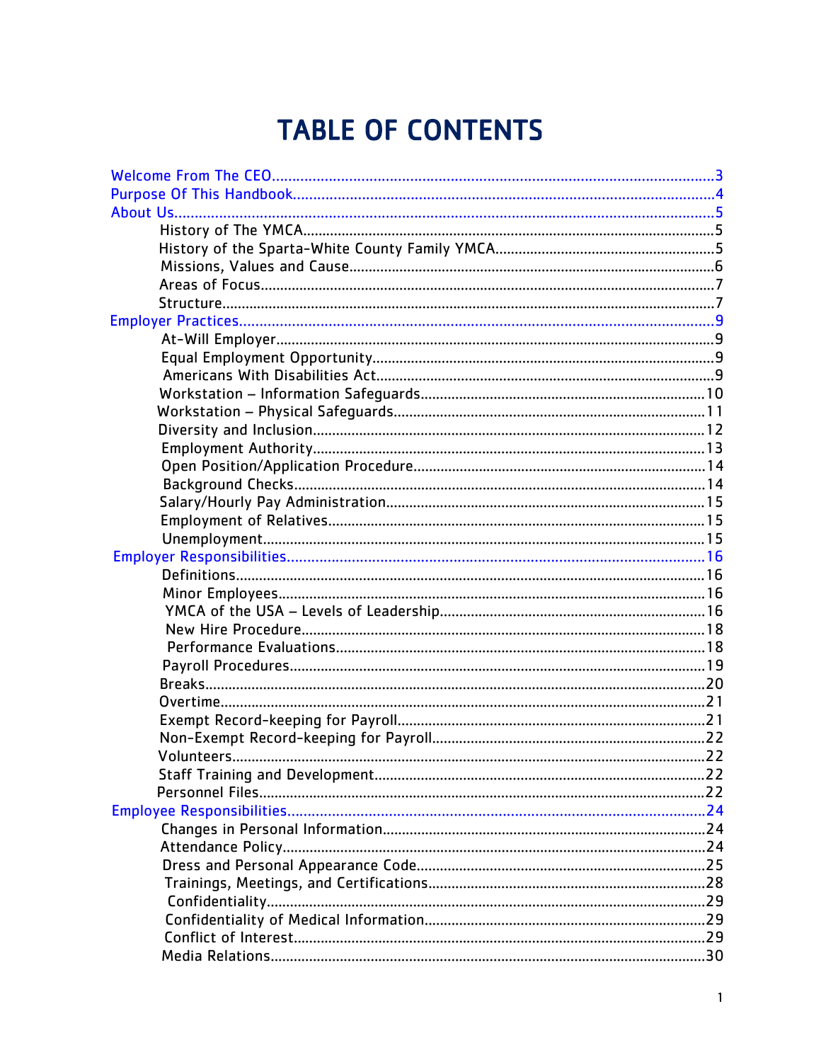# TABLE OF CONTENTS

- Welcome From The CEO....3
- Purpose Of This Handbook....4
- About Us....5
  - History of The YMCA....5
  - History of the Sparta-White County Family YMCA....5
  - Missions, Values and Cause....6
  - Areas of Focus....7
  - Structure....7
- Employer Practices....9
  - At-Will Employer....9
  - Equal Employment Opportunity....9
  - Americans With Disabilities Act....9
  - Workstation – Information Safeguards....10
  - Workstation – Physical Safeguards....11
  - Diversity and Inclusion....12
  - Employment Authority....13
  - Open Position/Application Procedure....14
  - Background Checks....14
  - Salary/Hourly Pay Administration....15
  - Employment of Relatives....15
  - Unemployment....15
- Employer Responsibilities....16
  - Definitions....16
  - Minor Employees....16
  - YMCA of the USA – Levels of Leadership....16
  - New Hire Procedure....18
  - Performance Evaluations....18
  - Payroll Procedures....19
  - Breaks....20
  - Overtime....21
  - Exempt Record-keeping for Payroll....21
  - Non-Exempt Record-keeping for Payroll....22
  - Volunteers....22
  - Staff Training and Development....22
  - Personnel Files....22
- Employee Responsibilities....24
  - Changes in Personal Information....24
  - Attendance Policy....24
  - Dress and Personal Appearance Code....25
  - Trainings, Meetings, and Certifications....28
  - Confidentiality....29
  - Confidentiality of Medical Information....29
  - Conflict of Interest....29
  - Media Relations....30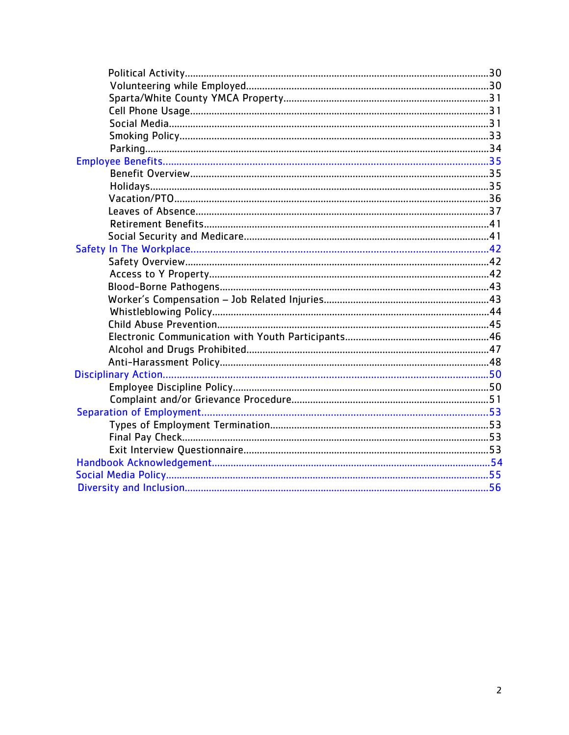Political Activity ........ 30
Volunteering while Employed ........ 30
Sparta/White County YMCA Property ........ 31
Cell Phone Usage ........ 31
Social Media ........ 31
Smoking Policy ........ 33
Parking ........ 34

Employee Benefits ........ 35
Benefit Overview ........ 35
Holidays ........ 35
Vacation/PTO ........ 36
Leaves of Absence ........ 37
Retirement Benefits ........ 41
Social Security and Medicare ........ 41

Safety In The Workplace ........ 42
Safety Overview ........ 42
Access to Y Property ........ 42
Blood-Borne Pathogens ........ 43
Worker's Compensation – Job Related Injuries ........ 43
Whistleblowing Policy ........ 44
Child Abuse Prevention ........ 45
Electronic Communication with Youth Participants ........ 46
Alcohol and Drugs Prohibited ........ 47
Anti-Harassment Policy ........ 48

Disciplinary Action ........ 50
Employee Discipline Policy ........ 50
Complaint and/or Grievance Procedure ........ 51

Separation of Employment ........ 53
Types of Employment Termination ........ 53
Final Pay Check ........ 53
Exit Interview Questionnaire ........ 53

Handbook Acknowledgement ........ 54

Social Media Policy ........ 55

Diversity and Inclusion ........ 56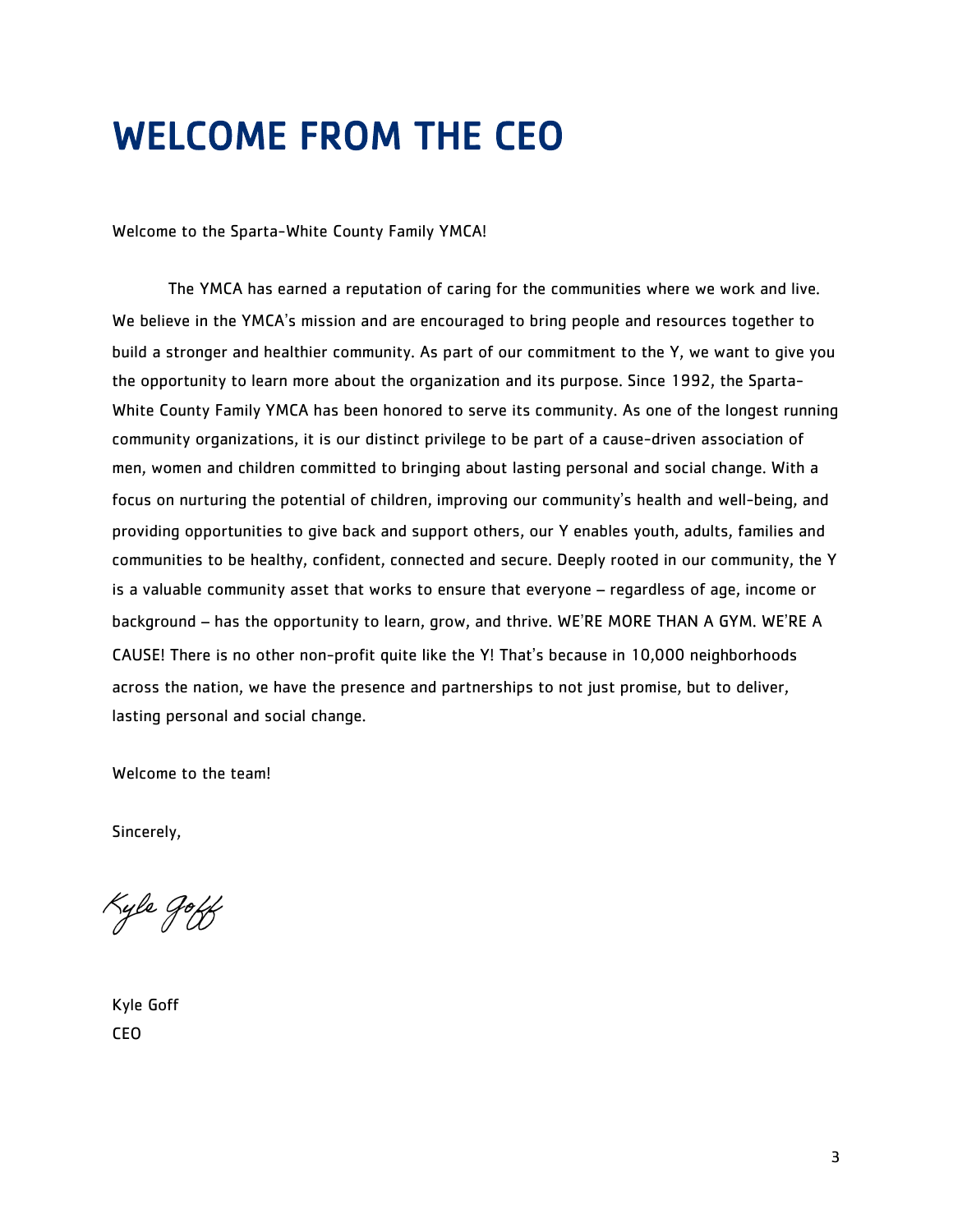# WELCOME FROM THE CEO

Welcome to the Sparta-White County Family YMCA!

The YMCA has earned a reputation of caring for the communities where we work and live. We believe in the YMCA's mission and are encouraged to bring people and resources together to build a stronger and healthier community. As part of our commitment to the Y, we want to give you the opportunity to learn more about the organization and its purpose. Since 1992, the Sparta-White County Family YMCA has been honored to serve its community. As one of the longest running community organizations, it is our distinct privilege to be part of a cause-driven association of men, women and children committed to bringing about lasting personal and social change. With a focus on nurturing the potential of children, improving our community's health and well-being, and providing opportunities to give back and support others, our Y enables youth, adults, families and communities to be healthy, confident, connected and secure. Deeply rooted in our community, the Y is a valuable community asset that works to ensure that everyone – regardless of age, income or background – has the opportunity to learn, grow, and thrive. WE'RE MORE THAN A GYM. WE'RE A CAUSE! There is no other non-profit quite like the Y! That's because in 10,000 neighborhoods across the nation, we have the presence and partnerships to not just promise, but to deliver, lasting personal and social change.

Welcome to the team!

Sincerely,

Kyle Goff

Kyle Goff
CEO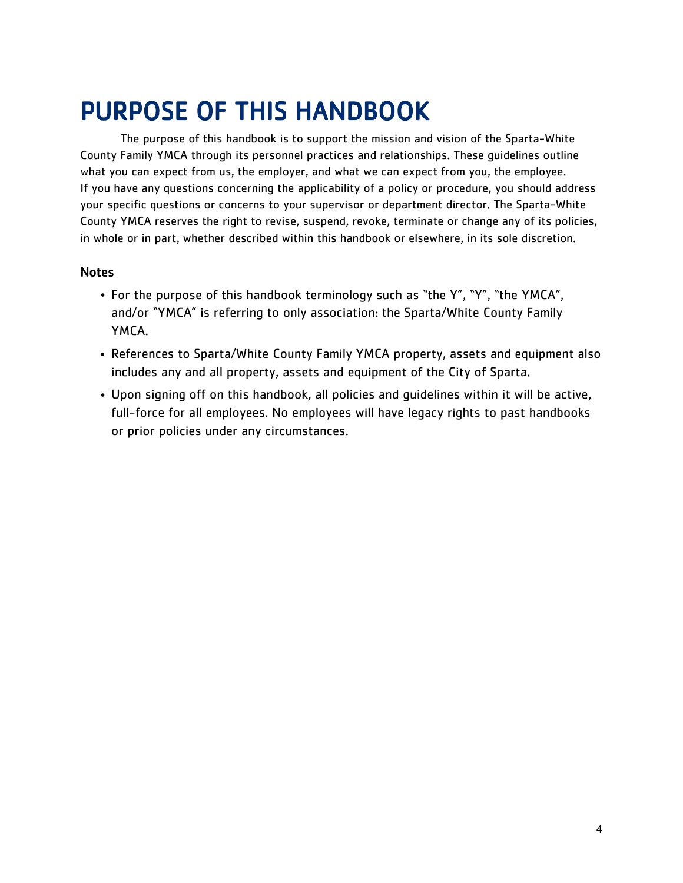# PURPOSE OF THIS HANDBOOK

The purpose of this handbook is to support the mission and vision of the Sparta-White County Family YMCA through its personnel practices and relationships. These guidelines outline what you can expect from us, the employer, and what we can expect from you, the employee. If you have any questions concerning the applicability of a policy or procedure, you should address your specific questions or concerns to your supervisor or department director. The Sparta-White County YMCA reserves the right to revise, suspend, revoke, terminate or change any of its policies, in whole or in part, whether described within this handbook or elsewhere, in its sole discretion.

### Notes

- For the purpose of this handbook terminology such as "the Y", "Y", "the YMCA", and/or "YMCA" is referring to only association: the Sparta/White County Family YMCA.
- References to Sparta/White County Family YMCA property, assets and equipment also includes any and all property, assets and equipment of the City of Sparta.
- Upon signing off on this handbook, all policies and guidelines within it will be active, full-force for all employees. No employees will have legacy rights to past handbooks or prior policies under any circumstances.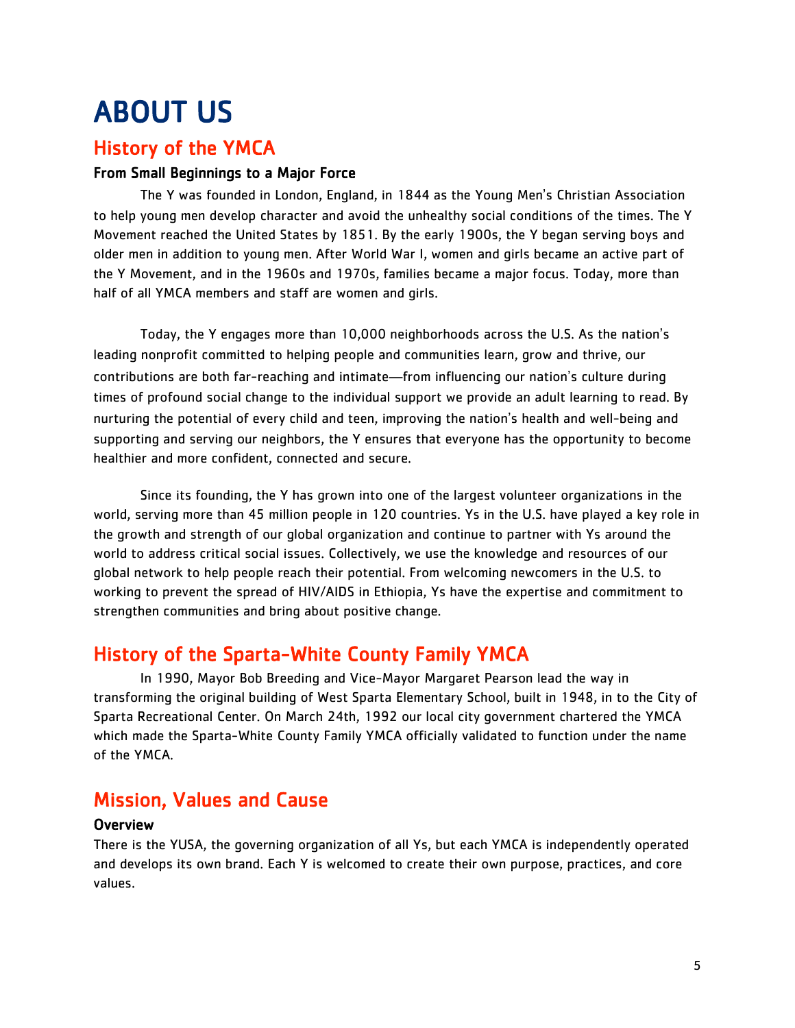# ABOUT US

## History of the YMCA

### From Small Beginnings to a Major Force

The Y was founded in London, England, in 1844 as the Young Men's Christian Association to help young men develop character and avoid the unhealthy social conditions of the times. The Y Movement reached the United States by 1851. By the early 1900s, the Y began serving boys and older men in addition to young men. After World War I, women and girls became an active part of the Y Movement, and in the 1960s and 1970s, families became a major focus. Today, more than half of all YMCA members and staff are women and girls.

Today, the Y engages more than 10,000 neighborhoods across the U.S. As the nation's leading nonprofit committed to helping people and communities learn, grow and thrive, our contributions are both far-reaching and intimate—from influencing our nation's culture during times of profound social change to the individual support we provide an adult learning to read. By nurturing the potential of every child and teen, improving the nation's health and well-being and supporting and serving our neighbors, the Y ensures that everyone has the opportunity to become healthier and more confident, connected and secure.

Since its founding, the Y has grown into one of the largest volunteer organizations in the world, serving more than 45 million people in 120 countries. Ys in the U.S. have played a key role in the growth and strength of our global organization and continue to partner with Ys around the world to address critical social issues. Collectively, we use the knowledge and resources of our global network to help people reach their potential. From welcoming newcomers in the U.S. to working to prevent the spread of HIV/AIDS in Ethiopia, Ys have the expertise and commitment to strengthen communities and bring about positive change.

## History of the Sparta-White County Family YMCA

In 1990, Mayor Bob Breeding and Vice-Mayor Margaret Pearson lead the way in transforming the original building of West Sparta Elementary School, built in 1948, in to the City of Sparta Recreational Center. On March 24th, 1992 our local city government chartered the YMCA which made the Sparta-White County Family YMCA officially validated to function under the name of the YMCA.

## Mission, Values and Cause

### Overview

There is the YUSA, the governing organization of all Ys, but each YMCA is independently operated and develops its own brand. Each Y is welcomed to create their own purpose, practices, and core values.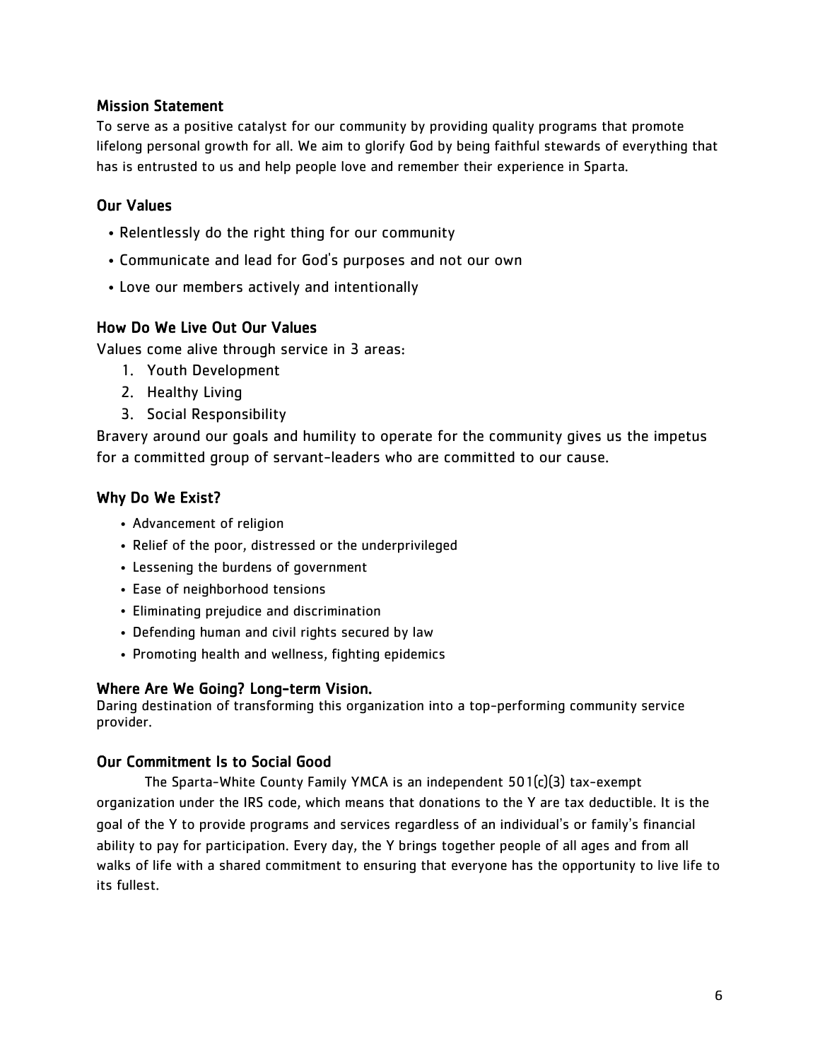## Mission Statement

To serve as a positive catalyst for our community by providing quality programs that promote lifelong personal growth for all. We aim to glorify God by being faithful stewards of everything that has is entrusted to us and help people love and remember their experience in Sparta.

## Our Values

- Relentlessly do the right thing for our community
- Communicate and lead for God's purposes and not our own
- Love our members actively and intentionally

## How Do We Live Out Our Values

Values come alive through service in 3 areas:

1. Youth Development
2. Healthy Living
3. Social Responsibility

Bravery around our goals and humility to operate for the community gives us the impetus for a committed group of servant-leaders who are committed to our cause.

## Why Do We Exist?

- Advancement of religion
- Relief of the poor, distressed or the underprivileged
- Lessening the burdens of government
- Ease of neighborhood tensions
- Eliminating prejudice and discrimination
- Defending human and civil rights secured by law
- Promoting health and wellness, fighting epidemics

## Where Are We Going? Long-term Vision.

Daring destination of transforming this organization into a top-performing community service provider.

## Our Commitment Is to Social Good

The Sparta-White County Family YMCA is an independent 501(c)(3) tax-exempt organization under the IRS code, which means that donations to the Y are tax deductible. It is the goal of the Y to provide programs and services regardless of an individual's or family's financial ability to pay for participation. Every day, the Y brings together people of all ages and from all walks of life with a shared commitment to ensuring that everyone has the opportunity to live life to its fullest.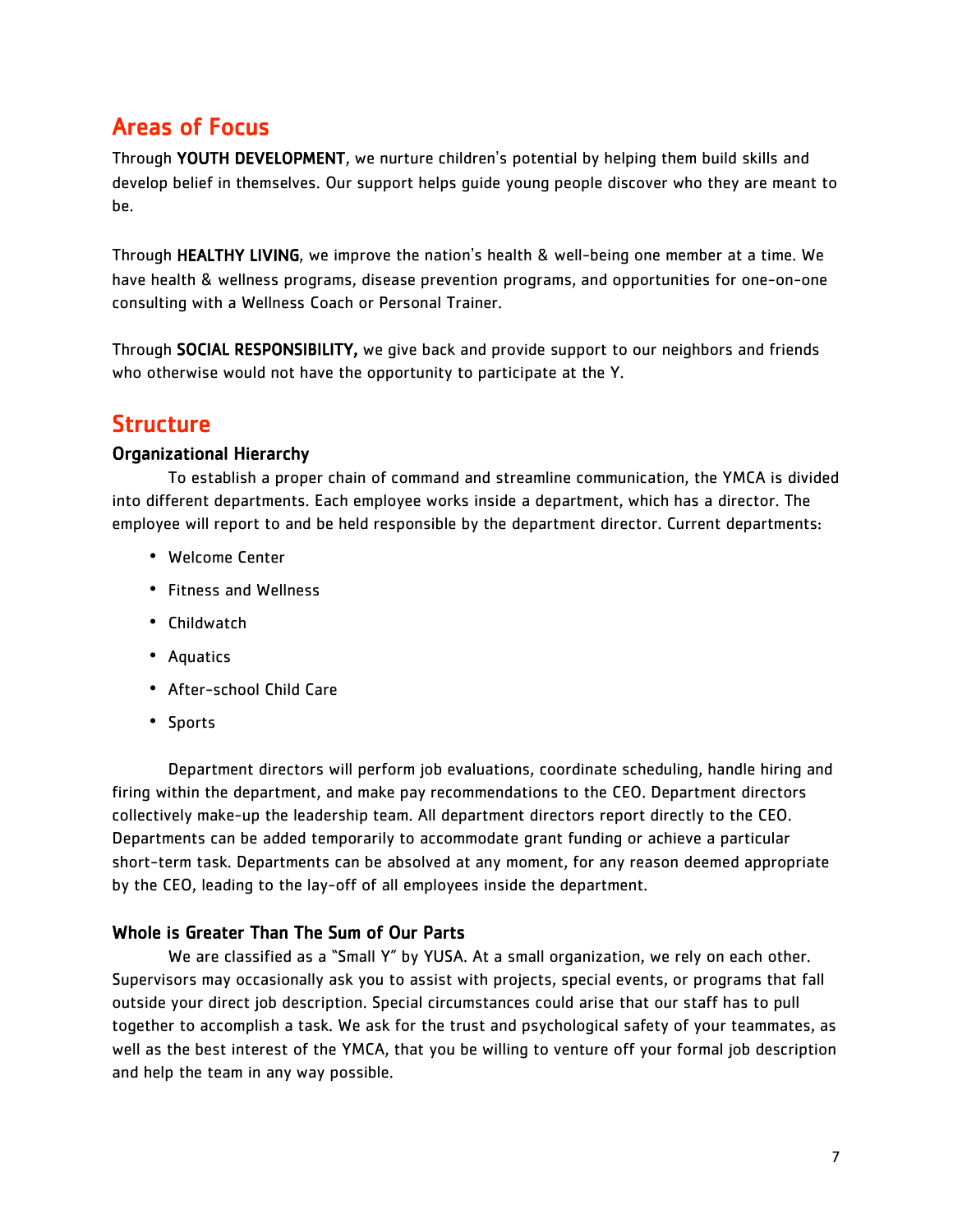## Areas of Focus

Through **YOUTH DEVELOPMENT**, we nurture children's potential by helping them build skills and develop belief in themselves. Our support helps guide young people discover who they are meant to be.

Through **HEALTHY LIVING**, we improve the nation's health & well-being one member at a time. We have health & wellness programs, disease prevention programs, and opportunities for one-on-one consulting with a Wellness Coach or Personal Trainer.

Through **SOCIAL RESPONSIBILITY,** we give back and provide support to our neighbors and friends who otherwise would not have the opportunity to participate at the Y.

## Structure

### Organizational Hierarchy

To establish a proper chain of command and streamline communication, the YMCA is divided into different departments. Each employee works inside a department, which has a director. The employee will report to and be held responsible by the department director. Current departments:

- Welcome Center
- Fitness and Wellness
- Childwatch
- Aquatics
- After-school Child Care
- Sports

Department directors will perform job evaluations, coordinate scheduling, handle hiring and firing within the department, and make pay recommendations to the CEO. Department directors collectively make-up the leadership team. All department directors report directly to the CEO. Departments can be added temporarily to accommodate grant funding or achieve a particular short-term task. Departments can be absolved at any moment, for any reason deemed appropriate by the CEO, leading to the lay-off of all employees inside the department.

### Whole is Greater Than The Sum of Our Parts

We are classified as a "Small Y" by YUSA. At a small organization, we rely on each other. Supervisors may occasionally ask you to assist with projects, special events, or programs that fall outside your direct job description. Special circumstances could arise that our staff has to pull together to accomplish a task. We ask for the trust and psychological safety of your teammates, as well as the best interest of the YMCA, that you be willing to venture off your formal job description and help the team in any way possible.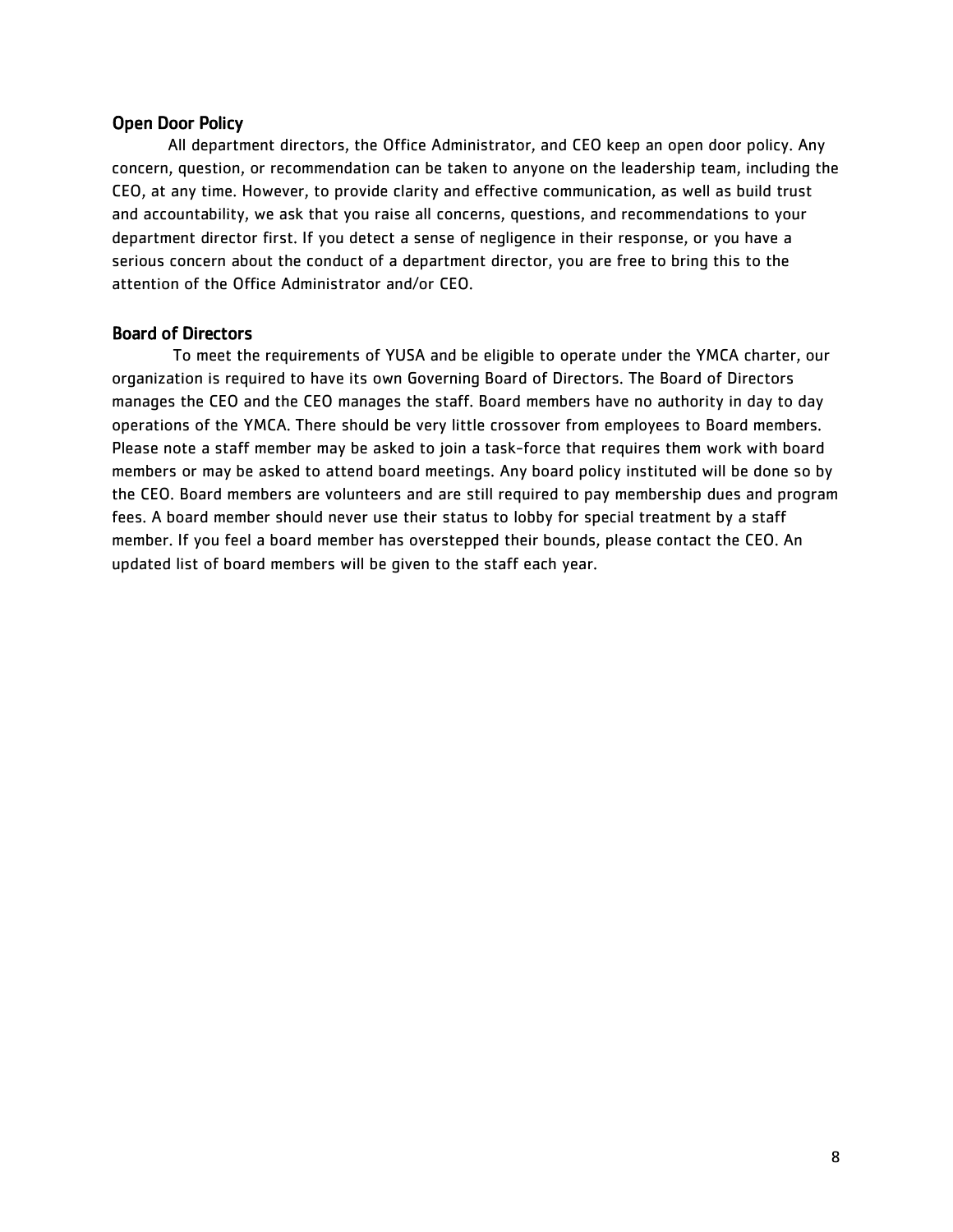## Open Door Policy

All department directors, the Office Administrator, and CEO keep an open door policy. Any concern, question, or recommendation can be taken to anyone on the leadership team, including the CEO, at any time. However, to provide clarity and effective communication, as well as build trust and accountability, we ask that you raise all concerns, questions, and recommendations to your department director first. If you detect a sense of negligence in their response, or you have a serious concern about the conduct of a department director, you are free to bring this to the attention of the Office Administrator and/or CEO.

## Board of Directors

To meet the requirements of YUSA and be eligible to operate under the YMCA charter, our organization is required to have its own Governing Board of Directors. The Board of Directors manages the CEO and the CEO manages the staff. Board members have no authority in day to day operations of the YMCA. There should be very little crossover from employees to Board members. Please note a staff member may be asked to join a task-force that requires them work with board members or may be asked to attend board meetings. Any board policy instituted will be done so by the CEO. Board members are volunteers and are still required to pay membership dues and program fees. A board member should never use their status to lobby for special treatment by a staff member. If you feel a board member has overstepped their bounds, please contact the CEO. An updated list of board members will be given to the staff each year.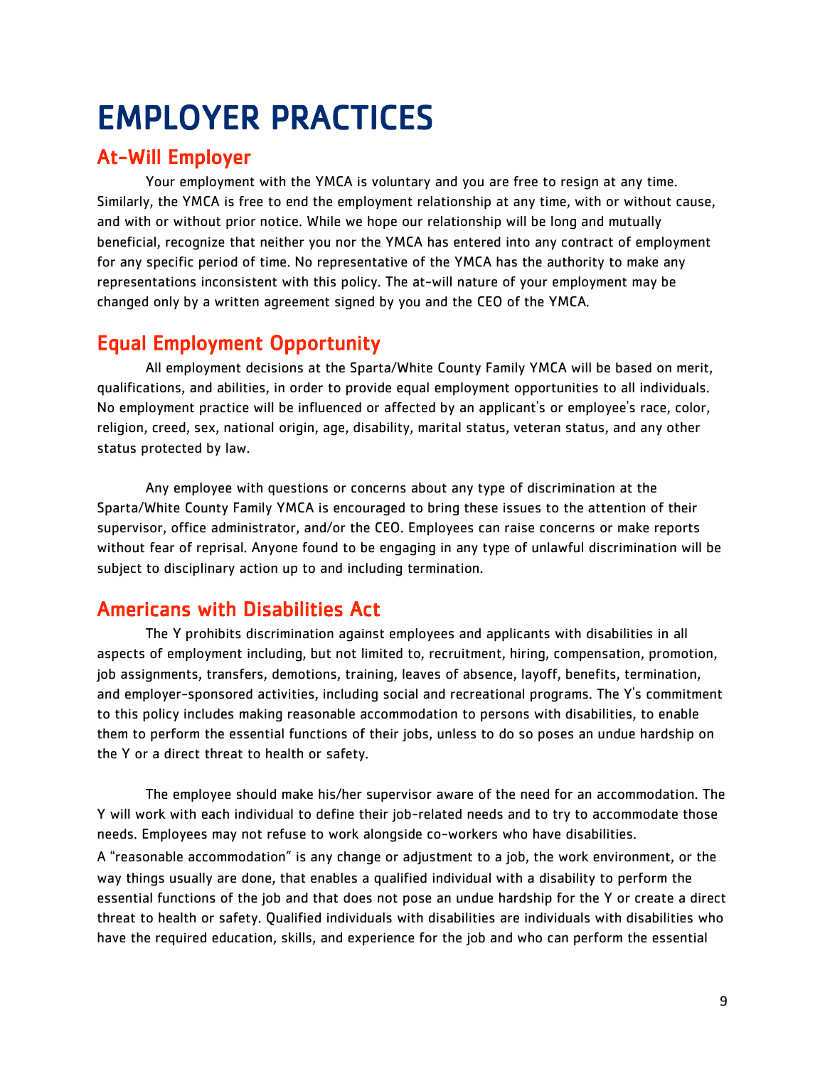# EMPLOYER PRACTICES

## At-Will Employer

Your employment with the YMCA is voluntary and you are free to resign at any time. Similarly, the YMCA is free to end the employment relationship at any time, with or without cause, and with or without prior notice. While we hope our relationship will be long and mutually beneficial, recognize that neither you nor the YMCA has entered into any contract of employment for any specific period of time. No representative of the YMCA has the authority to make any representations inconsistent with this policy. The at-will nature of your employment may be changed only by a written agreement signed by you and the CEO of the YMCA.

## Equal Employment Opportunity

All employment decisions at the Sparta/White County Family YMCA will be based on merit, qualifications, and abilities, in order to provide equal employment opportunities to all individuals. No employment practice will be influenced or affected by an applicant's or employee's race, color, religion, creed, sex, national origin, age, disability, marital status, veteran status, and any other status protected by law.

Any employee with questions or concerns about any type of discrimination at the Sparta/White County Family YMCA is encouraged to bring these issues to the attention of their supervisor, office administrator, and/or the CEO. Employees can raise concerns or make reports without fear of reprisal. Anyone found to be engaging in any type of unlawful discrimination will be subject to disciplinary action up to and including termination.

## Americans with Disabilities Act

The Y prohibits discrimination against employees and applicants with disabilities in all aspects of employment including, but not limited to, recruitment, hiring, compensation, promotion, job assignments, transfers, demotions, training, leaves of absence, layoff, benefits, termination, and employer-sponsored activities, including social and recreational programs. The Y's commitment to this policy includes making reasonable accommodation to persons with disabilities, to enable them to perform the essential functions of their jobs, unless to do so poses an undue hardship on the Y or a direct threat to health or safety.

The employee should make his/her supervisor aware of the need for an accommodation. The Y will work with each individual to define their job-related needs and to try to accommodate those needs. Employees may not refuse to work alongside co-workers who have disabilities.

A "reasonable accommodation" is any change or adjustment to a job, the work environment, or the way things usually are done, that enables a qualified individual with a disability to perform the essential functions of the job and that does not pose an undue hardship for the Y or create a direct threat to health or safety. Qualified individuals with disabilities are individuals with disabilities who have the required education, skills, and experience for the job and who can perform the essential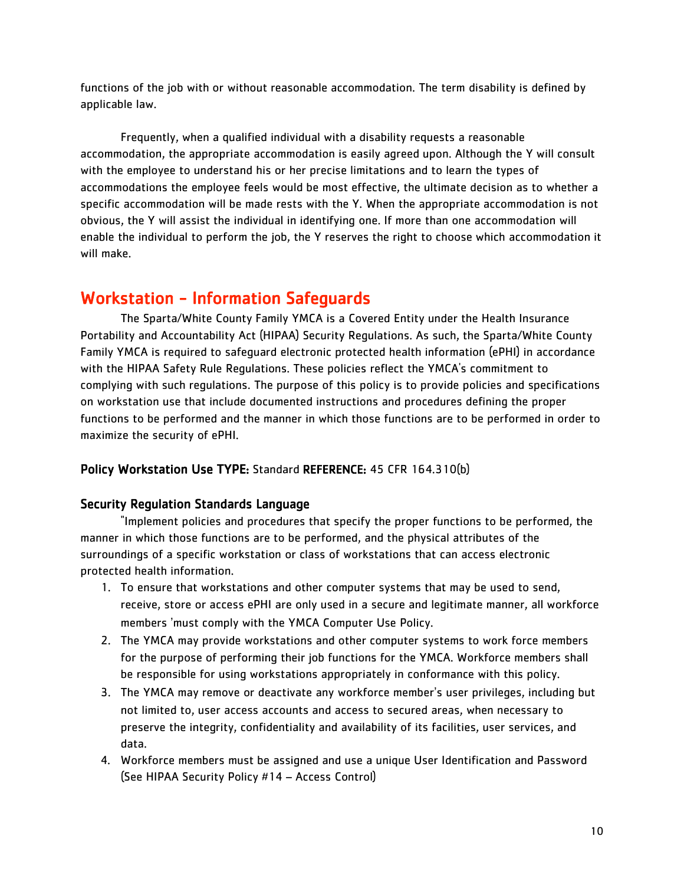functions of the job with or without reasonable accommodation. The term disability is defined by applicable law.

Frequently, when a qualified individual with a disability requests a reasonable accommodation, the appropriate accommodation is easily agreed upon. Although the Y will consult with the employee to understand his or her precise limitations and to learn the types of accommodations the employee feels would be most effective, the ultimate decision as to whether a specific accommodation will be made rests with the Y. When the appropriate accommodation is not obvious, the Y will assist the individual in identifying one. If more than one accommodation will enable the individual to perform the job, the Y reserves the right to choose which accommodation it will make.

## Workstation - Information Safeguards

The Sparta/White County Family YMCA is a Covered Entity under the Health Insurance Portability and Accountability Act (HIPAA) Security Regulations. As such, the Sparta/White County Family YMCA is required to safeguard electronic protected health information (ePHI) in accordance with the HIPAA Safety Rule Regulations. These policies reflect the YMCA's commitment to complying with such regulations. The purpose of this policy is to provide policies and specifications on workstation use that include documented instructions and procedures defining the proper functions to be performed and the manner in which those functions are to be performed in order to maximize the security of ePHI.

**Policy Workstation Use TYPE:** Standard **REFERENCE:** 45 CFR 164.310(b)

### Security Regulation Standards Language

"Implement policies and procedures that specify the proper functions to be performed, the manner in which those functions are to be performed, and the physical attributes of the surroundings of a specific workstation or class of workstations that can access electronic protected health information.

1. To ensure that workstations and other computer systems that may be used to send, receive, store or access ePHI are only used in a secure and legitimate manner, all workforce members 'must comply with the YMCA Computer Use Policy.
2. The YMCA may provide workstations and other computer systems to work force members for the purpose of performing their job functions for the YMCA. Workforce members shall be responsible for using workstations appropriately in conformance with this policy.
3. The YMCA may remove or deactivate any workforce member's user privileges, including but not limited to, user access accounts and access to secured areas, when necessary to preserve the integrity, confidentiality and availability of its facilities, user services, and data.
4. Workforce members must be assigned and use a unique User Identification and Password (See HIPAA Security Policy #14 – Access Control)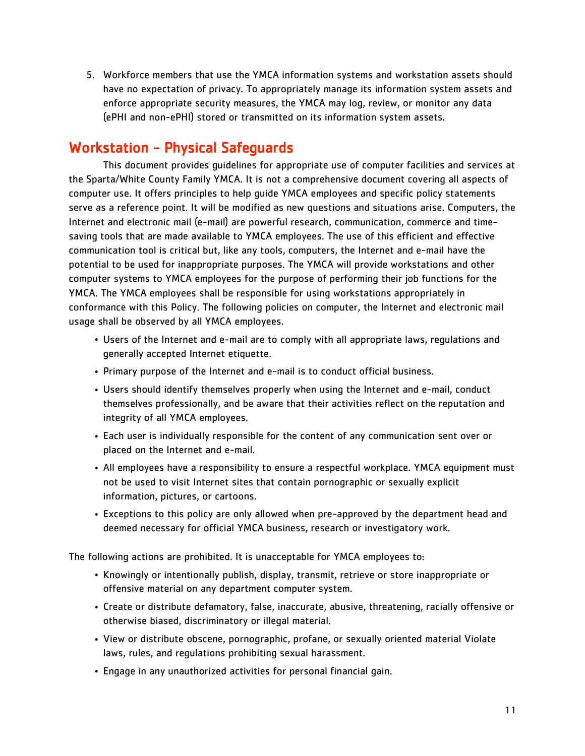5. Workforce members that use the YMCA information systems and workstation assets should have no expectation of privacy. To appropriately manage its information system assets and enforce appropriate security measures, the YMCA may log, review, or monitor any data (ePHI and non-ePHI) stored or transmitted on its information system assets.

## Workstation - Physical Safeguards

This document provides guidelines for appropriate use of computer facilities and services at the Sparta/White County Family YMCA. It is not a comprehensive document covering all aspects of computer use. It offers principles to help guide YMCA employees and specific policy statements serve as a reference point. It will be modified as new questions and situations arise. Computers, the Internet and electronic mail (e-mail) are powerful research, communication, commerce and time-saving tools that are made available to YMCA employees. The use of this efficient and effective communication tool is critical but, like any tools, computers, the Internet and e-mail have the potential to be used for inappropriate purposes. The YMCA will provide workstations and other computer systems to YMCA employees for the purpose of performing their job functions for the YMCA. The YMCA employees shall be responsible for using workstations appropriately in conformance with this Policy. The following policies on computer, the Internet and electronic mail usage shall be observed by all YMCA employees.

- Users of the Internet and e-mail are to comply with all appropriate laws, regulations and generally accepted Internet etiquette.
- Primary purpose of the Internet and e-mail is to conduct official business.
- Users should identify themselves properly when using the Internet and e-mail, conduct themselves professionally, and be aware that their activities reflect on the reputation and integrity of all YMCA employees.
- Each user is individually responsible for the content of any communication sent over or placed on the Internet and e-mail.
- All employees have a responsibility to ensure a respectful workplace. YMCA equipment must not be used to visit Internet sites that contain pornographic or sexually explicit information, pictures, or cartoons.
- Exceptions to this policy are only allowed when pre-approved by the department head and deemed necessary for official YMCA business, research or investigatory work.

The following actions are prohibited. It is unacceptable for YMCA employees to:

- Knowingly or intentionally publish, display, transmit, retrieve or store inappropriate or offensive material on any department computer system.
- Create or distribute defamatory, false, inaccurate, abusive, threatening, racially offensive or otherwise biased, discriminatory or illegal material.
- View or distribute obscene, pornographic, profane, or sexually oriented material Violate laws, rules, and regulations prohibiting sexual harassment.
- Engage in any unauthorized activities for personal financial gain.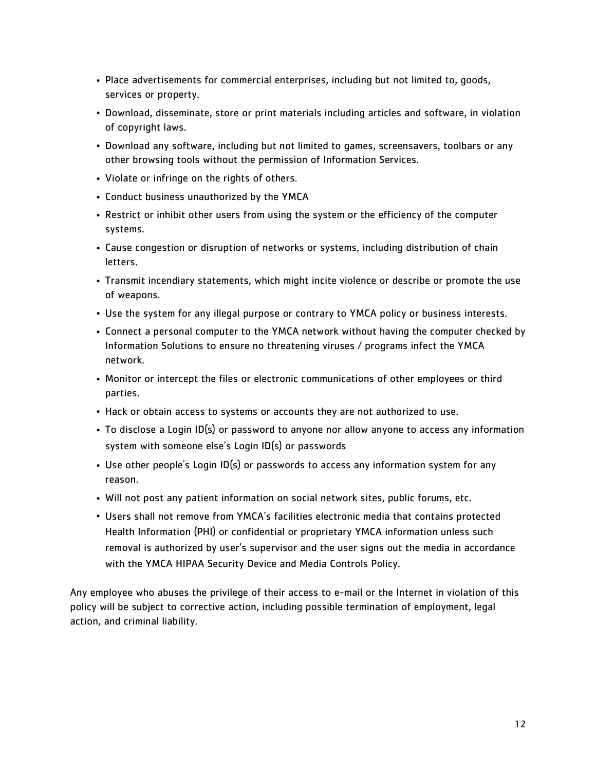- Place advertisements for commercial enterprises, including but not limited to, goods, services or property.
- Download, disseminate, store or print materials including articles and software, in violation of copyright laws.
- Download any software, including but not limited to games, screensavers, toolbars or any other browsing tools without the permission of Information Services.
- Violate or infringe on the rights of others.
- Conduct business unauthorized by the YMCA
- Restrict or inhibit other users from using the system or the efficiency of the computer systems.
- Cause congestion or disruption of networks or systems, including distribution of chain letters.
- Transmit incendiary statements, which might incite violence or describe or promote the use of weapons.
- Use the system for any illegal purpose or contrary to YMCA policy or business interests.
- Connect a personal computer to the YMCA network without having the computer checked by Information Solutions to ensure no threatening viruses / programs infect the YMCA network.
- Monitor or intercept the files or electronic communications of other employees or third parties.
- Hack or obtain access to systems or accounts they are not authorized to use.
- To disclose a Login ID(s) or password to anyone nor allow anyone to access any information system with someone else's Login ID(s) or passwords
- Use other people's Login ID(s) or passwords to access any information system for any reason.
- Will not post any patient information on social network sites, public forums, etc.
- Users shall not remove from YMCA's facilities electronic media that contains protected Health Information (PHI) or confidential or proprietary YMCA information unless such removal is authorized by user's supervisor and the user signs out the media in accordance with the YMCA HIPAA Security Device and Media Controls Policy.

Any employee who abuses the privilege of their access to e-mail or the Internet in violation of this policy will be subject to corrective action, including possible termination of employment, legal action, and criminal liability.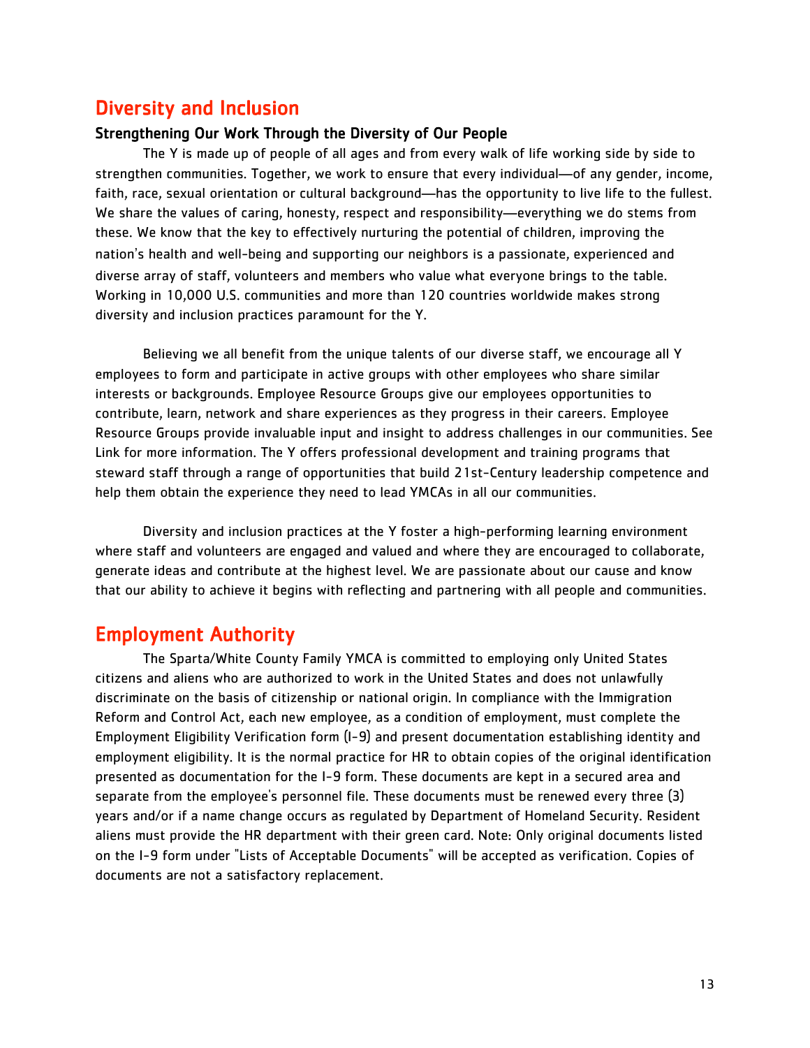## Diversity and Inclusion

### Strengthening Our Work Through the Diversity of Our People

The Y is made up of people of all ages and from every walk of life working side by side to strengthen communities. Together, we work to ensure that every individual—of any gender, income, faith, race, sexual orientation or cultural background—has the opportunity to live life to the fullest. We share the values of caring, honesty, respect and responsibility—everything we do stems from these. We know that the key to effectively nurturing the potential of children, improving the nation's health and well-being and supporting our neighbors is a passionate, experienced and diverse array of staff, volunteers and members who value what everyone brings to the table. Working in 10,000 U.S. communities and more than 120 countries worldwide makes strong diversity and inclusion practices paramount for the Y.

Believing we all benefit from the unique talents of our diverse staff, we encourage all Y employees to form and participate in active groups with other employees who share similar interests or backgrounds. Employee Resource Groups give our employees opportunities to contribute, learn, network and share experiences as they progress in their careers. Employee Resource Groups provide invaluable input and insight to address challenges in our communities. See Link for more information. The Y offers professional development and training programs that steward staff through a range of opportunities that build 21st-Century leadership competence and help them obtain the experience they need to lead YMCAs in all our communities.

Diversity and inclusion practices at the Y foster a high-performing learning environment where staff and volunteers are engaged and valued and where they are encouraged to collaborate, generate ideas and contribute at the highest level. We are passionate about our cause and know that our ability to achieve it begins with reflecting and partnering with all people and communities.

## Employment Authority

The Sparta/White County Family YMCA is committed to employing only United States citizens and aliens who are authorized to work in the United States and does not unlawfully discriminate on the basis of citizenship or national origin. In compliance with the Immigration Reform and Control Act, each new employee, as a condition of employment, must complete the Employment Eligibility Verification form (I-9) and present documentation establishing identity and employment eligibility. It is the normal practice for HR to obtain copies of the original identification presented as documentation for the I-9 form. These documents are kept in a secured area and separate from the employee's personnel file. These documents must be renewed every three (3) years and/or if a name change occurs as regulated by Department of Homeland Security. Resident aliens must provide the HR department with their green card. Note: Only original documents listed on the I-9 form under "Lists of Acceptable Documents" will be accepted as verification. Copies of documents are not a satisfactory replacement.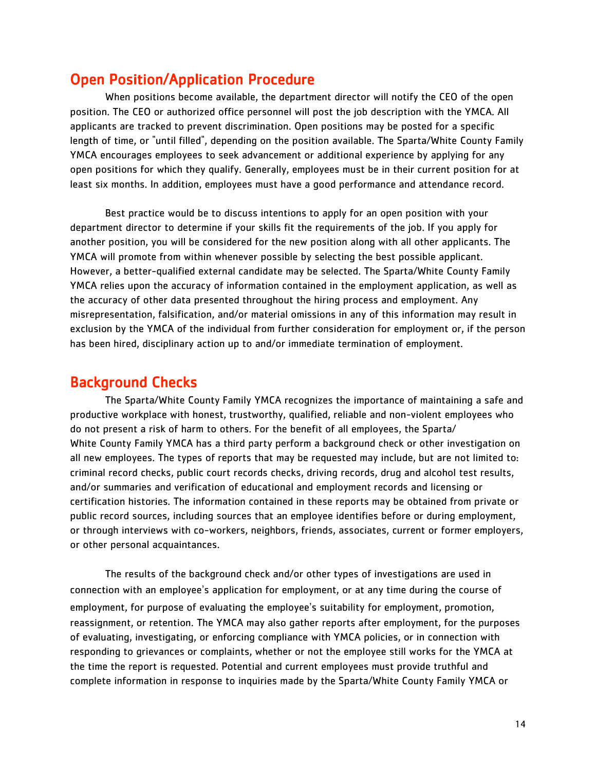## Open Position/Application Procedure

When positions become available, the department director will notify the CEO of the open position. The CEO or authorized office personnel will post the job description with the YMCA. All applicants are tracked to prevent discrimination. Open positions may be posted for a specific length of time, or "until filled", depending on the position available. The Sparta/White County Family YMCA encourages employees to seek advancement or additional experience by applying for any open positions for which they qualify. Generally, employees must be in their current position for at least six months. In addition, employees must have a good performance and attendance record.

Best practice would be to discuss intentions to apply for an open position with your department director to determine if your skills fit the requirements of the job. If you apply for another position, you will be considered for the new position along with all other applicants. The YMCA will promote from within whenever possible by selecting the best possible applicant. However, a better-qualified external candidate may be selected. The Sparta/White County Family YMCA relies upon the accuracy of information contained in the employment application, as well as the accuracy of other data presented throughout the hiring process and employment. Any misrepresentation, falsification, and/or material omissions in any of this information may result in exclusion by the YMCA of the individual from further consideration for employment or, if the person has been hired, disciplinary action up to and/or immediate termination of employment.

## Background Checks

The Sparta/White County Family YMCA recognizes the importance of maintaining a safe and productive workplace with honest, trustworthy, qualified, reliable and non-violent employees who do not present a risk of harm to others. For the benefit of all employees, the Sparta/White County Family YMCA has a third party perform a background check or other investigation on all new employees. The types of reports that may be requested may include, but are not limited to: criminal record checks, public court records checks, driving records, drug and alcohol test results, and/or summaries and verification of educational and employment records and licensing or certification histories. The information contained in these reports may be obtained from private or public record sources, including sources that an employee identifies before or during employment, or through interviews with co-workers, neighbors, friends, associates, current or former employers, or other personal acquaintances.

The results of the background check and/or other types of investigations are used in connection with an employee's application for employment, or at any time during the course of employment, for purpose of evaluating the employee's suitability for employment, promotion, reassignment, or retention. The YMCA may also gather reports after employment, for the purposes of evaluating, investigating, or enforcing compliance with YMCA policies, or in connection with responding to grievances or complaints, whether or not the employee still works for the YMCA at the time the report is requested. Potential and current employees must provide truthful and complete information in response to inquiries made by the Sparta/White County Family YMCA or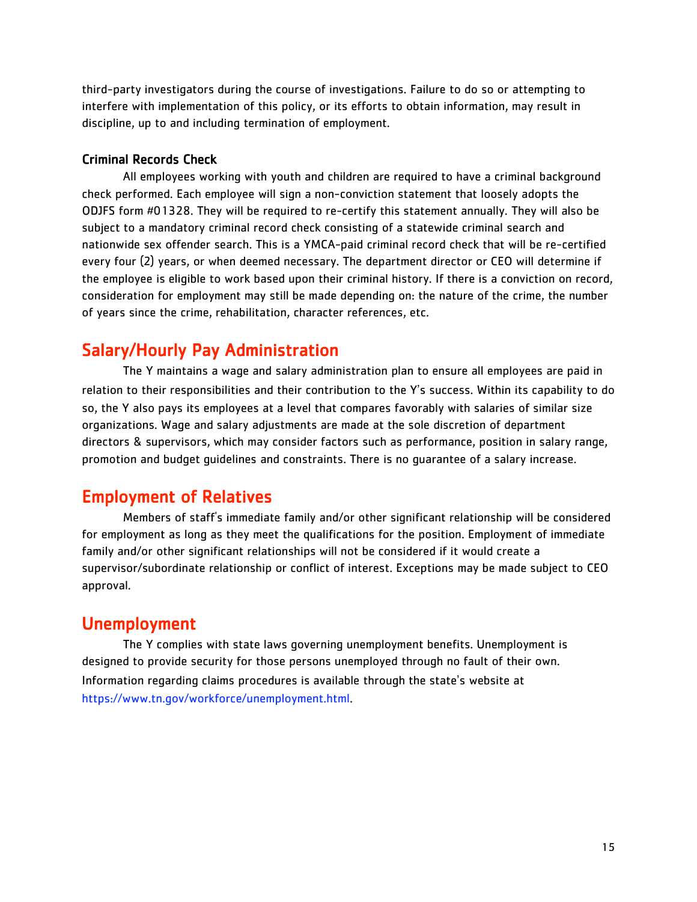third-party investigators during the course of investigations. Failure to do so or attempting to interfere with implementation of this policy, or its efforts to obtain information, may result in discipline, up to and including termination of employment.

### Criminal Records Check

All employees working with youth and children are required to have a criminal background check performed. Each employee will sign a non-conviction statement that loosely adopts the ODJFS form #01328. They will be required to re-certify this statement annually. They will also be subject to a mandatory criminal record check consisting of a statewide criminal search and nationwide sex offender search. This is a YMCA-paid criminal record check that will be re-certified every four (2) years, or when deemed necessary. The department director or CEO will determine if the employee is eligible to work based upon their criminal history. If there is a conviction on record, consideration for employment may still be made depending on: the nature of the crime, the number of years since the crime, rehabilitation, character references, etc.

## Salary/Hourly Pay Administration

The Y maintains a wage and salary administration plan to ensure all employees are paid in relation to their responsibilities and their contribution to the Y's success. Within its capability to do so, the Y also pays its employees at a level that compares favorably with salaries of similar size organizations. Wage and salary adjustments are made at the sole discretion of department directors & supervisors, which may consider factors such as performance, position in salary range, promotion and budget guidelines and constraints. There is no guarantee of a salary increase.

## Employment of Relatives

Members of staff's immediate family and/or other significant relationship will be considered for employment as long as they meet the qualifications for the position. Employment of immediate family and/or other significant relationships will not be considered if it would create a supervisor/subordinate relationship or conflict of interest. Exceptions may be made subject to CEO approval.

## Unemployment

The Y complies with state laws governing unemployment benefits. Unemployment is designed to provide security for those persons unemployed through no fault of their own. Information regarding claims procedures is available through the state's website at https://www.tn.gov/workforce/unemployment.html.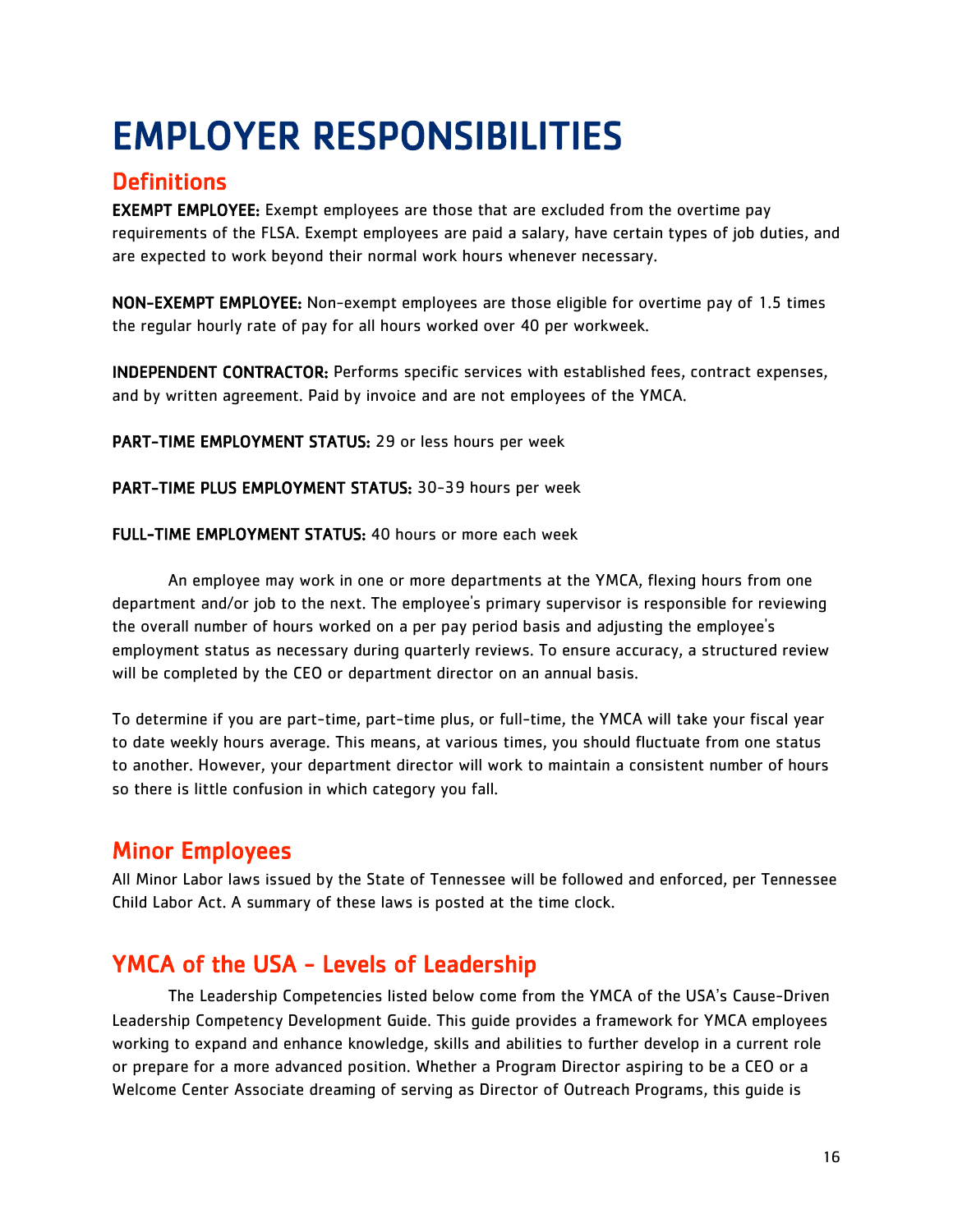# EMPLOYER RESPONSIBILITIES

## Definitions

**EXEMPT EMPLOYEE:** Exempt employees are those that are excluded from the overtime pay requirements of the FLSA. Exempt employees are paid a salary, have certain types of job duties, and are expected to work beyond their normal work hours whenever necessary.

**NON-EXEMPT EMPLOYEE:** Non-exempt employees are those eligible for overtime pay of 1.5 times the regular hourly rate of pay for all hours worked over 40 per workweek.

**INDEPENDENT CONTRACTOR:** Performs specific services with established fees, contract expenses, and by written agreement. Paid by invoice and are not employees of the YMCA.

**PART-TIME EMPLOYMENT STATUS:** 29 or less hours per week

**PART-TIME PLUS EMPLOYMENT STATUS:** 30-39 hours per week

**FULL-TIME EMPLOYMENT STATUS:** 40 hours or more each week

An employee may work in one or more departments at the YMCA, flexing hours from one department and/or job to the next. The employee's primary supervisor is responsible for reviewing the overall number of hours worked on a per pay period basis and adjusting the employee's employment status as necessary during quarterly reviews. To ensure accuracy, a structured review will be completed by the CEO or department director on an annual basis.

To determine if you are part-time, part-time plus, or full-time, the YMCA will take your fiscal year to date weekly hours average. This means, at various times, you should fluctuate from one status to another. However, your department director will work to maintain a consistent number of hours so there is little confusion in which category you fall.

## Minor Employees

All Minor Labor laws issued by the State of Tennessee will be followed and enforced, per Tennessee Child Labor Act. A summary of these laws is posted at the time clock.

## YMCA of the USA - Levels of Leadership

The Leadership Competencies listed below come from the YMCA of the USA's Cause-Driven Leadership Competency Development Guide. This guide provides a framework for YMCA employees working to expand and enhance knowledge, skills and abilities to further develop in a current role or prepare for a more advanced position. Whether a Program Director aspiring to be a CEO or a Welcome Center Associate dreaming of serving as Director of Outreach Programs, this guide is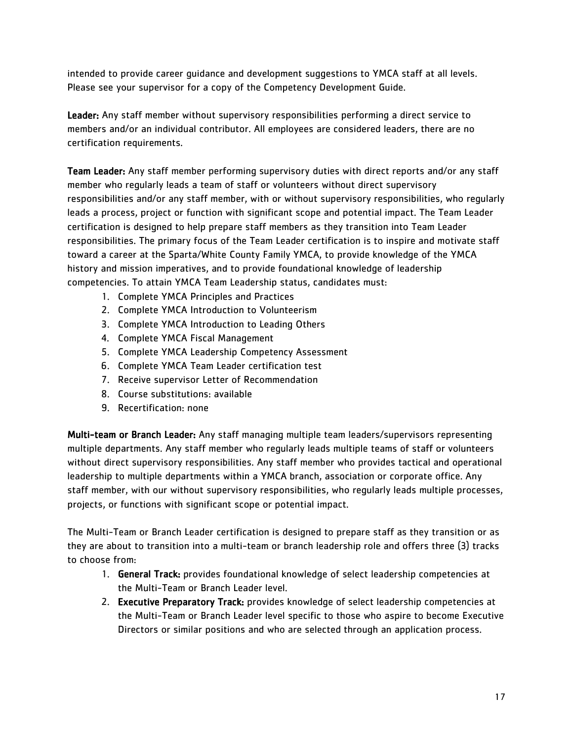intended to provide career guidance and development suggestions to YMCA staff at all levels. Please see your supervisor for a copy of the Competency Development Guide.

**Leader:** Any staff member without supervisory responsibilities performing a direct service to members and/or an individual contributor. All employees are considered leaders, there are no certification requirements.

**Team Leader:** Any staff member performing supervisory duties with direct reports and/or any staff member who regularly leads a team of staff or volunteers without direct supervisory responsibilities and/or any staff member, with or without supervisory responsibilities, who regularly leads a process, project or function with significant scope and potential impact. The Team Leader certification is designed to help prepare staff members as they transition into Team Leader responsibilities. The primary focus of the Team Leader certification is to inspire and motivate staff toward a career at the Sparta/White County Family YMCA, to provide knowledge of the YMCA history and mission imperatives, and to provide foundational knowledge of leadership competencies. To attain YMCA Team Leadership status, candidates must:

1. Complete YMCA Principles and Practices
2. Complete YMCA Introduction to Volunteerism
3. Complete YMCA Introduction to Leading Others
4. Complete YMCA Fiscal Management
5. Complete YMCA Leadership Competency Assessment
6. Complete YMCA Team Leader certification test
7. Receive supervisor Letter of Recommendation
8. Course substitutions: available
9. Recertification: none

**Multi-team or Branch Leader:** Any staff managing multiple team leaders/supervisors representing multiple departments. Any staff member who regularly leads multiple teams of staff or volunteers without direct supervisory responsibilities. Any staff member who provides tactical and operational leadership to multiple departments within a YMCA branch, association or corporate office. Any staff member, with our without supervisory responsibilities, who regularly leads multiple processes, projects, or functions with significant scope or potential impact.

The Multi-Team or Branch Leader certification is designed to prepare staff as they transition or as they are about to transition into a multi-team or branch leadership role and offers three (3) tracks to choose from:

1. **General Track:** provides foundational knowledge of select leadership competencies at the Multi-Team or Branch Leader level.
2. **Executive Preparatory Track:** provides knowledge of select leadership competencies at the Multi-Team or Branch Leader level specific to those who aspire to become Executive Directors or similar positions and who are selected through an application process.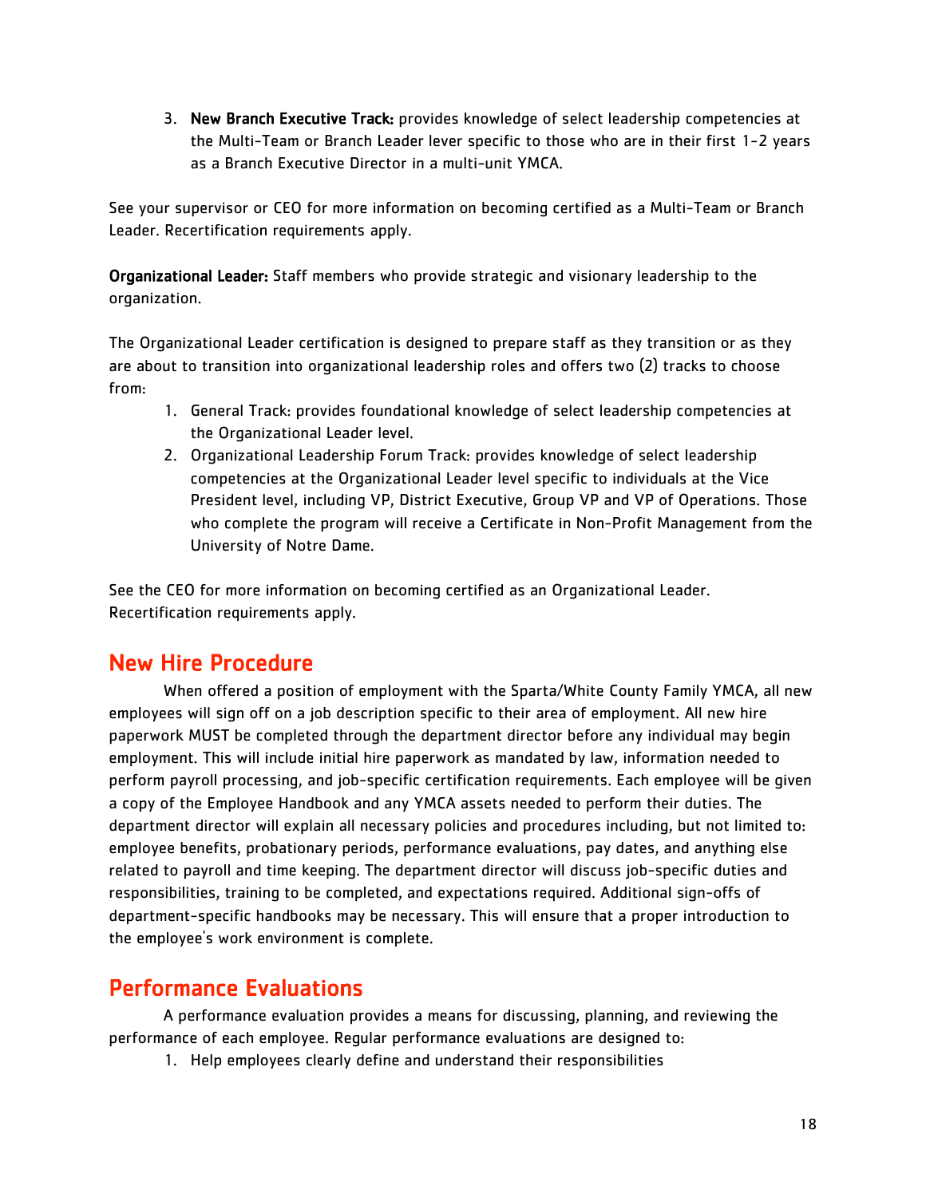3. **New Branch Executive Track:** provides knowledge of select leadership competencies at the Multi-Team or Branch Leader lever specific to those who are in their first 1-2 years as a Branch Executive Director in a multi-unit YMCA.

See your supervisor or CEO for more information on becoming certified as a Multi-Team or Branch Leader. Recertification requirements apply.

**Organizational Leader:** Staff members who provide strategic and visionary leadership to the organization.

The Organizational Leader certification is designed to prepare staff as they transition or as they are about to transition into organizational leadership roles and offers two (2) tracks to choose from:

1. General Track: provides foundational knowledge of select leadership competencies at the Organizational Leader level.
2. Organizational Leadership Forum Track: provides knowledge of select leadership competencies at the Organizational Leader level specific to individuals at the Vice President level, including VP, District Executive, Group VP and VP of Operations. Those who complete the program will receive a Certificate in Non-Profit Management from the University of Notre Dame.

See the CEO for more information on becoming certified as an Organizational Leader. Recertification requirements apply.

## New Hire Procedure

When offered a position of employment with the Sparta/White County Family YMCA, all new employees will sign off on a job description specific to their area of employment. All new hire paperwork MUST be completed through the department director before any individual may begin employment. This will include initial hire paperwork as mandated by law, information needed to perform payroll processing, and job-specific certification requirements. Each employee will be given a copy of the Employee Handbook and any YMCA assets needed to perform their duties. The department director will explain all necessary policies and procedures including, but not limited to: employee benefits, probationary periods, performance evaluations, pay dates, and anything else related to payroll and time keeping. The department director will discuss job-specific duties and responsibilities, training to be completed, and expectations required. Additional sign-offs of department-specific handbooks may be necessary. This will ensure that a proper introduction to the employee's work environment is complete.

## Performance Evaluations

A performance evaluation provides a means for discussing, planning, and reviewing the performance of each employee. Regular performance evaluations are designed to:

1. Help employees clearly define and understand their responsibilities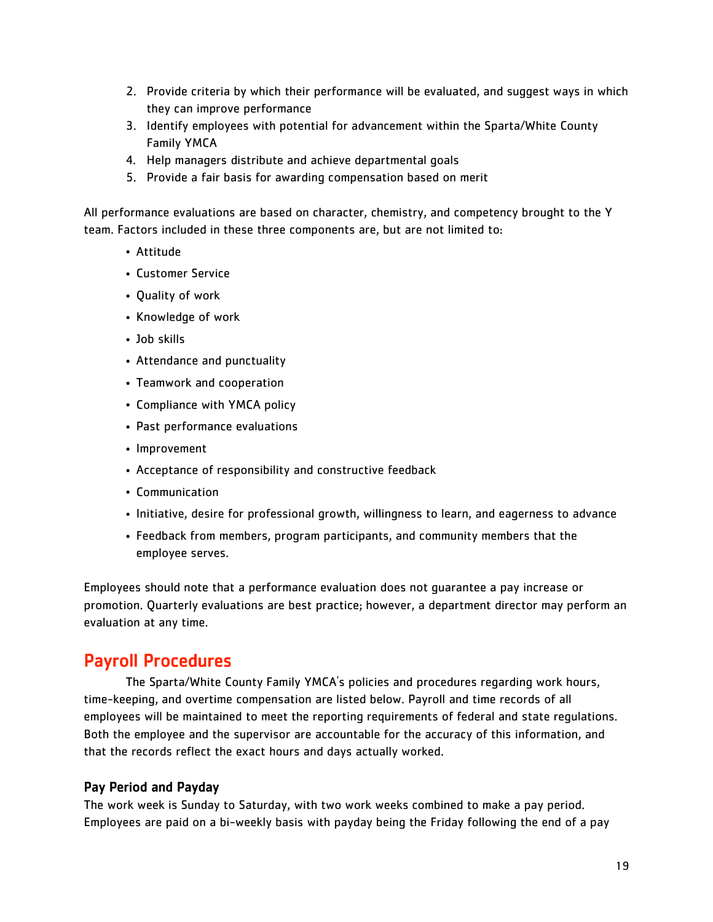2. Provide criteria by which their performance will be evaluated, and suggest ways in which they can improve performance
3. Identify employees with potential for advancement within the Sparta/White County Family YMCA
4. Help managers distribute and achieve departmental goals
5. Provide a fair basis for awarding compensation based on merit

All performance evaluations are based on character, chemistry, and competency brought to the Y team. Factors included in these three components are, but are not limited to:

- Attitude
- Customer Service
- Quality of work
- Knowledge of work
- Job skills
- Attendance and punctuality
- Teamwork and cooperation
- Compliance with YMCA policy
- Past performance evaluations
- Improvement
- Acceptance of responsibility and constructive feedback
- Communication
- Initiative, desire for professional growth, willingness to learn, and eagerness to advance
- Feedback from members, program participants, and community members that the employee serves.

Employees should note that a performance evaluation does not guarantee a pay increase or promotion. Quarterly evaluations are best practice; however, a department director may perform an evaluation at any time.

## Payroll Procedures

The Sparta/White County Family YMCA's policies and procedures regarding work hours, time-keeping, and overtime compensation are listed below. Payroll and time records of all employees will be maintained to meet the reporting requirements of federal and state regulations. Both the employee and the supervisor are accountable for the accuracy of this information, and that the records reflect the exact hours and days actually worked.

### Pay Period and Payday

The work week is Sunday to Saturday, with two work weeks combined to make a pay period. Employees are paid on a bi-weekly basis with payday being the Friday following the end of a pay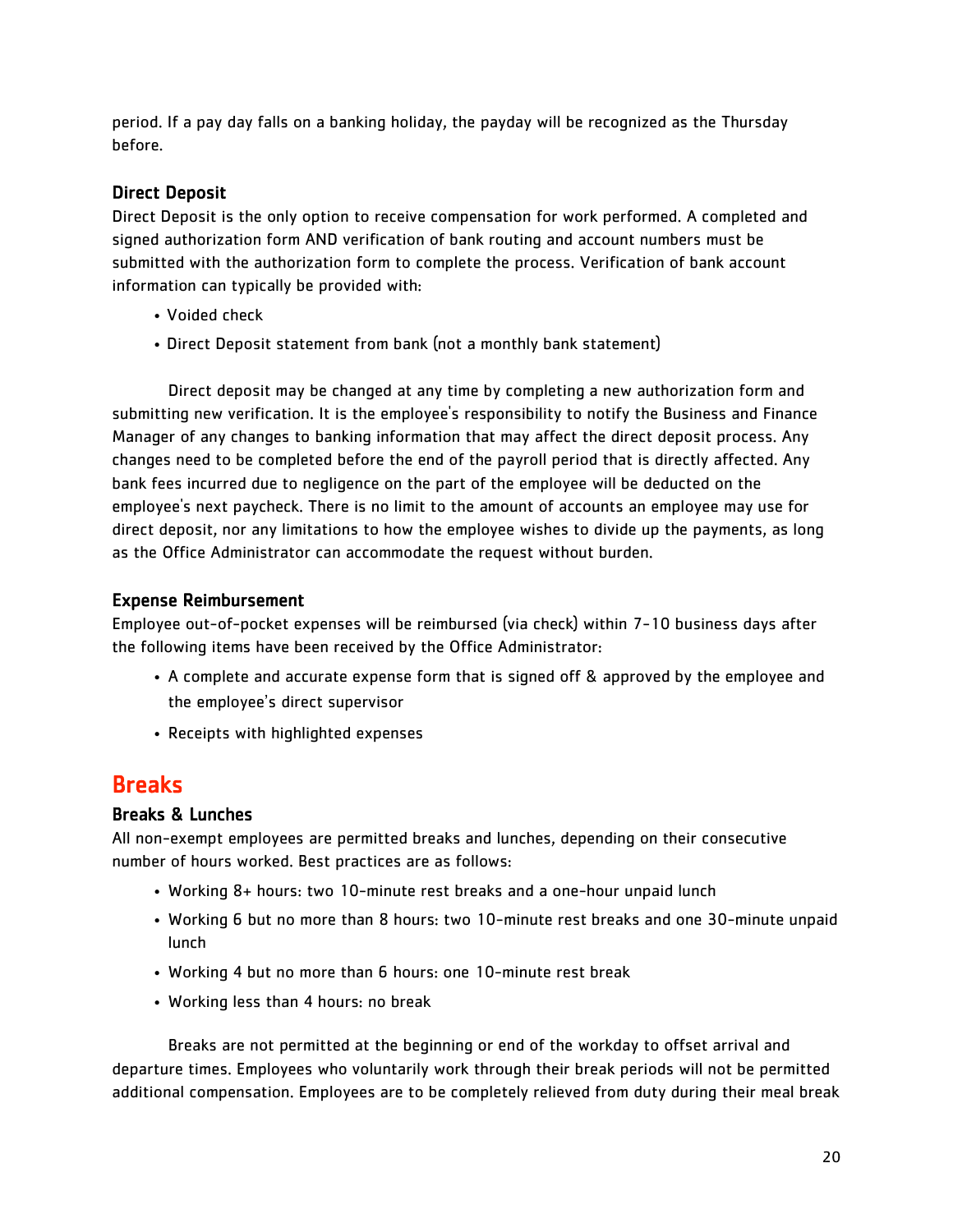period. If a pay day falls on a banking holiday, the payday will be recognized as the Thursday before.

### Direct Deposit

Direct Deposit is the only option to receive compensation for work performed. A completed and signed authorization form AND verification of bank routing and account numbers must be submitted with the authorization form to complete the process. Verification of bank account information can typically be provided with:

- Voided check
- Direct Deposit statement from bank (not a monthly bank statement)

Direct deposit may be changed at any time by completing a new authorization form and submitting new verification. It is the employee's responsibility to notify the Business and Finance Manager of any changes to banking information that may affect the direct deposit process. Any changes need to be completed before the end of the payroll period that is directly affected. Any bank fees incurred due to negligence on the part of the employee will be deducted on the employee's next paycheck. There is no limit to the amount of accounts an employee may use for direct deposit, nor any limitations to how the employee wishes to divide up the payments, as long as the Office Administrator can accommodate the request without burden.

### Expense Reimbursement

Employee out-of-pocket expenses will be reimbursed (via check) within 7-10 business days after the following items have been received by the Office Administrator:

- A complete and accurate expense form that is signed off & approved by the employee and the employee's direct supervisor
- Receipts with highlighted expenses

## Breaks

### Breaks & Lunches

All non-exempt employees are permitted breaks and lunches, depending on their consecutive number of hours worked. Best practices are as follows:

- Working 8+ hours: two 10-minute rest breaks and a one-hour unpaid lunch
- Working 6 but no more than 8 hours: two 10-minute rest breaks and one 30-minute unpaid lunch
- Working 4 but no more than 6 hours: one 10-minute rest break
- Working less than 4 hours: no break

Breaks are not permitted at the beginning or end of the workday to offset arrival and departure times. Employees who voluntarily work through their break periods will not be permitted additional compensation. Employees are to be completely relieved from duty during their meal break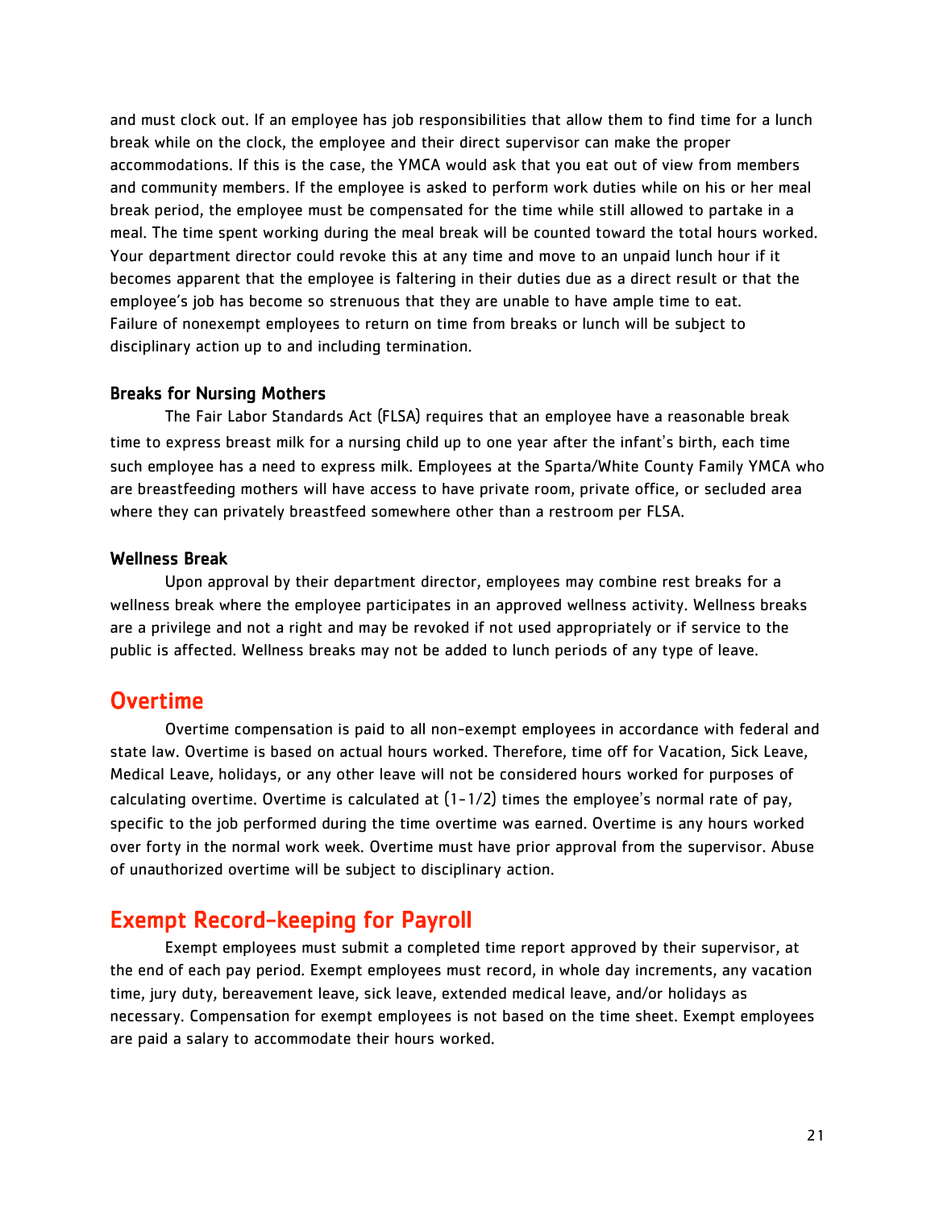and must clock out. If an employee has job responsibilities that allow them to find time for a lunch break while on the clock, the employee and their direct supervisor can make the proper accommodations. If this is the case, the YMCA would ask that you eat out of view from members and community members. If the employee is asked to perform work duties while on his or her meal break period, the employee must be compensated for the time while still allowed to partake in a meal. The time spent working during the meal break will be counted toward the total hours worked. Your department director could revoke this at any time and move to an unpaid lunch hour if it becomes apparent that the employee is faltering in their duties due as a direct result or that the employee's job has become so strenuous that they are unable to have ample time to eat. Failure of nonexempt employees to return on time from breaks or lunch will be subject to disciplinary action up to and including termination.

### Breaks for Nursing Mothers

The Fair Labor Standards Act (FLSA) requires that an employee have a reasonable break time to express breast milk for a nursing child up to one year after the infant's birth, each time such employee has a need to express milk. Employees at the Sparta/White County Family YMCA who are breastfeeding mothers will have access to have private room, private office, or secluded area where they can privately breastfeed somewhere other than a restroom per FLSA.

### Wellness Break

Upon approval by their department director, employees may combine rest breaks for a wellness break where the employee participates in an approved wellness activity. Wellness breaks are a privilege and not a right and may be revoked if not used appropriately or if service to the public is affected. Wellness breaks may not be added to lunch periods of any type of leave.

## Overtime

Overtime compensation is paid to all non-exempt employees in accordance with federal and state law. Overtime is based on actual hours worked. Therefore, time off for Vacation, Sick Leave, Medical Leave, holidays, or any other leave will not be considered hours worked for purposes of calculating overtime. Overtime is calculated at (1-1/2) times the employee's normal rate of pay, specific to the job performed during the time overtime was earned. Overtime is any hours worked over forty in the normal work week. Overtime must have prior approval from the supervisor. Abuse of unauthorized overtime will be subject to disciplinary action.

## Exempt Record-keeping for Payroll

Exempt employees must submit a completed time report approved by their supervisor, at the end of each pay period. Exempt employees must record, in whole day increments, any vacation time, jury duty, bereavement leave, sick leave, extended medical leave, and/or holidays as necessary. Compensation for exempt employees is not based on the time sheet. Exempt employees are paid a salary to accommodate their hours worked.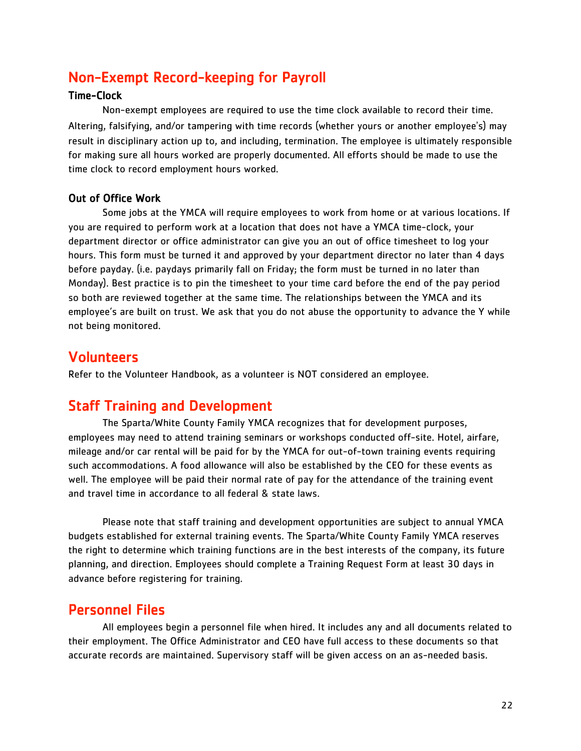## Non-Exempt Record-keeping for Payroll

### Time-Clock

Non-exempt employees are required to use the time clock available to record their time. Altering, falsifying, and/or tampering with time records (whether yours or another employee's) may result in disciplinary action up to, and including, termination. The employee is ultimately responsible for making sure all hours worked are properly documented. All efforts should be made to use the time clock to record employment hours worked.

### Out of Office Work

Some jobs at the YMCA will require employees to work from home or at various locations. If you are required to perform work at a location that does not have a YMCA time-clock, your department director or office administrator can give you an out of office timesheet to log your hours. This form must be turned it and approved by your department director no later than 4 days before payday. (i.e. paydays primarily fall on Friday; the form must be turned in no later than Monday). Best practice is to pin the timesheet to your time card before the end of the pay period so both are reviewed together at the same time. The relationships between the YMCA and its employee's are built on trust. We ask that you do not abuse the opportunity to advance the Y while not being monitored.

## Volunteers

Refer to the Volunteer Handbook, as a volunteer is NOT considered an employee.

## Staff Training and Development

The Sparta/White County Family YMCA recognizes that for development purposes, employees may need to attend training seminars or workshops conducted off-site. Hotel, airfare, mileage and/or car rental will be paid for by the YMCA for out-of-town training events requiring such accommodations. A food allowance will also be established by the CEO for these events as well. The employee will be paid their normal rate of pay for the attendance of the training event and travel time in accordance to all federal & state laws.

Please note that staff training and development opportunities are subject to annual YMCA budgets established for external training events. The Sparta/White County Family YMCA reserves the right to determine which training functions are in the best interests of the company, its future planning, and direction. Employees should complete a Training Request Form at least 30 days in advance before registering for training.

## Personnel Files

All employees begin a personnel file when hired. It includes any and all documents related to their employment. The Office Administrator and CEO have full access to these documents so that accurate records are maintained. Supervisory staff will be given access on an as-needed basis.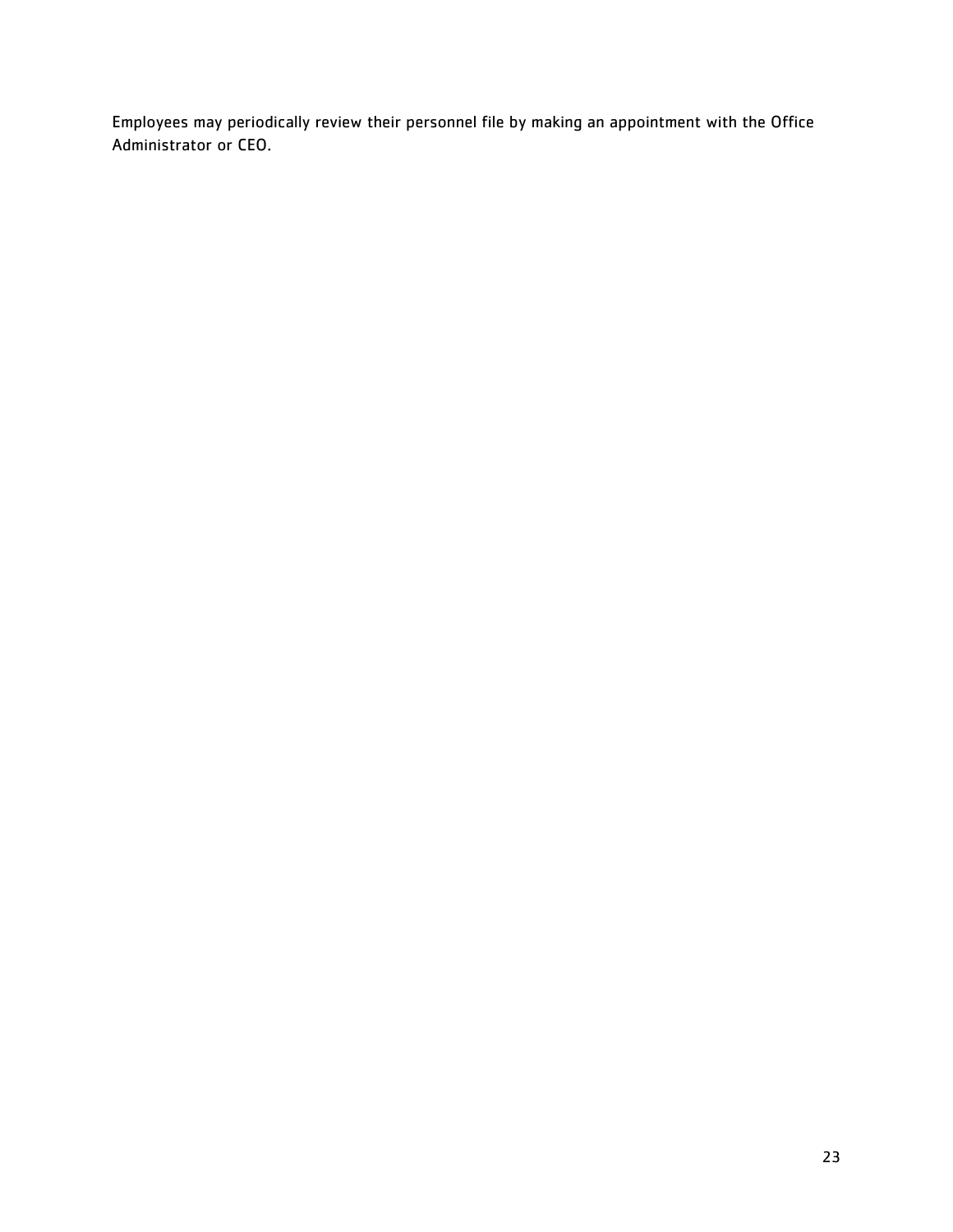Employees may periodically review their personnel file by making an appointment with the Office Administrator or CEO.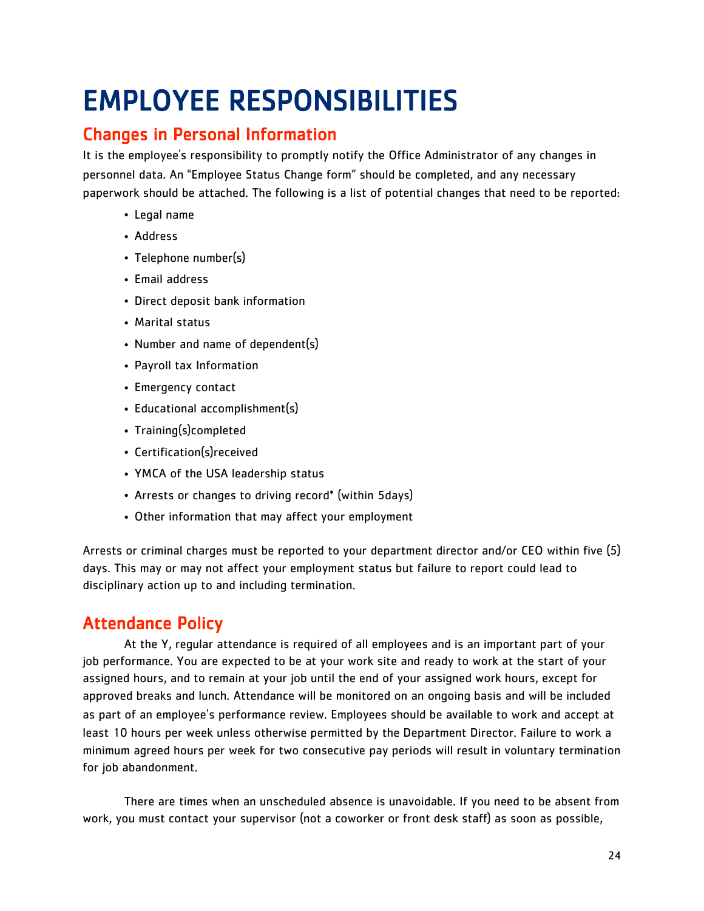# EMPLOYEE RESPONSIBILITIES

## Changes in Personal Information

It is the employee's responsibility to promptly notify the Office Administrator of any changes in personnel data. An "Employee Status Change form" should be completed, and any necessary paperwork should be attached. The following is a list of potential changes that need to be reported:

- Legal name
- Address
- Telephone number(s)
- Email address
- Direct deposit bank information
- Marital status
- Number and name of dependent(s)
- Payroll tax Information
- Emergency contact
- Educational accomplishment(s)
- Training(s)completed
- Certification(s)received
- YMCA of the USA leadership status
- Arrests or changes to driving record* (within 5days)
- Other information that may affect your employment

Arrests or criminal charges must be reported to your department director and/or CEO within five (5) days. This may or may not affect your employment status but failure to report could lead to disciplinary action up to and including termination.

## Attendance Policy

At the Y, regular attendance is required of all employees and is an important part of your job performance. You are expected to be at your work site and ready to work at the start of your assigned hours, and to remain at your job until the end of your assigned work hours, except for approved breaks and lunch. Attendance will be monitored on an ongoing basis and will be included as part of an employee's performance review. Employees should be available to work and accept at least 10 hours per week unless otherwise permitted by the Department Director. Failure to work a minimum agreed hours per week for two consecutive pay periods will result in voluntary termination for job abandonment.

There are times when an unscheduled absence is unavoidable. If you need to be absent from work, you must contact your supervisor (not a coworker or front desk staff) as soon as possible,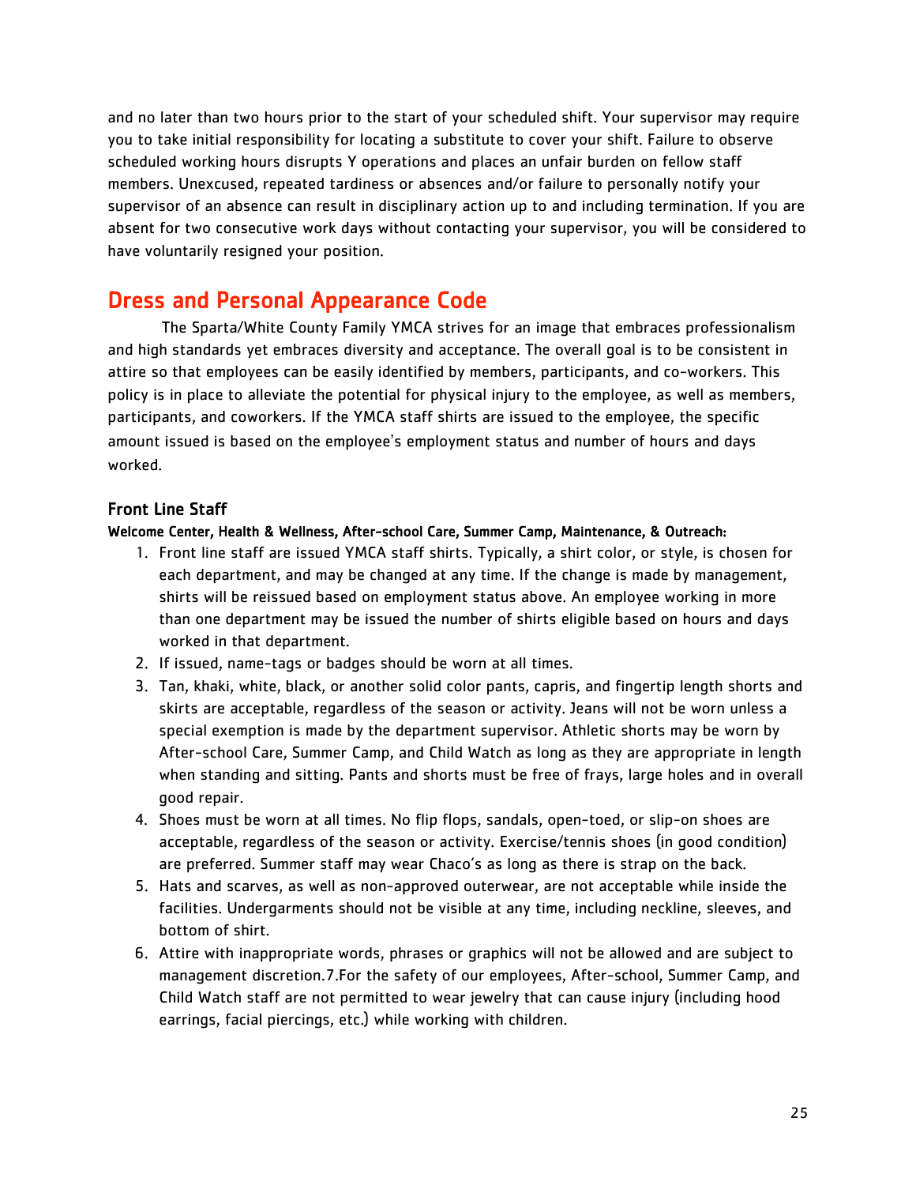and no later than two hours prior to the start of your scheduled shift. Your supervisor may require you to take initial responsibility for locating a substitute to cover your shift. Failure to observe scheduled working hours disrupts Y operations and places an unfair burden on fellow staff members. Unexcused, repeated tardiness or absences and/or failure to personally notify your supervisor of an absence can result in disciplinary action up to and including termination. If you are absent for two consecutive work days without contacting your supervisor, you will be considered to have voluntarily resigned your position.

## Dress and Personal Appearance Code

The Sparta/White County Family YMCA strives for an image that embraces professionalism and high standards yet embraces diversity and acceptance. The overall goal is to be consistent in attire so that employees can be easily identified by members, participants, and co-workers. This policy is in place to alleviate the potential for physical injury to the employee, as well as members, participants, and coworkers. If the YMCA staff shirts are issued to the employee, the specific amount issued is based on the employee's employment status and number of hours and days worked.

### Front Line Staff

**Welcome Center, Health & Wellness, After-school Care, Summer Camp, Maintenance, & Outreach:**

1. Front line staff are issued YMCA staff shirts. Typically, a shirt color, or style, is chosen for each department, and may be changed at any time. If the change is made by management, shirts will be reissued based on employment status above. An employee working in more than one department may be issued the number of shirts eligible based on hours and days worked in that department.
2. If issued, name-tags or badges should be worn at all times.
3. Tan, khaki, white, black, or another solid color pants, capris, and fingertip length shorts and skirts are acceptable, regardless of the season or activity. Jeans will not be worn unless a special exemption is made by the department supervisor. Athletic shorts may be worn by After-school Care, Summer Camp, and Child Watch as long as they are appropriate in length when standing and sitting. Pants and shorts must be free of frays, large holes and in overall good repair.
4. Shoes must be worn at all times. No flip flops, sandals, open-toed, or slip-on shoes are acceptable, regardless of the season or activity. Exercise/tennis shoes (in good condition) are preferred. Summer staff may wear Chaco's as long as there is strap on the back.
5. Hats and scarves, as well as non-approved outerwear, are not acceptable while inside the facilities. Undergarments should not be visible at any time, including neckline, sleeves, and bottom of shirt.
6. Attire with inappropriate words, phrases or graphics will not be allowed and are subject to management discretion.7.For the safety of our employees, After-school, Summer Camp, and Child Watch staff are not permitted to wear jewelry that can cause injury (including hood earrings, facial piercings, etc.) while working with children.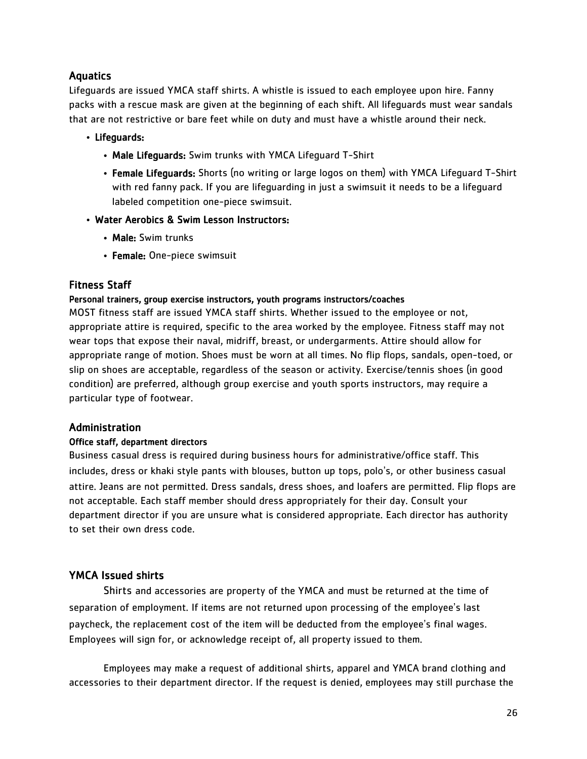## Aquatics

Lifeguards are issued YMCA staff shirts. A whistle is issued to each employee upon hire. Fanny packs with a rescue mask are given at the beginning of each shift. All lifeguards must wear sandals that are not restrictive or bare feet while on duty and must have a whistle around their neck.

- **Lifeguards:**
  - **Male Lifeguards:** Swim trunks with YMCA Lifeguard T-Shirt
  - **Female Lifeguards:** Shorts (no writing or large logos on them) with YMCA Lifeguard T-Shirt with red fanny pack. If you are lifeguarding in just a swimsuit it needs to be a lifeguard labeled competition one-piece swimsuit.
- **Water Aerobics & Swim Lesson Instructors:**
  - **Male:** Swim trunks
  - **Female:** One-piece swimsuit

## Fitness Staff

### Personal trainers, group exercise instructors, youth programs instructors/coaches

MOST fitness staff are issued YMCA staff shirts. Whether issued to the employee or not, appropriate attire is required, specific to the area worked by the employee. Fitness staff may not wear tops that expose their naval, midriff, breast, or undergarments. Attire should allow for appropriate range of motion. Shoes must be worn at all times. No flip flops, sandals, open-toed, or slip on shoes are acceptable, regardless of the season or activity. Exercise/tennis shoes (in good condition) are preferred, although group exercise and youth sports instructors, may require a particular type of footwear.

## Administration

### Office staff, department directors

Business casual dress is required during business hours for administrative/office staff. This includes, dress or khaki style pants with blouses, button up tops, polo's, or other business casual attire. Jeans are not permitted. Dress sandals, dress shoes, and loafers are permitted. Flip flops are not acceptable. Each staff member should dress appropriately for their day. Consult your department director if you are unsure what is considered appropriate. Each director has authority to set their own dress code.

## YMCA Issued shirts

Shirts and accessories are property of the YMCA and must be returned at the time of separation of employment. If items are not returned upon processing of the employee's last paycheck, the replacement cost of the item will be deducted from the employee's final wages. Employees will sign for, or acknowledge receipt of, all property issued to them.

Employees may make a request of additional shirts, apparel and YMCA brand clothing and accessories to their department director. If the request is denied, employees may still purchase the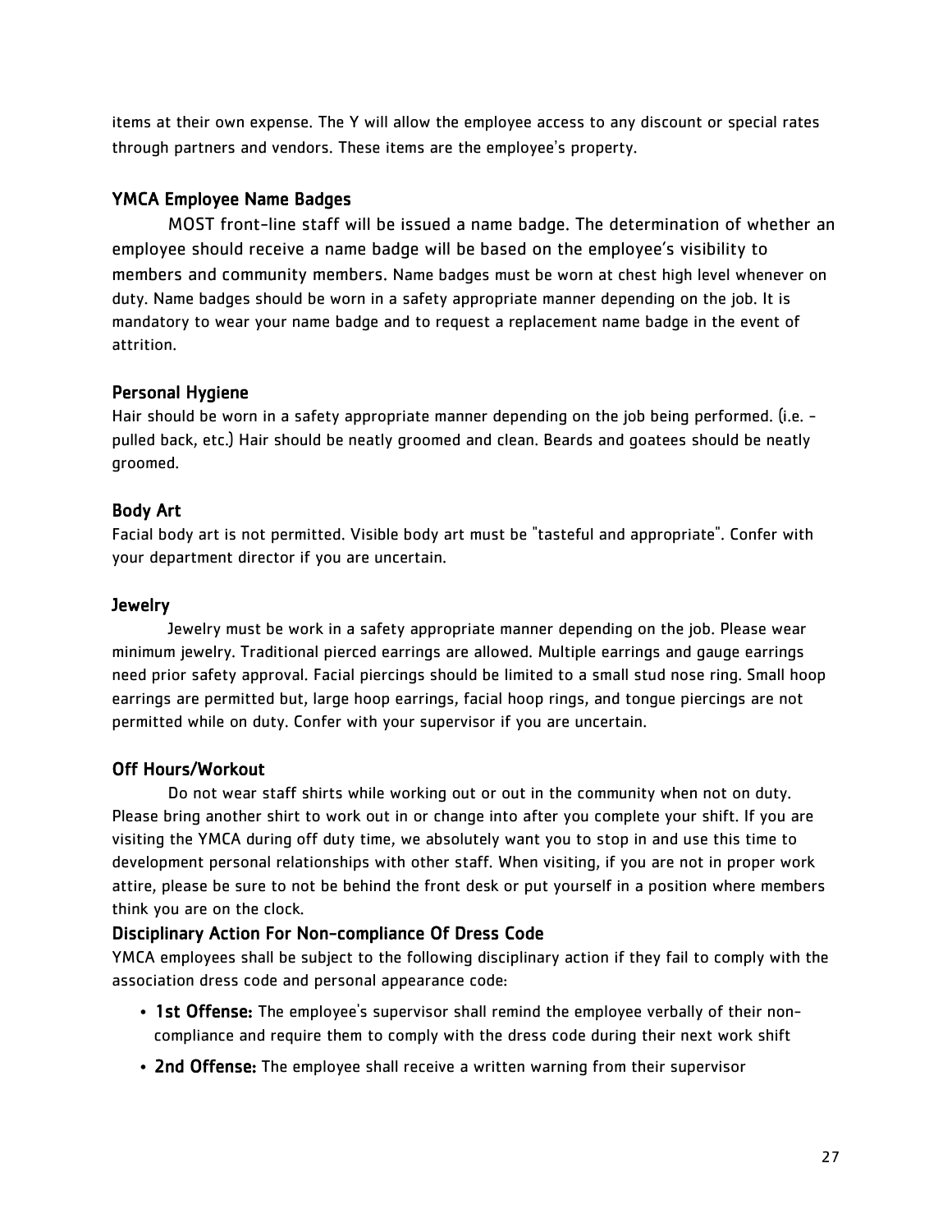items at their own expense. The Y will allow the employee access to any discount or special rates through partners and vendors. These items are the employee's property.

### YMCA Employee Name Badges

MOST front-line staff will be issued a name badge. The determination of whether an employee should receive a name badge will be based on the employee's visibility to members and community members. Name badges must be worn at chest high level whenever on duty. Name badges should be worn in a safety appropriate manner depending on the job. It is mandatory to wear your name badge and to request a replacement name badge in the event of attrition.

### Personal Hygiene

Hair should be worn in a safety appropriate manner depending on the job being performed. (i.e. - pulled back, etc.) Hair should be neatly groomed and clean. Beards and goatees should be neatly groomed.

### Body Art

Facial body art is not permitted. Visible body art must be "tasteful and appropriate". Confer with your department director if you are uncertain.

### Jewelry

Jewelry must be work in a safety appropriate manner depending on the job. Please wear minimum jewelry. Traditional pierced earrings are allowed. Multiple earrings and gauge earrings need prior safety approval. Facial piercings should be limited to a small stud nose ring. Small hoop earrings are permitted but, large hoop earrings, facial hoop rings, and tongue piercings are not permitted while on duty. Confer with your supervisor if you are uncertain.

### Off Hours/Workout

Do not wear staff shirts while working out or out in the community when not on duty. Please bring another shirt to work out in or change into after you complete your shift. If you are visiting the YMCA during off duty time, we absolutely want you to stop in and use this time to development personal relationships with other staff. When visiting, if you are not in proper work attire, please be sure to not be behind the front desk or put yourself in a position where members think you are on the clock.

### Disciplinary Action For Non-compliance Of Dress Code

YMCA employees shall be subject to the following disciplinary action if they fail to comply with the association dress code and personal appearance code:

- **1st Offense:** The employee's supervisor shall remind the employee verbally of their non-compliance and require them to comply with the dress code during their next work shift
- **2nd Offense:** The employee shall receive a written warning from their supervisor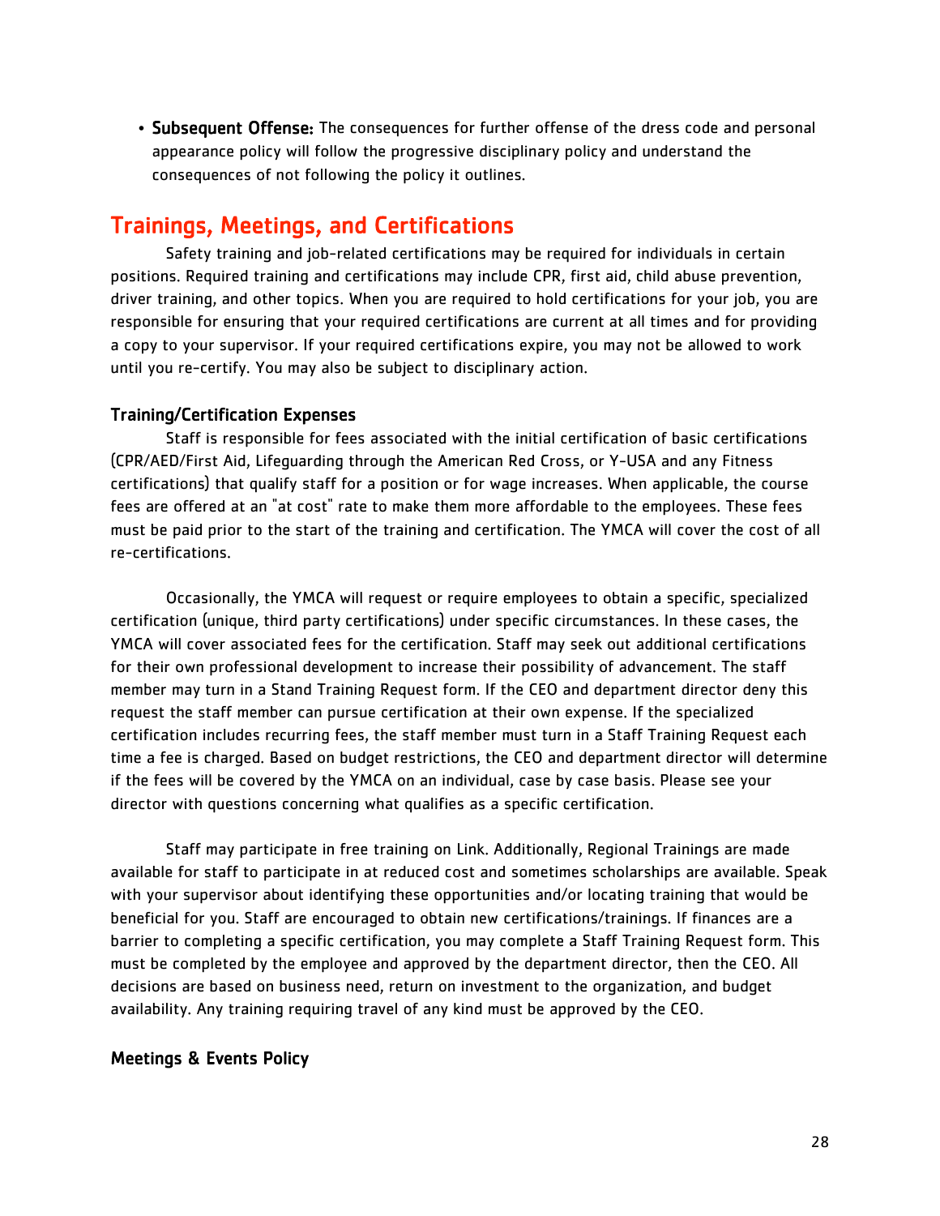- **Subsequent Offense:** The consequences for further offense of the dress code and personal appearance policy will follow the progressive disciplinary policy and understand the consequences of not following the policy it outlines.

## Trainings, Meetings, and Certifications

Safety training and job-related certifications may be required for individuals in certain positions. Required training and certifications may include CPR, first aid, child abuse prevention, driver training, and other topics. When you are required to hold certifications for your job, you are responsible for ensuring that your required certifications are current at all times and for providing a copy to your supervisor. If your required certifications expire, you may not be allowed to work until you re-certify. You may also be subject to disciplinary action.

### Training/Certification Expenses

Staff is responsible for fees associated with the initial certification of basic certifications (CPR/AED/First Aid, Lifeguarding through the American Red Cross, or Y-USA and any Fitness certifications) that qualify staff for a position or for wage increases. When applicable, the course fees are offered at an "at cost" rate to make them more affordable to the employees. These fees must be paid prior to the start of the training and certification. The YMCA will cover the cost of all re-certifications.

Occasionally, the YMCA will request or require employees to obtain a specific, specialized certification (unique, third party certifications) under specific circumstances. In these cases, the YMCA will cover associated fees for the certification. Staff may seek out additional certifications for their own professional development to increase their possibility of advancement. The staff member may turn in a Stand Training Request form. If the CEO and department director deny this request the staff member can pursue certification at their own expense. If the specialized certification includes recurring fees, the staff member must turn in a Staff Training Request each time a fee is charged. Based on budget restrictions, the CEO and department director will determine if the fees will be covered by the YMCA on an individual, case by case basis. Please see your director with questions concerning what qualifies as a specific certification.

Staff may participate in free training on Link. Additionally, Regional Trainings are made available for staff to participate in at reduced cost and sometimes scholarships are available. Speak with your supervisor about identifying these opportunities and/or locating training that would be beneficial for you. Staff are encouraged to obtain new certifications/trainings. If finances are a barrier to completing a specific certification, you may complete a Staff Training Request form. This must be completed by the employee and approved by the department director, then the CEO. All decisions are based on business need, return on investment to the organization, and budget availability. Any training requiring travel of any kind must be approved by the CEO.

### Meetings & Events Policy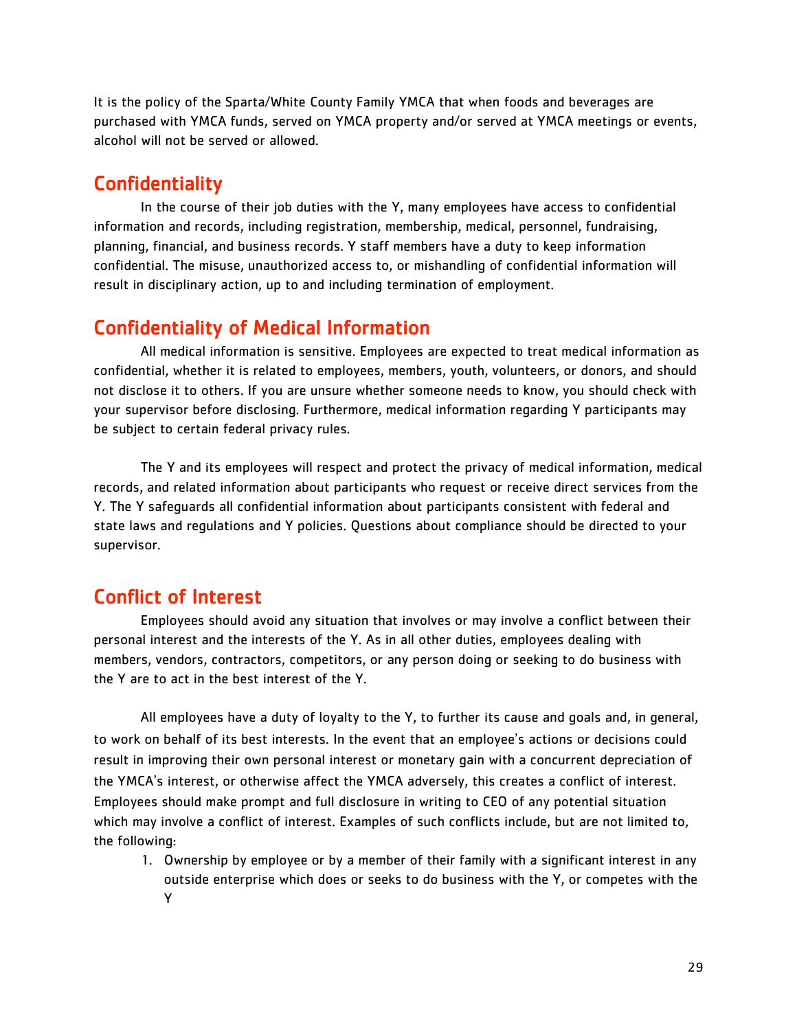It is the policy of the Sparta/White County Family YMCA that when foods and beverages are purchased with YMCA funds, served on YMCA property and/or served at YMCA meetings or events, alcohol will not be served or allowed.

## Confidentiality

In the course of their job duties with the Y, many employees have access to confidential information and records, including registration, membership, medical, personnel, fundraising, planning, financial, and business records. Y staff members have a duty to keep information confidential. The misuse, unauthorized access to, or mishandling of confidential information will result in disciplinary action, up to and including termination of employment.

## Confidentiality of Medical Information

All medical information is sensitive. Employees are expected to treat medical information as confidential, whether it is related to employees, members, youth, volunteers, or donors, and should not disclose it to others. If you are unsure whether someone needs to know, you should check with your supervisor before disclosing. Furthermore, medical information regarding Y participants may be subject to certain federal privacy rules.

The Y and its employees will respect and protect the privacy of medical information, medical records, and related information about participants who request or receive direct services from the Y. The Y safeguards all confidential information about participants consistent with federal and state laws and regulations and Y policies. Questions about compliance should be directed to your supervisor.

## Conflict of Interest

Employees should avoid any situation that involves or may involve a conflict between their personal interest and the interests of the Y. As in all other duties, employees dealing with members, vendors, contractors, competitors, or any person doing or seeking to do business with the Y are to act in the best interest of the Y.

All employees have a duty of loyalty to the Y, to further its cause and goals and, in general, to work on behalf of its best interests. In the event that an employee's actions or decisions could result in improving their own personal interest or monetary gain with a concurrent depreciation of the YMCA's interest, or otherwise affect the YMCA adversely, this creates a conflict of interest. Employees should make prompt and full disclosure in writing to CEO of any potential situation which may involve a conflict of interest. Examples of such conflicts include, but are not limited to, the following:

1. Ownership by employee or by a member of their family with a significant interest in any outside enterprise which does or seeks to do business with the Y, or competes with the Y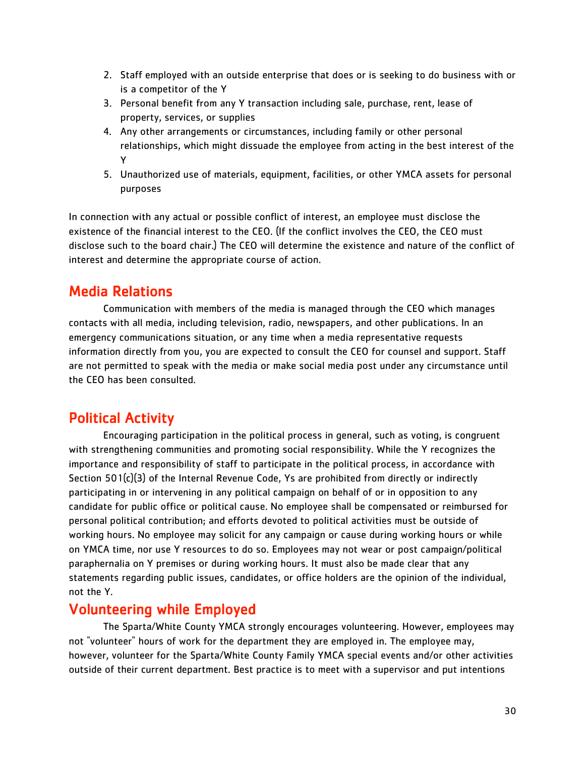2. Staff employed with an outside enterprise that does or is seeking to do business with or is a competitor of the Y
3. Personal benefit from any Y transaction including sale, purchase, rent, lease of property, services, or supplies
4. Any other arrangements or circumstances, including family or other personal relationships, which might dissuade the employee from acting in the best interest of the Y
5. Unauthorized use of materials, equipment, facilities, or other YMCA assets for personal purposes

In connection with any actual or possible conflict of interest, an employee must disclose the existence of the financial interest to the CEO. (If the conflict involves the CEO, the CEO must disclose such to the board chair.) The CEO will determine the existence and nature of the conflict of interest and determine the appropriate course of action.

## Media Relations

Communication with members of the media is managed through the CEO which manages contacts with all media, including television, radio, newspapers, and other publications. In an emergency communications situation, or any time when a media representative requests information directly from you, you are expected to consult the CEO for counsel and support. Staff are not permitted to speak with the media or make social media post under any circumstance until the CEO has been consulted.

## Political Activity

Encouraging participation in the political process in general, such as voting, is congruent with strengthening communities and promoting social responsibility. While the Y recognizes the importance and responsibility of staff to participate in the political process, in accordance with Section 501(c)(3) of the Internal Revenue Code, Ys are prohibited from directly or indirectly participating in or intervening in any political campaign on behalf of or in opposition to any candidate for public office or political cause. No employee shall be compensated or reimbursed for personal political contribution; and efforts devoted to political activities must be outside of working hours. No employee may solicit for any campaign or cause during working hours or while on YMCA time, nor use Y resources to do so. Employees may not wear or post campaign/political paraphernalia on Y premises or during working hours. It must also be made clear that any statements regarding public issues, candidates, or office holders are the opinion of the individual, not the Y.

## Volunteering while Employed

The Sparta/White County YMCA strongly encourages volunteering. However, employees may not "volunteer" hours of work for the department they are employed in. The employee may, however, volunteer for the Sparta/White County Family YMCA special events and/or other activities outside of their current department. Best practice is to meet with a supervisor and put intentions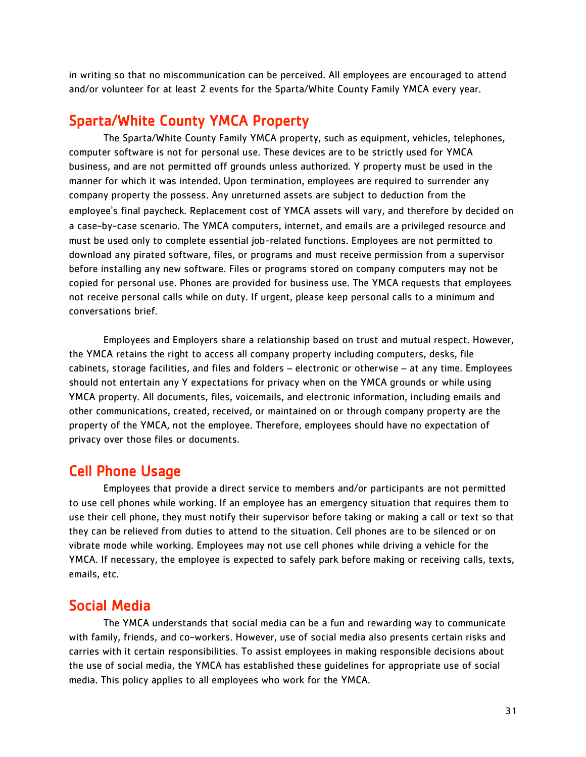in writing so that no miscommunication can be perceived. All employees are encouraged to attend and/or volunteer for at least 2 events for the Sparta/White County Family YMCA every year.

## Sparta/White County YMCA Property

The Sparta/White County Family YMCA property, such as equipment, vehicles, telephones, computer software is not for personal use. These devices are to be strictly used for YMCA business, and are not permitted off grounds unless authorized. Y property must be used in the manner for which it was intended. Upon termination, employees are required to surrender any company property the possess. Any unreturned assets are subject to deduction from the employee's final paycheck. Replacement cost of YMCA assets will vary, and therefore by decided on a case-by-case scenario. The YMCA computers, internet, and emails are a privileged resource and must be used only to complete essential job-related functions. Employees are not permitted to download any pirated software, files, or programs and must receive permission from a supervisor before installing any new software. Files or programs stored on company computers may not be copied for personal use. Phones are provided for business use. The YMCA requests that employees not receive personal calls while on duty. If urgent, please keep personal calls to a minimum and conversations brief.

Employees and Employers share a relationship based on trust and mutual respect. However, the YMCA retains the right to access all company property including computers, desks, file cabinets, storage facilities, and files and folders – electronic or otherwise – at any time. Employees should not entertain any Y expectations for privacy when on the YMCA grounds or while using YMCA property. All documents, files, voicemails, and electronic information, including emails and other communications, created, received, or maintained on or through company property are the property of the YMCA, not the employee. Therefore, employees should have no expectation of privacy over those files or documents.

## Cell Phone Usage

Employees that provide a direct service to members and/or participants are not permitted to use cell phones while working. If an employee has an emergency situation that requires them to use their cell phone, they must notify their supervisor before taking or making a call or text so that they can be relieved from duties to attend to the situation. Cell phones are to be silenced or on vibrate mode while working. Employees may not use cell phones while driving a vehicle for the YMCA. If necessary, the employee is expected to safely park before making or receiving calls, texts, emails, etc.

## Social Media

The YMCA understands that social media can be a fun and rewarding way to communicate with family, friends, and co-workers. However, use of social media also presents certain risks and carries with it certain responsibilities. To assist employees in making responsible decisions about the use of social media, the YMCA has established these guidelines for appropriate use of social media. This policy applies to all employees who work for the YMCA.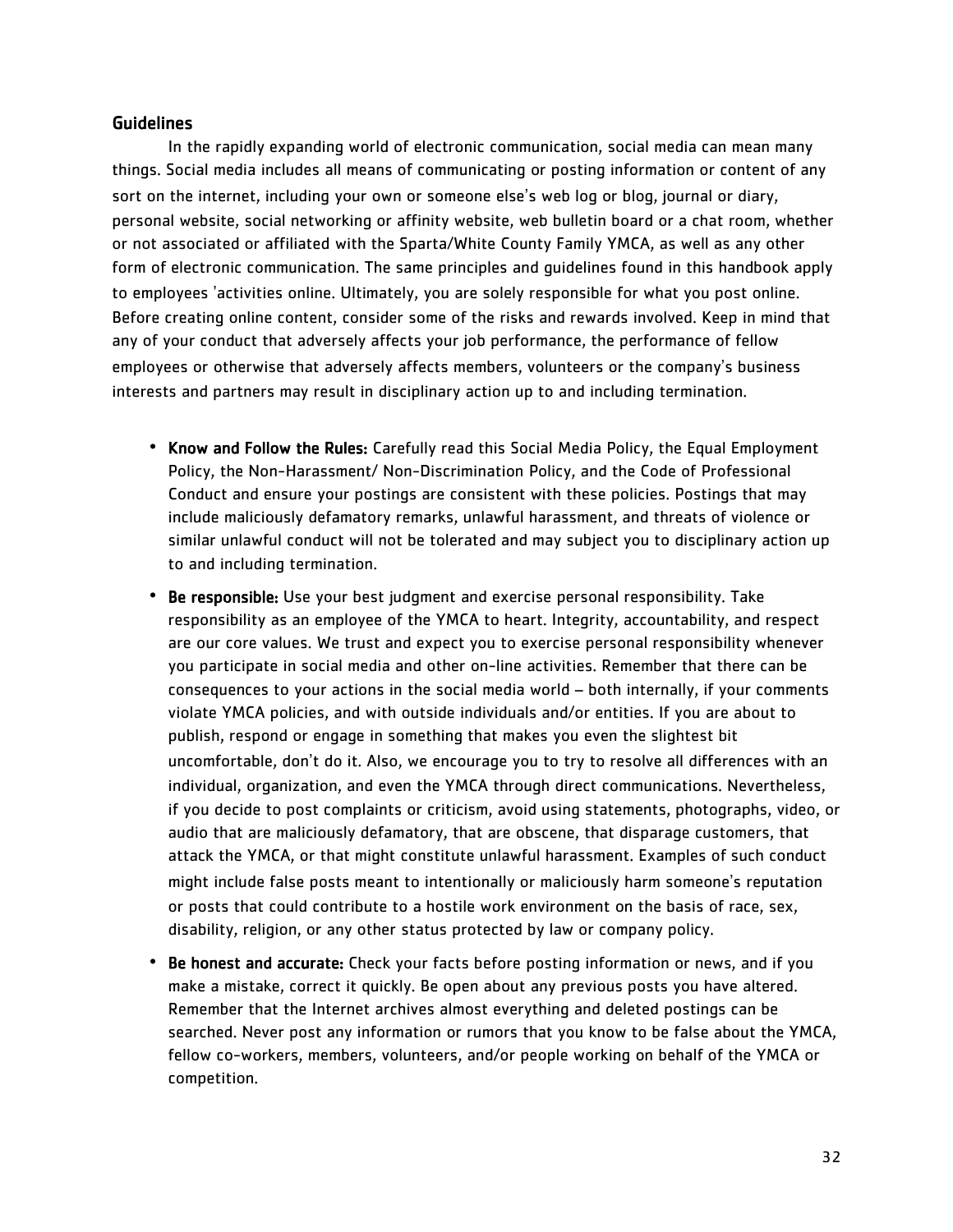## Guidelines

In the rapidly expanding world of electronic communication, social media can mean many things. Social media includes all means of communicating or posting information or content of any sort on the internet, including your own or someone else's web log or blog, journal or diary, personal website, social networking or affinity website, web bulletin board or a chat room, whether or not associated or affiliated with the Sparta/White County Family YMCA, as well as any other form of electronic communication. The same principles and guidelines found in this handbook apply to employees 'activities online. Ultimately, you are solely responsible for what you post online. Before creating online content, consider some of the risks and rewards involved. Keep in mind that any of your conduct that adversely affects your job performance, the performance of fellow employees or otherwise that adversely affects members, volunteers or the company's business interests and partners may result in disciplinary action up to and including termination.

- **Know and Follow the Rules:** Carefully read this Social Media Policy, the Equal Employment Policy, the Non-Harassment/ Non-Discrimination Policy, and the Code of Professional Conduct and ensure your postings are consistent with these policies. Postings that may include maliciously defamatory remarks, unlawful harassment, and threats of violence or similar unlawful conduct will not be tolerated and may subject you to disciplinary action up to and including termination.
- **Be responsible:** Use your best judgment and exercise personal responsibility. Take responsibility as an employee of the YMCA to heart. Integrity, accountability, and respect are our core values. We trust and expect you to exercise personal responsibility whenever you participate in social media and other on-line activities. Remember that there can be consequences to your actions in the social media world – both internally, if your comments violate YMCA policies, and with outside individuals and/or entities. If you are about to publish, respond or engage in something that makes you even the slightest bit uncomfortable, don't do it. Also, we encourage you to try to resolve all differences with an individual, organization, and even the YMCA through direct communications. Nevertheless, if you decide to post complaints or criticism, avoid using statements, photographs, video, or audio that are maliciously defamatory, that are obscene, that disparage customers, that attack the YMCA, or that might constitute unlawful harassment. Examples of such conduct might include false posts meant to intentionally or maliciously harm someone's reputation or posts that could contribute to a hostile work environment on the basis of race, sex, disability, religion, or any other status protected by law or company policy.
- **Be honest and accurate:** Check your facts before posting information or news, and if you make a mistake, correct it quickly. Be open about any previous posts you have altered. Remember that the Internet archives almost everything and deleted postings can be searched. Never post any information or rumors that you know to be false about the YMCA, fellow co-workers, members, volunteers, and/or people working on behalf of the YMCA or competition.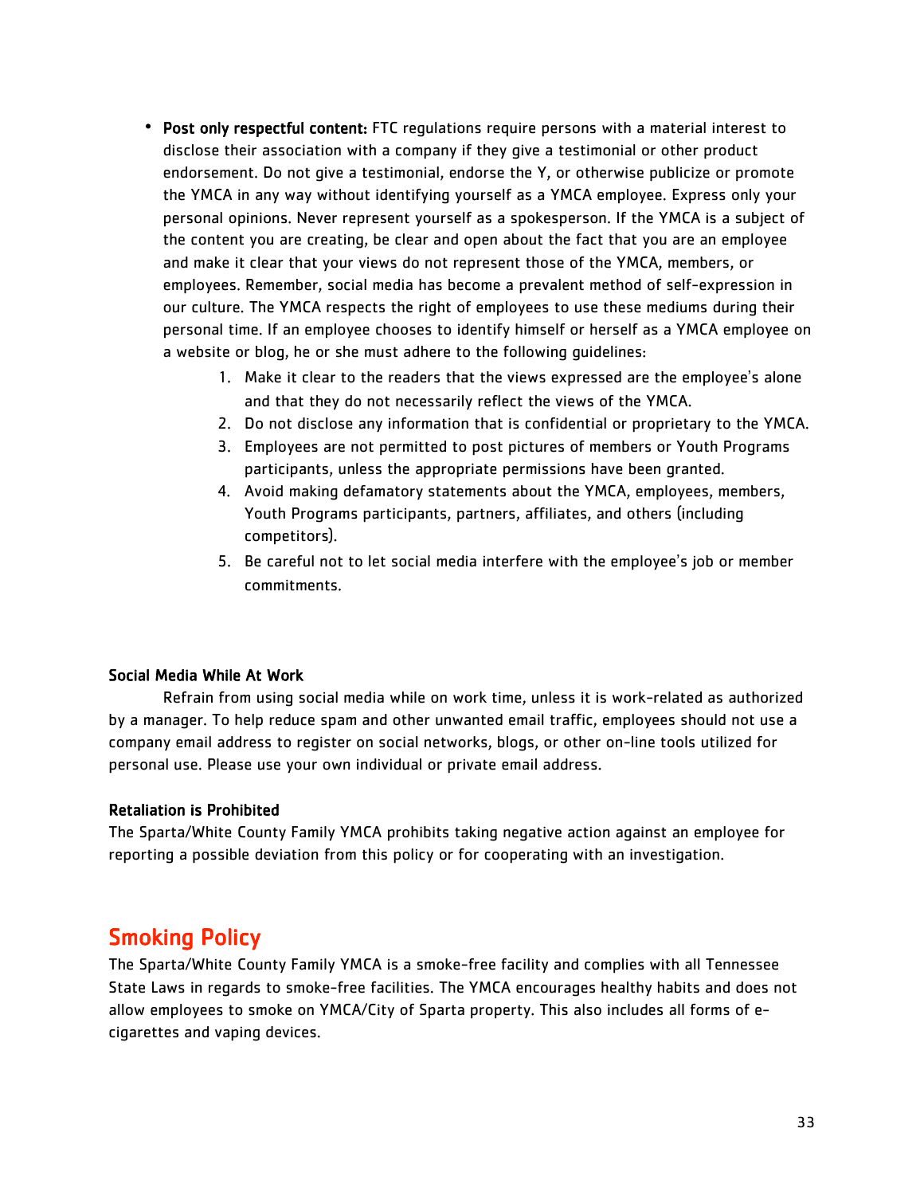- **Post only respectful content:** FTC regulations require persons with a material interest to disclose their association with a company if they give a testimonial or other product endorsement. Do not give a testimonial, endorse the Y, or otherwise publicize or promote the YMCA in any way without identifying yourself as a YMCA employee. Express only your personal opinions. Never represent yourself as a spokesperson. If the YMCA is a subject of the content you are creating, be clear and open about the fact that you are an employee and make it clear that your views do not represent those of the YMCA, members, or employees. Remember, social media has become a prevalent method of self-expression in our culture. The YMCA respects the right of employees to use these mediums during their personal time. If an employee chooses to identify himself or herself as a YMCA employee on a website or blog, he or she must adhere to the following guidelines:
    1. Make it clear to the readers that the views expressed are the employee's alone and that they do not necessarily reflect the views of the YMCA.
    2. Do not disclose any information that is confidential or proprietary to the YMCA.
    3. Employees are not permitted to post pictures of members or Youth Programs participants, unless the appropriate permissions have been granted.
    4. Avoid making defamatory statements about the YMCA, employees, members, Youth Programs participants, partners, affiliates, and others (including competitors).
    5. Be careful not to let social media interfere with the employee's job or member commitments.

### Social Media While At Work

Refrain from using social media while on work time, unless it is work-related as authorized by a manager. To help reduce spam and other unwanted email traffic, employees should not use a company email address to register on social networks, blogs, or other on-line tools utilized for personal use. Please use your own individual or private email address.

### Retaliation is Prohibited

The Sparta/White County Family YMCA prohibits taking negative action against an employee for reporting a possible deviation from this policy or for cooperating with an investigation.

## Smoking Policy

The Sparta/White County Family YMCA is a smoke-free facility and complies with all Tennessee State Laws in regards to smoke-free facilities. The YMCA encourages healthy habits and does not allow employees to smoke on YMCA/City of Sparta property. This also includes all forms of e-cigarettes and vaping devices.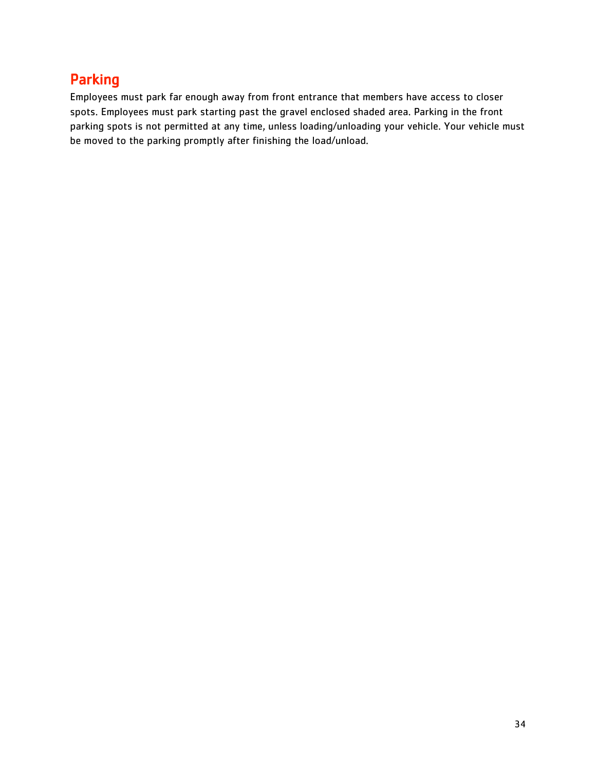## Parking

Employees must park far enough away from front entrance that members have access to closer spots. Employees must park starting past the gravel enclosed shaded area. Parking in the front parking spots is not permitted at any time, unless loading/unloading your vehicle. Your vehicle must be moved to the parking promptly after finishing the load/unload.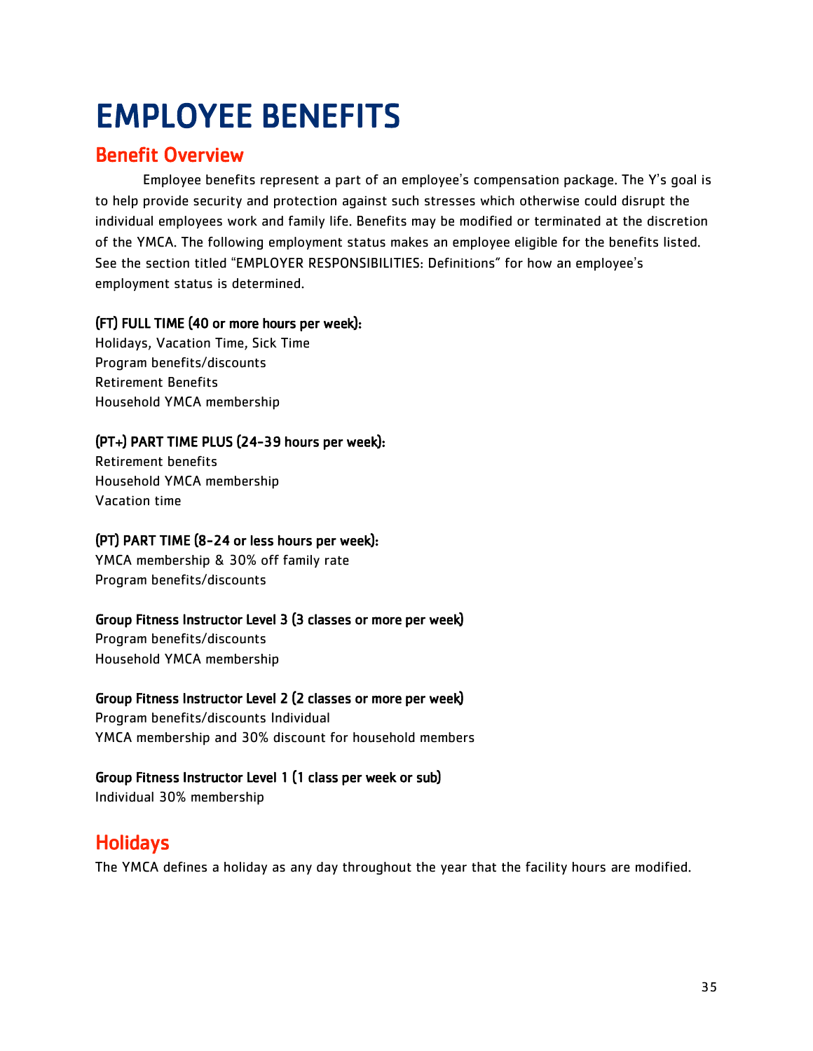# EMPLOYEE BENEFITS

## Benefit Overview

Employee benefits represent a part of an employee's compensation package. The Y's goal is to help provide security and protection against such stresses which otherwise could disrupt the individual employees work and family life. Benefits may be modified or terminated at the discretion of the YMCA. The following employment status makes an employee eligible for the benefits listed. See the section titled "EMPLOYER RESPONSIBILITIES: Definitions" for how an employee's employment status is determined.

**(FT) FULL TIME (40 or more hours per week):**
Holidays, Vacation Time, Sick Time
Program benefits/discounts
Retirement Benefits
Household YMCA membership

**(PT+) PART TIME PLUS (24-39 hours per week):**
Retirement benefits
Household YMCA membership
Vacation time

**(PT) PART TIME (8-24 or less hours per week):**
YMCA membership & 30% off family rate
Program benefits/discounts

**Group Fitness Instructor Level 3 (3 classes or more per week)**
Program benefits/discounts
Household YMCA membership

**Group Fitness Instructor Level 2 (2 classes or more per week)**
Program benefits/discounts Individual
YMCA membership and 30% discount for household members

**Group Fitness Instructor Level 1 (1 class per week or sub)**
Individual 30% membership

## Holidays

The YMCA defines a holiday as any day throughout the year that the facility hours are modified.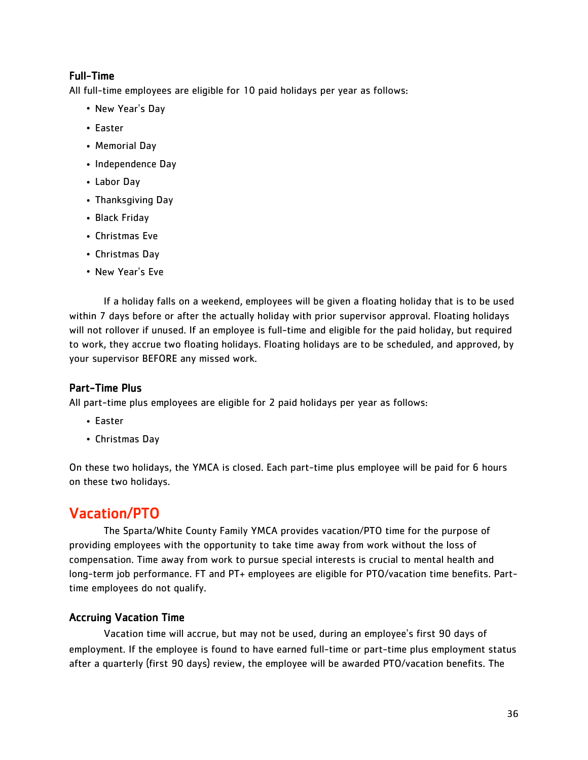### Full-Time

All full-time employees are eligible for 10 paid holidays per year as follows:

- New Year's Day
- Easter
- Memorial Day
- Independence Day
- Labor Day
- Thanksgiving Day
- Black Friday
- Christmas Eve
- Christmas Day
- New Year's Eve

If a holiday falls on a weekend, employees will be given a floating holiday that is to be used within 7 days before or after the actually holiday with prior supervisor approval. Floating holidays will not rollover if unused. If an employee is full-time and eligible for the paid holiday, but required to work, they accrue two floating holidays. Floating holidays are to be scheduled, and approved, by your supervisor BEFORE any missed work.

### Part-Time Plus

All part-time plus employees are eligible for 2 paid holidays per year as follows:

- Easter
- Christmas Day

On these two holidays, the YMCA is closed. Each part-time plus employee will be paid for 6 hours on these two holidays.

## Vacation/PTO

The Sparta/White County Family YMCA provides vacation/PTO time for the purpose of providing employees with the opportunity to take time away from work without the loss of compensation. Time away from work to pursue special interests is crucial to mental health and long-term job performance. FT and PT+ employees are eligible for PTO/vacation time benefits. Part-time employees do not qualify.

### Accruing Vacation Time

Vacation time will accrue, but may not be used, during an employee's first 90 days of employment. If the employee is found to have earned full-time or part-time plus employment status after a quarterly (first 90 days) review, the employee will be awarded PTO/vacation benefits. The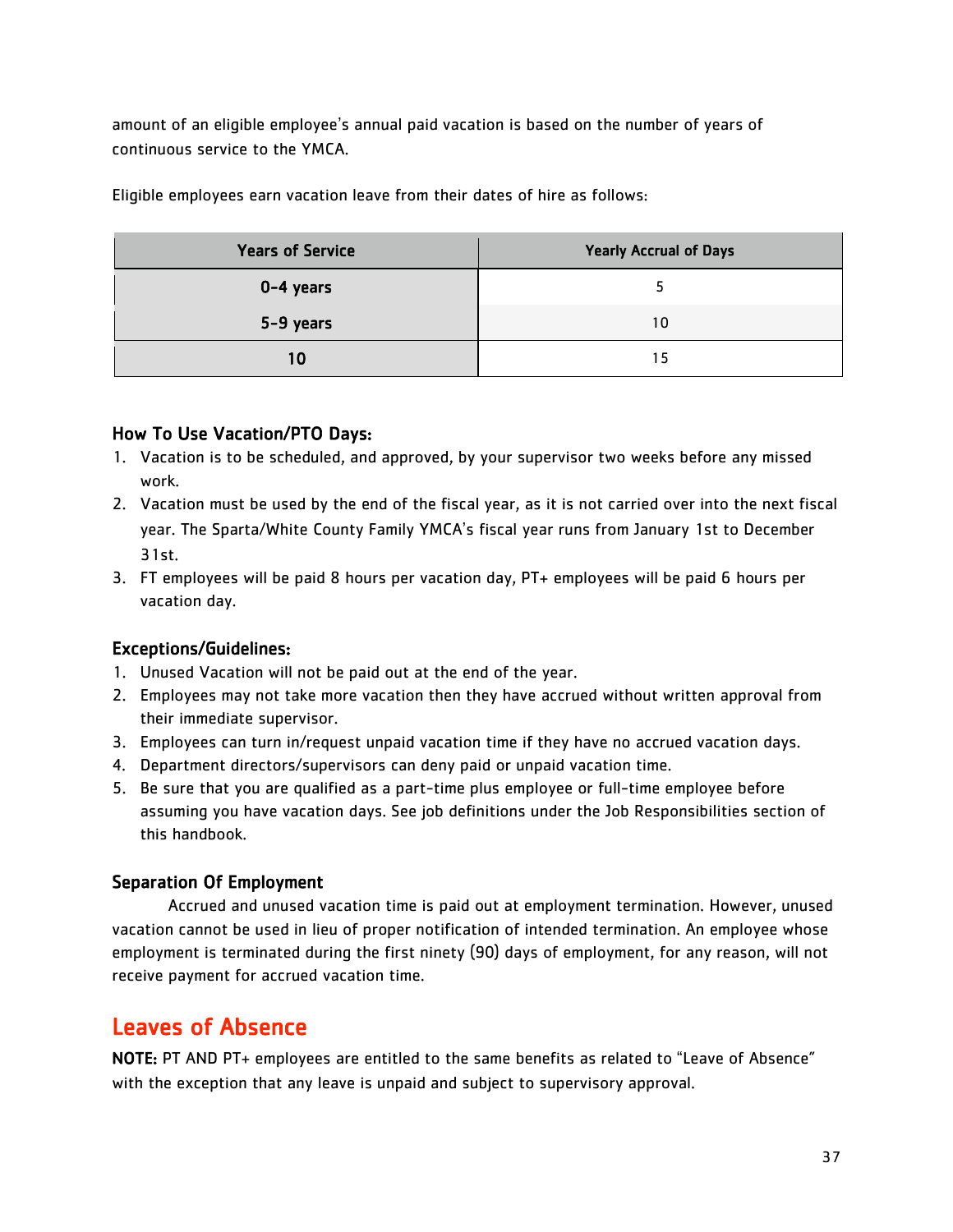amount of an eligible employee's annual paid vacation is based on the number of years of continuous service to the YMCA.

Eligible employees earn vacation leave from their dates of hire as follows:

| Years of Service | Yearly Accrual of Days |
| --- | --- |
| 0-4 years | 5 |
| 5-9 years | 10 |
| 10 | 15 |

### How To Use Vacation/PTO Days:

1. Vacation is to be scheduled, and approved, by your supervisor two weeks before any missed work.
2. Vacation must be used by the end of the fiscal year, as it is not carried over into the next fiscal year. The Sparta/White County Family YMCA's fiscal year runs from January 1st to December 31st.
3. FT employees will be paid 8 hours per vacation day, PT+ employees will be paid 6 hours per vacation day.

### Exceptions/Guidelines:

1. Unused Vacation will not be paid out at the end of the year.
2. Employees may not take more vacation then they have accrued without written approval from their immediate supervisor.
3. Employees can turn in/request unpaid vacation time if they have no accrued vacation days.
4. Department directors/supervisors can deny paid or unpaid vacation time.
5. Be sure that you are qualified as a part-time plus employee or full-time employee before assuming you have vacation days. See job definitions under the Job Responsibilities section of this handbook.

### Separation Of Employment

Accrued and unused vacation time is paid out at employment termination. However, unused vacation cannot be used in lieu of proper notification of intended termination. An employee whose employment is terminated during the first ninety (90) days of employment, for any reason, will not receive payment for accrued vacation time.

## Leaves of Absence

**NOTE:** PT AND PT+ employees are entitled to the same benefits as related to "Leave of Absence" with the exception that any leave is unpaid and subject to supervisory approval.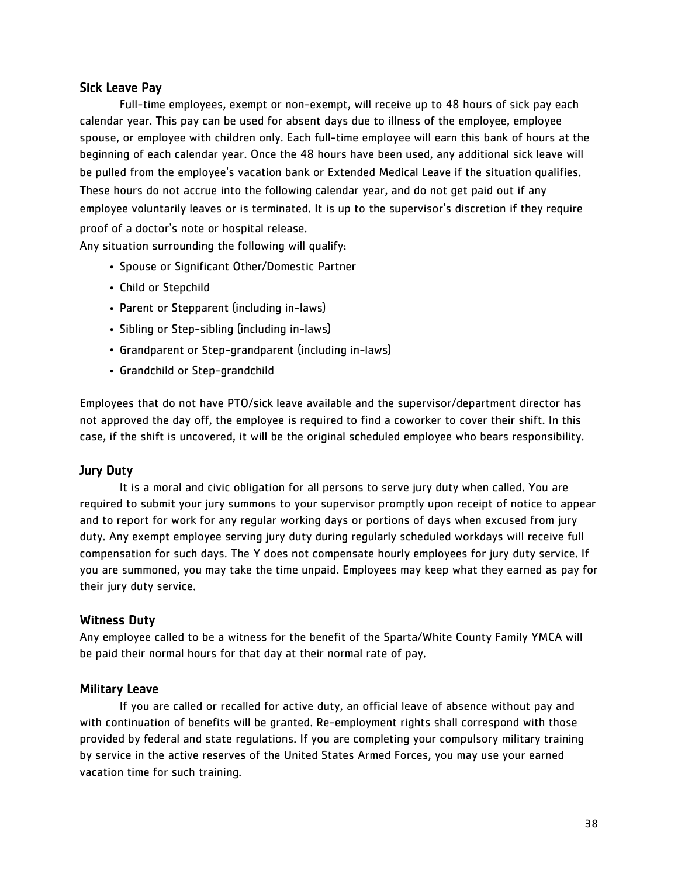### Sick Leave Pay

Full-time employees, exempt or non-exempt, will receive up to 48 hours of sick pay each calendar year. This pay can be used for absent days due to illness of the employee, employee spouse, or employee with children only. Each full-time employee will earn this bank of hours at the beginning of each calendar year. Once the 48 hours have been used, any additional sick leave will be pulled from the employee's vacation bank or Extended Medical Leave if the situation qualifies. These hours do not accrue into the following calendar year, and do not get paid out if any employee voluntarily leaves or is terminated. It is up to the supervisor's discretion if they require proof of a doctor's note or hospital release.

Any situation surrounding the following will qualify:

- Spouse or Significant Other/Domestic Partner
- Child or Stepchild
- Parent or Stepparent (including in-laws)
- Sibling or Step-sibling (including in-laws)
- Grandparent or Step-grandparent (including in-laws)
- Grandchild or Step-grandchild

Employees that do not have PTO/sick leave available and the supervisor/department director has not approved the day off, the employee is required to find a coworker to cover their shift. In this case, if the shift is uncovered, it will be the original scheduled employee who bears responsibility.

### Jury Duty

It is a moral and civic obligation for all persons to serve jury duty when called. You are required to submit your jury summons to your supervisor promptly upon receipt of notice to appear and to report for work for any regular working days or portions of days when excused from jury duty. Any exempt employee serving jury duty during regularly scheduled workdays will receive full compensation for such days. The Y does not compensate hourly employees for jury duty service. If you are summoned, you may take the time unpaid. Employees may keep what they earned as pay for their jury duty service.

### Witness Duty

Any employee called to be a witness for the benefit of the Sparta/White County Family YMCA will be paid their normal hours for that day at their normal rate of pay.

### Military Leave

If you are called or recalled for active duty, an official leave of absence without pay and with continuation of benefits will be granted. Re-employment rights shall correspond with those provided by federal and state regulations. If you are completing your compulsory military training by service in the active reserves of the United States Armed Forces, you may use your earned vacation time for such training.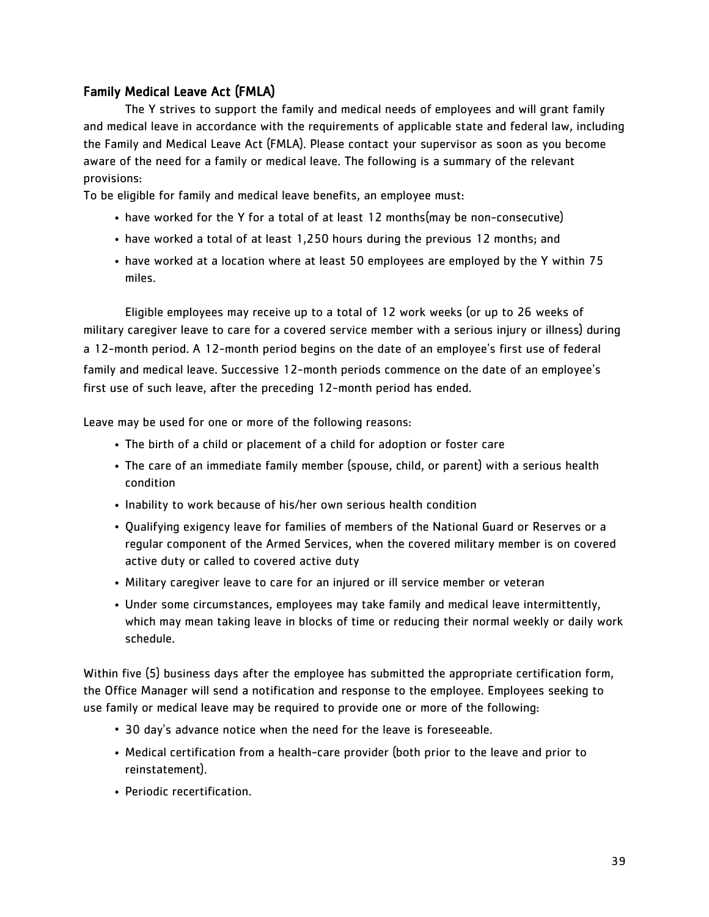## Family Medical Leave Act (FMLA)

The Y strives to support the family and medical needs of employees and will grant family and medical leave in accordance with the requirements of applicable state and federal law, including the Family and Medical Leave Act (FMLA). Please contact your supervisor as soon as you become aware of the need for a family or medical leave. The following is a summary of the relevant provisions:

To be eligible for family and medical leave benefits, an employee must:

- have worked for the Y for a total of at least 12 months(may be non-consecutive)
- have worked a total of at least 1,250 hours during the previous 12 months; and
- have worked at a location where at least 50 employees are employed by the Y within 75 miles.

Eligible employees may receive up to a total of 12 work weeks (or up to 26 weeks of military caregiver leave to care for a covered service member with a serious injury or illness) during a 12-month period. A 12-month period begins on the date of an employee's first use of federal family and medical leave. Successive 12-month periods commence on the date of an employee's first use of such leave, after the preceding 12-month period has ended.

Leave may be used for one or more of the following reasons:

- The birth of a child or placement of a child for adoption or foster care
- The care of an immediate family member (spouse, child, or parent) with a serious health condition
- Inability to work because of his/her own serious health condition
- Qualifying exigency leave for families of members of the National Guard or Reserves or a regular component of the Armed Services, when the covered military member is on covered active duty or called to covered active duty
- Military caregiver leave to care for an injured or ill service member or veteran
- Under some circumstances, employees may take family and medical leave intermittently, which may mean taking leave in blocks of time or reducing their normal weekly or daily work schedule.

Within five (5) business days after the employee has submitted the appropriate certification form, the Office Manager will send a notification and response to the employee. Employees seeking to use family or medical leave may be required to provide one or more of the following:

- 30 day's advance notice when the need for the leave is foreseeable.
- Medical certification from a health-care provider (both prior to the leave and prior to reinstatement).
- Periodic recertification.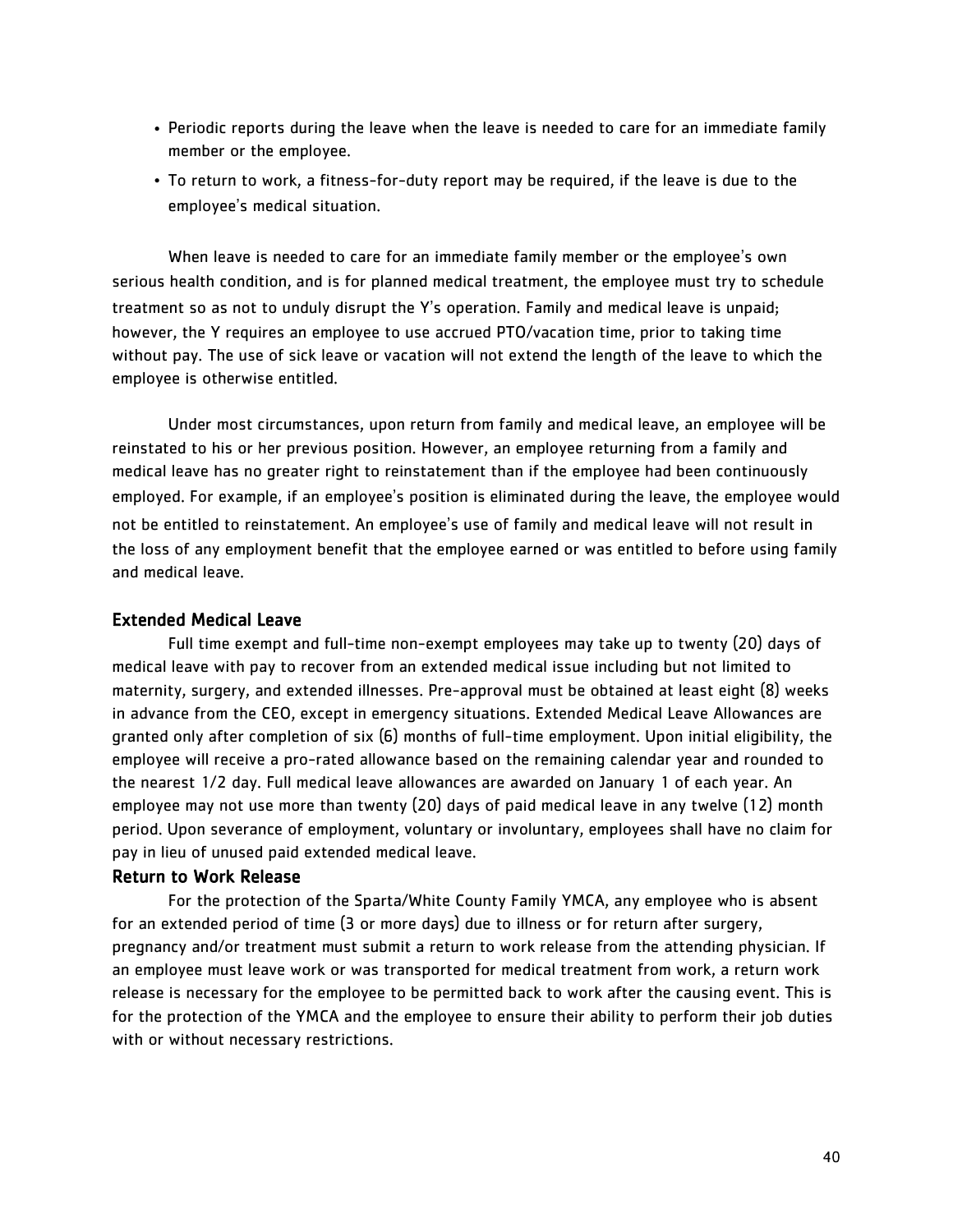- Periodic reports during the leave when the leave is needed to care for an immediate family member or the employee.
- To return to work, a fitness-for-duty report may be required, if the leave is due to the employee's medical situation.

When leave is needed to care for an immediate family member or the employee's own serious health condition, and is for planned medical treatment, the employee must try to schedule treatment so as not to unduly disrupt the Y's operation. Family and medical leave is unpaid; however, the Y requires an employee to use accrued PTO/vacation time, prior to taking time without pay. The use of sick leave or vacation will not extend the length of the leave to which the employee is otherwise entitled.

Under most circumstances, upon return from family and medical leave, an employee will be reinstated to his or her previous position. However, an employee returning from a family and medical leave has no greater right to reinstatement than if the employee had been continuously employed. For example, if an employee's position is eliminated during the leave, the employee would not be entitled to reinstatement. An employee's use of family and medical leave will not result in the loss of any employment benefit that the employee earned or was entitled to before using family and medical leave.

### Extended Medical Leave

Full time exempt and full-time non-exempt employees may take up to twenty (20) days of medical leave with pay to recover from an extended medical issue including but not limited to maternity, surgery, and extended illnesses. Pre-approval must be obtained at least eight (8) weeks in advance from the CEO, except in emergency situations. Extended Medical Leave Allowances are granted only after completion of six (6) months of full-time employment. Upon initial eligibility, the employee will receive a pro-rated allowance based on the remaining calendar year and rounded to the nearest 1/2 day. Full medical leave allowances are awarded on January 1 of each year. An employee may not use more than twenty (20) days of paid medical leave in any twelve (12) month period. Upon severance of employment, voluntary or involuntary, employees shall have no claim for pay in lieu of unused paid extended medical leave.

### Return to Work Release

For the protection of the Sparta/White County Family YMCA, any employee who is absent for an extended period of time (3 or more days) due to illness or for return after surgery, pregnancy and/or treatment must submit a return to work release from the attending physician. If an employee must leave work or was transported for medical treatment from work, a return work release is necessary for the employee to be permitted back to work after the causing event. This is for the protection of the YMCA and the employee to ensure their ability to perform their job duties with or without necessary restrictions.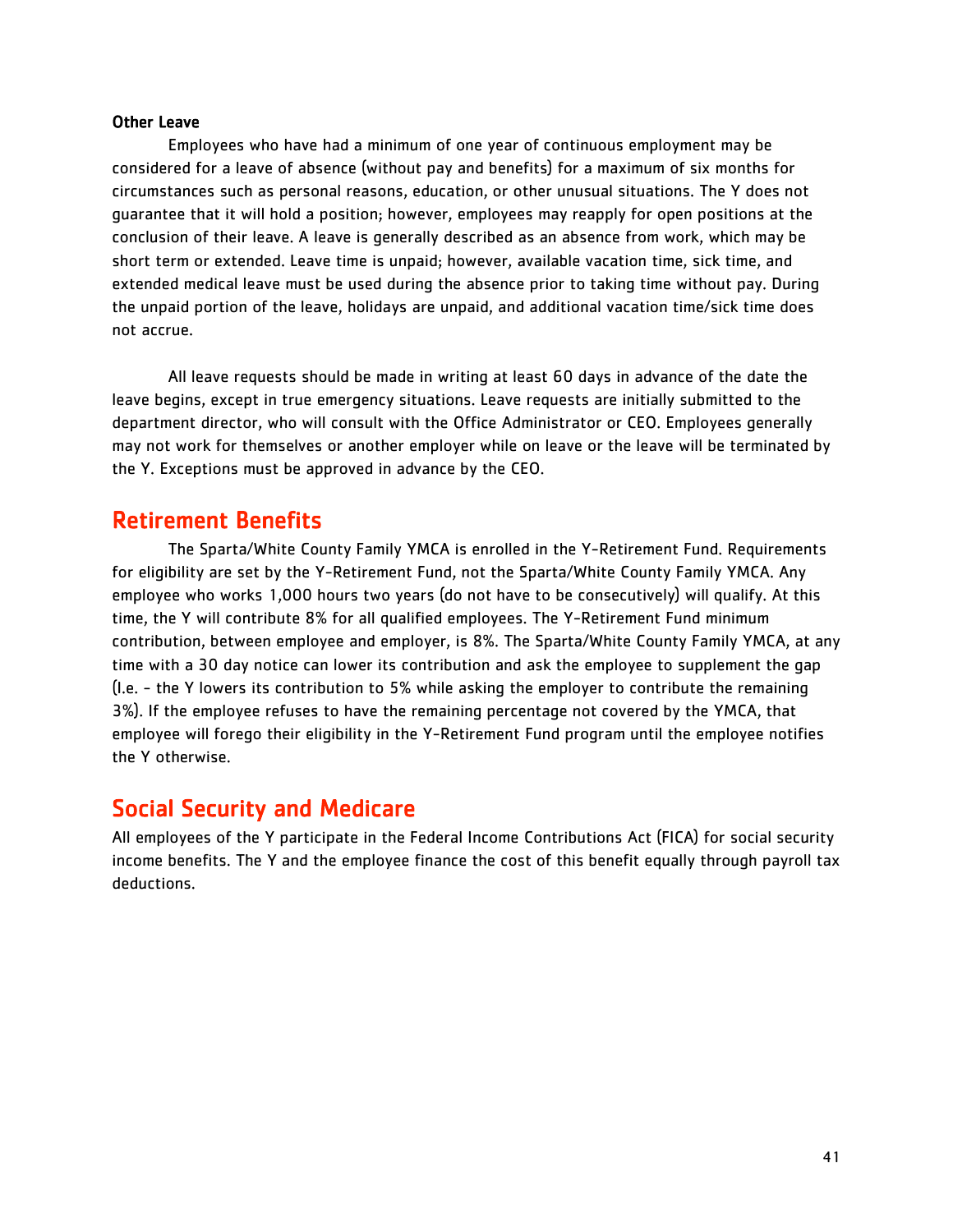**Other Leave**

Employees who have had a minimum of one year of continuous employment may be considered for a leave of absence (without pay and benefits) for a maximum of six months for circumstances such as personal reasons, education, or other unusual situations. The Y does not guarantee that it will hold a position; however, employees may reapply for open positions at the conclusion of their leave. A leave is generally described as an absence from work, which may be short term or extended. Leave time is unpaid; however, available vacation time, sick time, and extended medical leave must be used during the absence prior to taking time without pay. During the unpaid portion of the leave, holidays are unpaid, and additional vacation time/sick time does not accrue.

All leave requests should be made in writing at least 60 days in advance of the date the leave begins, except in true emergency situations. Leave requests are initially submitted to the department director, who will consult with the Office Administrator or CEO. Employees generally may not work for themselves or another employer while on leave or the leave will be terminated by the Y. Exceptions must be approved in advance by the CEO.

## Retirement Benefits

The Sparta/White County Family YMCA is enrolled in the Y-Retirement Fund. Requirements for eligibility are set by the Y-Retirement Fund, not the Sparta/White County Family YMCA. Any employee who works 1,000 hours two years (do not have to be consecutively) will qualify. At this time, the Y will contribute 8% for all qualified employees. The Y-Retirement Fund minimum contribution, between employee and employer, is 8%. The Sparta/White County Family YMCA, at any time with a 30 day notice can lower its contribution and ask the employee to supplement the gap (I.e. - the Y lowers its contribution to 5% while asking the employer to contribute the remaining 3%). If the employee refuses to have the remaining percentage not covered by the YMCA, that employee will forego their eligibility in the Y-Retirement Fund program until the employee notifies the Y otherwise.

## Social Security and Medicare

All employees of the Y participate in the Federal Income Contributions Act (FICA) for social security income benefits. The Y and the employee finance the cost of this benefit equally through payroll tax deductions.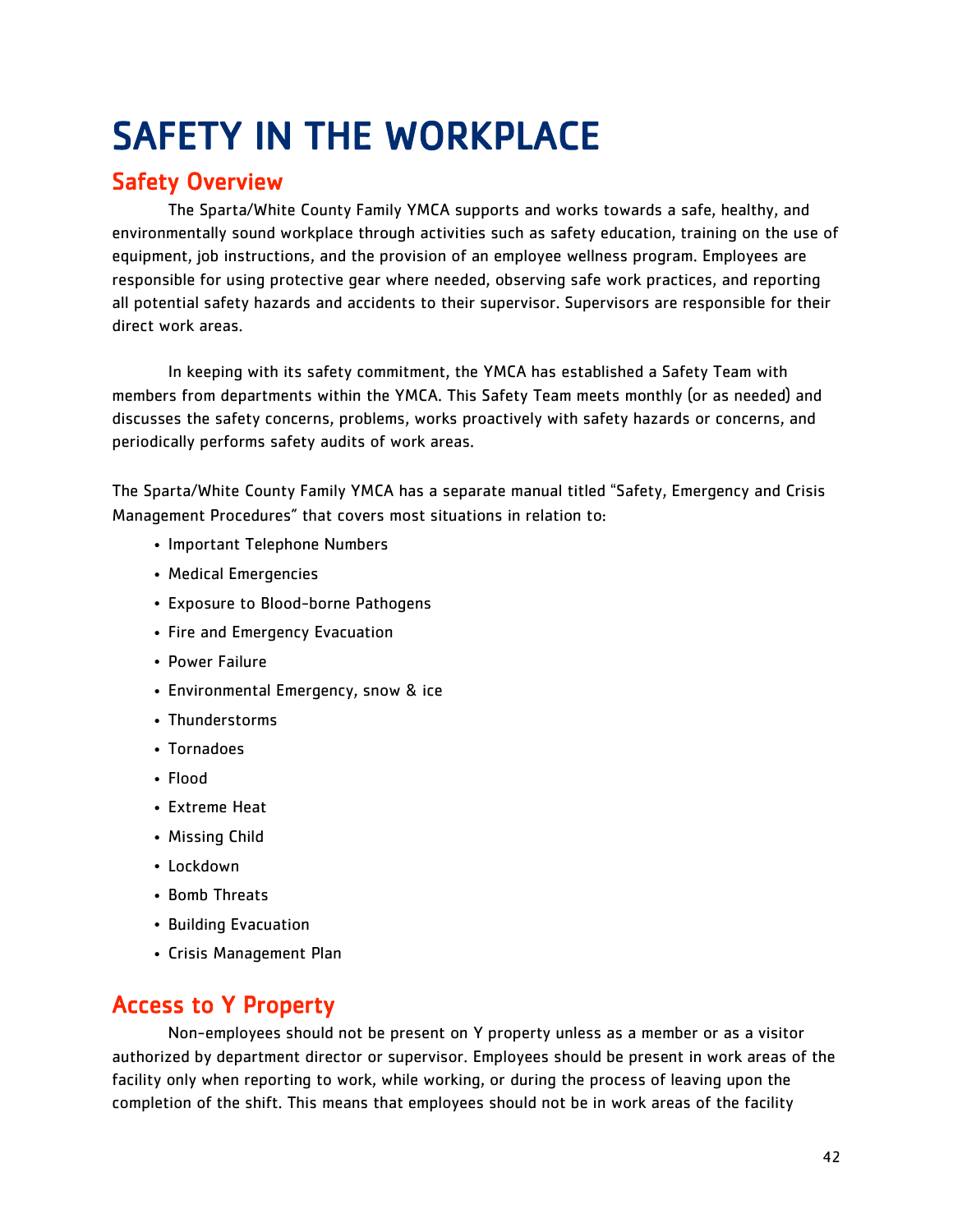# SAFETY IN THE WORKPLACE

## Safety Overview

The Sparta/White County Family YMCA supports and works towards a safe, healthy, and environmentally sound workplace through activities such as safety education, training on the use of equipment, job instructions, and the provision of an employee wellness program. Employees are responsible for using protective gear where needed, observing safe work practices, and reporting all potential safety hazards and accidents to their supervisor. Supervisors are responsible for their direct work areas.

In keeping with its safety commitment, the YMCA has established a Safety Team with members from departments within the YMCA. This Safety Team meets monthly (or as needed) and discusses the safety concerns, problems, works proactively with safety hazards or concerns, and periodically performs safety audits of work areas.

The Sparta/White County Family YMCA has a separate manual titled "Safety, Emergency and Crisis Management Procedures" that covers most situations in relation to:

- Important Telephone Numbers
- Medical Emergencies
- Exposure to Blood-borne Pathogens
- Fire and Emergency Evacuation
- Power Failure
- Environmental Emergency, snow & ice
- Thunderstorms
- Tornadoes
- Flood
- Extreme Heat
- Missing Child
- Lockdown
- Bomb Threats
- Building Evacuation
- Crisis Management Plan

## Access to Y Property

Non-employees should not be present on Y property unless as a member or as a visitor authorized by department director or supervisor. Employees should be present in work areas of the facility only when reporting to work, while working, or during the process of leaving upon the completion of the shift. This means that employees should not be in work areas of the facility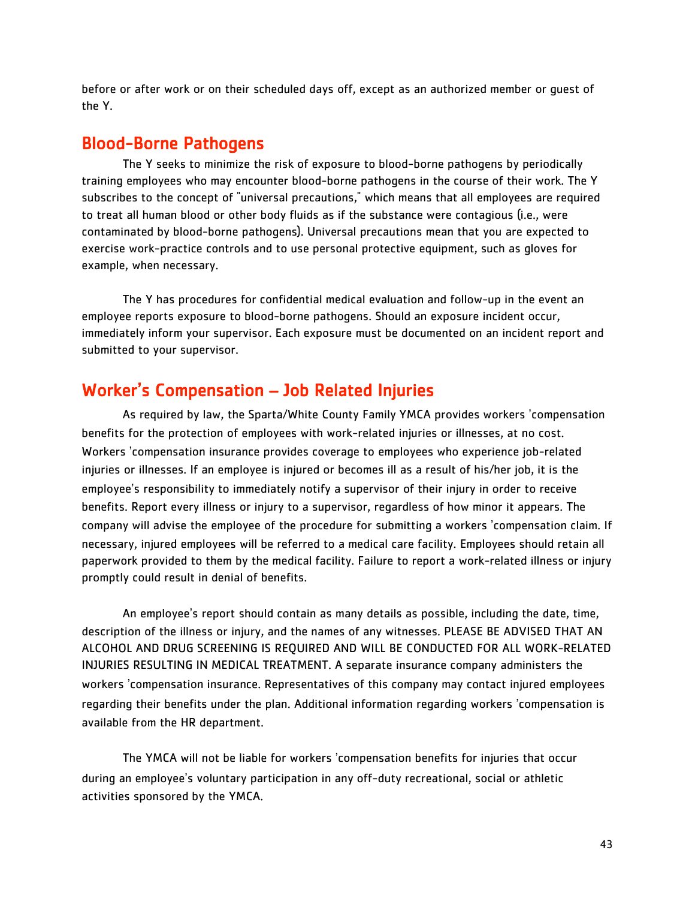before or after work or on their scheduled days off, except as an authorized member or guest of the Y.

## Blood-Borne Pathogens

The Y seeks to minimize the risk of exposure to blood-borne pathogens by periodically training employees who may encounter blood-borne pathogens in the course of their work. The Y subscribes to the concept of "universal precautions," which means that all employees are required to treat all human blood or other body fluids as if the substance were contagious (i.e., were contaminated by blood-borne pathogens). Universal precautions mean that you are expected to exercise work-practice controls and to use personal protective equipment, such as gloves for example, when necessary.

The Y has procedures for confidential medical evaluation and follow-up in the event an employee reports exposure to blood-borne pathogens. Should an exposure incident occur, immediately inform your supervisor. Each exposure must be documented on an incident report and submitted to your supervisor.

## Worker's Compensation – Job Related Injuries

As required by law, the Sparta/White County Family YMCA provides workers 'compensation benefits for the protection of employees with work-related injuries or illnesses, at no cost. Workers 'compensation insurance provides coverage to employees who experience job-related injuries or illnesses. If an employee is injured or becomes ill as a result of his/her job, it is the employee's responsibility to immediately notify a supervisor of their injury in order to receive benefits. Report every illness or injury to a supervisor, regardless of how minor it appears. The company will advise the employee of the procedure for submitting a workers 'compensation claim. If necessary, injured employees will be referred to a medical care facility. Employees should retain all paperwork provided to them by the medical facility. Failure to report a work-related illness or injury promptly could result in denial of benefits.

An employee's report should contain as many details as possible, including the date, time, description of the illness or injury, and the names of any witnesses. PLEASE BE ADVISED THAT AN ALCOHOL AND DRUG SCREENING IS REQUIRED AND WILL BE CONDUCTED FOR ALL WORK-RELATED INJURIES RESULTING IN MEDICAL TREATMENT. A separate insurance company administers the workers 'compensation insurance. Representatives of this company may contact injured employees regarding their benefits under the plan. Additional information regarding workers 'compensation is available from the HR department.

The YMCA will not be liable for workers 'compensation benefits for injuries that occur during an employee's voluntary participation in any off-duty recreational, social or athletic activities sponsored by the YMCA.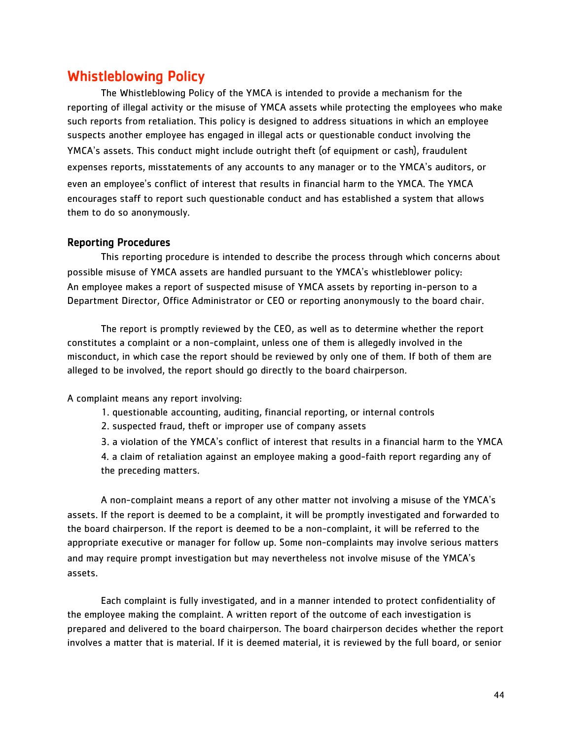## Whistleblowing Policy

The Whistleblowing Policy of the YMCA is intended to provide a mechanism for the reporting of illegal activity or the misuse of YMCA assets while protecting the employees who make such reports from retaliation. This policy is designed to address situations in which an employee suspects another employee has engaged in illegal acts or questionable conduct involving the YMCA's assets. This conduct might include outright theft (of equipment or cash), fraudulent expenses reports, misstatements of any accounts to any manager or to the YMCA's auditors, or even an employee's conflict of interest that results in financial harm to the YMCA. The YMCA encourages staff to report such questionable conduct and has established a system that allows them to do so anonymously.

### Reporting Procedures

This reporting procedure is intended to describe the process through which concerns about possible misuse of YMCA assets are handled pursuant to the YMCA's whistleblower policy: An employee makes a report of suspected misuse of YMCA assets by reporting in-person to a Department Director, Office Administrator or CEO or reporting anonymously to the board chair.

The report is promptly reviewed by the CEO, as well as to determine whether the report constitutes a complaint or a non-complaint, unless one of them is allegedly involved in the misconduct, in which case the report should be reviewed by only one of them. If both of them are alleged to be involved, the report should go directly to the board chairperson.

A complaint means any report involving:

1. questionable accounting, auditing, financial reporting, or internal controls
2. suspected fraud, theft or improper use of company assets
3. a violation of the YMCA's conflict of interest that results in a financial harm to the YMCA
4. a claim of retaliation against an employee making a good-faith report regarding any of the preceding matters.

A non-complaint means a report of any other matter not involving a misuse of the YMCA's assets. If the report is deemed to be a complaint, it will be promptly investigated and forwarded to the board chairperson. If the report is deemed to be a non-complaint, it will be referred to the appropriate executive or manager for follow up. Some non-complaints may involve serious matters and may require prompt investigation but may nevertheless not involve misuse of the YMCA's assets.

Each complaint is fully investigated, and in a manner intended to protect confidentiality of the employee making the complaint. A written report of the outcome of each investigation is prepared and delivered to the board chairperson. The board chairperson decides whether the report involves a matter that is material. If it is deemed material, it is reviewed by the full board, or senior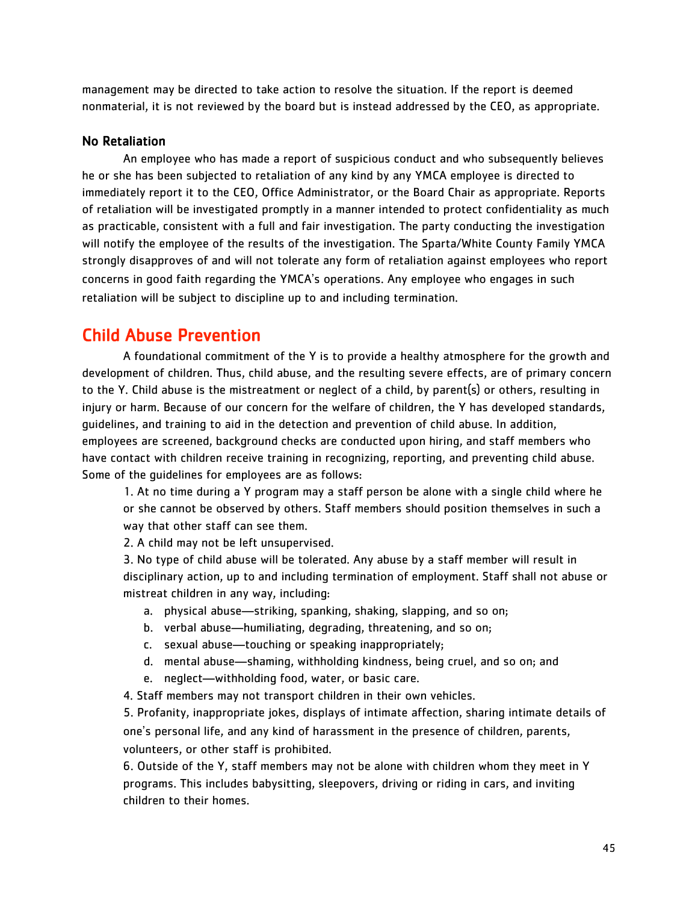management may be directed to take action to resolve the situation. If the report is deemed nonmaterial, it is not reviewed by the board but is instead addressed by the CEO, as appropriate.

### No Retaliation

An employee who has made a report of suspicious conduct and who subsequently believes he or she has been subjected to retaliation of any kind by any YMCA employee is directed to immediately report it to the CEO, Office Administrator, or the Board Chair as appropriate. Reports of retaliation will be investigated promptly in a manner intended to protect confidentiality as much as practicable, consistent with a full and fair investigation. The party conducting the investigation will notify the employee of the results of the investigation. The Sparta/White County Family YMCA strongly disapproves of and will not tolerate any form of retaliation against employees who report concerns in good faith regarding the YMCA's operations. Any employee who engages in such retaliation will be subject to discipline up to and including termination.

## Child Abuse Prevention

A foundational commitment of the Y is to provide a healthy atmosphere for the growth and development of children. Thus, child abuse, and the resulting severe effects, are of primary concern to the Y. Child abuse is the mistreatment or neglect of a child, by parent(s) or others, resulting in injury or harm. Because of our concern for the welfare of children, the Y has developed standards, guidelines, and training to aid in the detection and prevention of child abuse. In addition, employees are screened, background checks are conducted upon hiring, and staff members who have contact with children receive training in recognizing, reporting, and preventing child abuse. Some of the guidelines for employees are as follows:

1. At no time during a Y program may a staff person be alone with a single child where he or she cannot be observed by others. Staff members should position themselves in such a way that other staff can see them.
2. A child may not be left unsupervised.
3. No type of child abuse will be tolerated. Any abuse by a staff member will result in disciplinary action, up to and including termination of employment. Staff shall not abuse or mistreat children in any way, including:
    a. physical abuse—striking, spanking, shaking, slapping, and so on;
    b. verbal abuse—humiliating, degrading, threatening, and so on;
    c. sexual abuse—touching or speaking inappropriately;
    d. mental abuse—shaming, withholding kindness, being cruel, and so on; and
    e. neglect—withholding food, water, or basic care.
4. Staff members may not transport children in their own vehicles.
5. Profanity, inappropriate jokes, displays of intimate affection, sharing intimate details of one's personal life, and any kind of harassment in the presence of children, parents, volunteers, or other staff is prohibited.
6. Outside of the Y, staff members may not be alone with children whom they meet in Y programs. This includes babysitting, sleepovers, driving or riding in cars, and inviting children to their homes.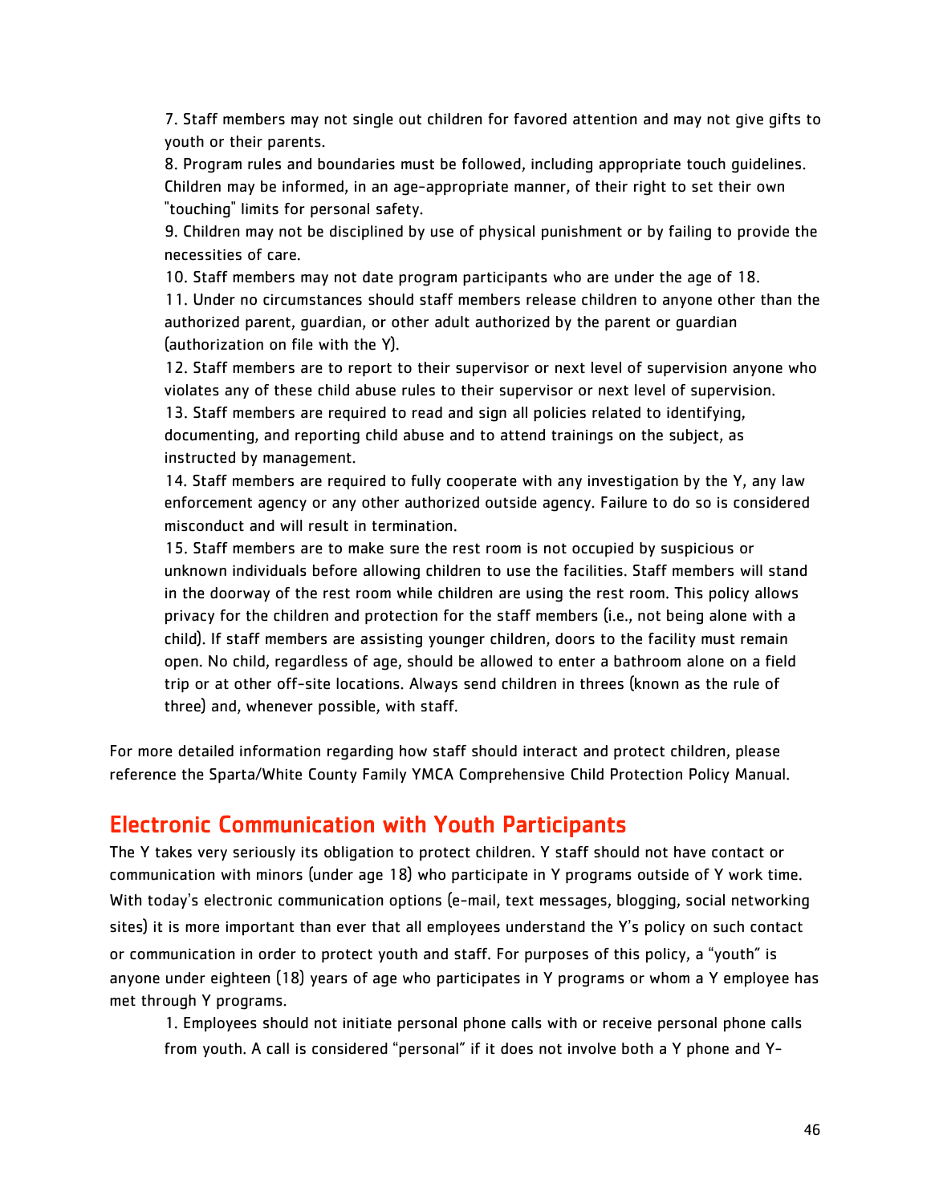7. Staff members may not single out children for favored attention and may not give gifts to youth or their parents.

8. Program rules and boundaries must be followed, including appropriate touch guidelines. Children may be informed, in an age-appropriate manner, of their right to set their own "touching" limits for personal safety.

9. Children may not be disciplined by use of physical punishment or by failing to provide the necessities of care.

10. Staff members may not date program participants who are under the age of 18.

11. Under no circumstances should staff members release children to anyone other than the authorized parent, guardian, or other adult authorized by the parent or guardian (authorization on file with the Y).

12. Staff members are to report to their supervisor or next level of supervision anyone who violates any of these child abuse rules to their supervisor or next level of supervision.

13. Staff members are required to read and sign all policies related to identifying, documenting, and reporting child abuse and to attend trainings on the subject, as instructed by management.

14. Staff members are required to fully cooperate with any investigation by the Y, any law enforcement agency or any other authorized outside agency. Failure to do so is considered misconduct and will result in termination.

15. Staff members are to make sure the rest room is not occupied by suspicious or unknown individuals before allowing children to use the facilities. Staff members will stand in the doorway of the rest room while children are using the rest room. This policy allows privacy for the children and protection for the staff members (i.e., not being alone with a child). If staff members are assisting younger children, doors to the facility must remain open. No child, regardless of age, should be allowed to enter a bathroom alone on a field trip or at other off-site locations. Always send children in threes (known as the rule of three) and, whenever possible, with staff.

For more detailed information regarding how staff should interact and protect children, please reference the Sparta/White County Family YMCA Comprehensive Child Protection Policy Manual.

## Electronic Communication with Youth Participants

The Y takes very seriously its obligation to protect children. Y staff should not have contact or communication with minors (under age 18) who participate in Y programs outside of Y work time. With today's electronic communication options (e-mail, text messages, blogging, social networking sites) it is more important than ever that all employees understand the Y's policy on such contact or communication in order to protect youth and staff. For purposes of this policy, a "youth" is anyone under eighteen (18) years of age who participates in Y programs or whom a Y employee has met through Y programs.

1. Employees should not initiate personal phone calls with or receive personal phone calls from youth. A call is considered "personal" if it does not involve both a Y phone and Y-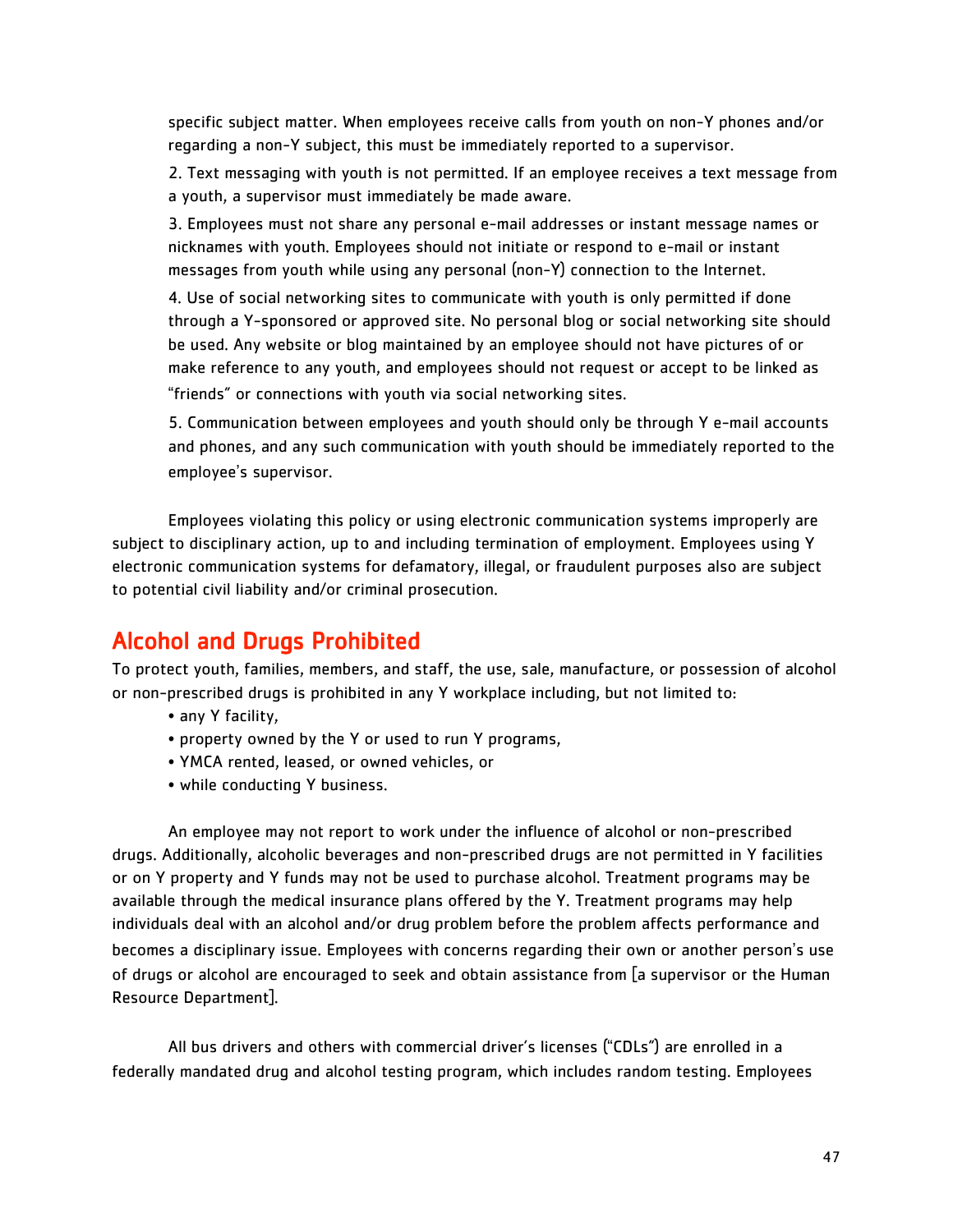specific subject matter. When employees receive calls from youth on non-Y phones and/or regarding a non-Y subject, this must be immediately reported to a supervisor.

2. Text messaging with youth is not permitted. If an employee receives a text message from a youth, a supervisor must immediately be made aware.

3. Employees must not share any personal e-mail addresses or instant message names or nicknames with youth. Employees should not initiate or respond to e-mail or instant messages from youth while using any personal (non-Y) connection to the Internet.

4. Use of social networking sites to communicate with youth is only permitted if done through a Y-sponsored or approved site. No personal blog or social networking site should be used. Any website or blog maintained by an employee should not have pictures of or make reference to any youth, and employees should not request or accept to be linked as "friends" or connections with youth via social networking sites.

5. Communication between employees and youth should only be through Y e-mail accounts and phones, and any such communication with youth should be immediately reported to the employee's supervisor.

Employees violating this policy or using electronic communication systems improperly are subject to disciplinary action, up to and including termination of employment. Employees using Y electronic communication systems for defamatory, illegal, or fraudulent purposes also are subject to potential civil liability and/or criminal prosecution.

## Alcohol and Drugs Prohibited

To protect youth, families, members, and staff, the use, sale, manufacture, or possession of alcohol or non-prescribed drugs is prohibited in any Y workplace including, but not limited to:

- any Y facility,
- property owned by the Y or used to run Y programs,
- YMCA rented, leased, or owned vehicles, or
- while conducting Y business.

An employee may not report to work under the influence of alcohol or non-prescribed drugs. Additionally, alcoholic beverages and non-prescribed drugs are not permitted in Y facilities or on Y property and Y funds may not be used to purchase alcohol. Treatment programs may be available through the medical insurance plans offered by the Y. Treatment programs may help individuals deal with an alcohol and/or drug problem before the problem affects performance and becomes a disciplinary issue. Employees with concerns regarding their own or another person's use of drugs or alcohol are encouraged to seek and obtain assistance from [a supervisor or the Human Resource Department].

All bus drivers and others with commercial driver's licenses ("CDLs") are enrolled in a federally mandated drug and alcohol testing program, which includes random testing. Employees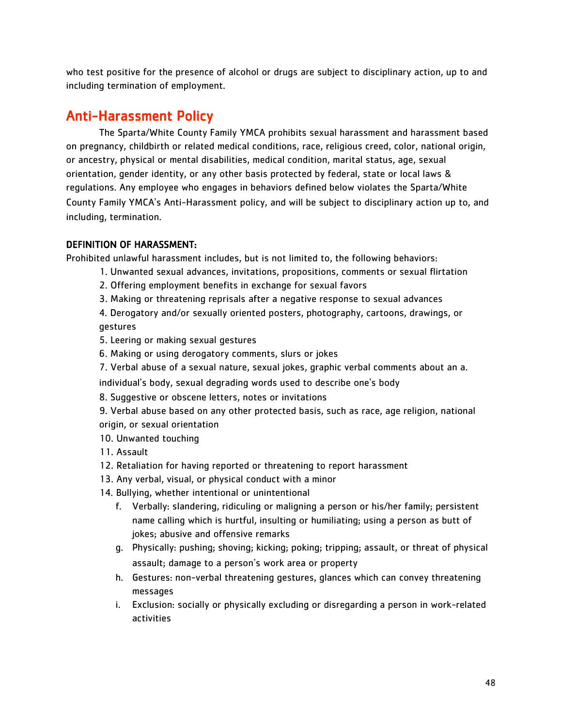who test positive for the presence of alcohol or drugs are subject to disciplinary action, up to and including termination of employment.

## Anti-Harassment Policy

The Sparta/White County Family YMCA prohibits sexual harassment and harassment based on pregnancy, childbirth or related medical conditions, race, religious creed, color, national origin, or ancestry, physical or mental disabilities, medical condition, marital status, age, sexual orientation, gender identity, or any other basis protected by federal, state or local laws & regulations. Any employee who engages in behaviors defined below violates the Sparta/White County Family YMCA's Anti-Harassment policy, and will be subject to disciplinary action up to, and including, termination.

**DEFINITION OF HARASSMENT:**

Prohibited unlawful harassment includes, but is not limited to, the following behaviors:

1. Unwanted sexual advances, invitations, propositions, comments or sexual flirtation
2. Offering employment benefits in exchange for sexual favors
3. Making or threatening reprisals after a negative response to sexual advances
4. Derogatory and/or sexually oriented posters, photography, cartoons, drawings, or gestures
5. Leering or making sexual gestures
6. Making or using derogatory comments, slurs or jokes
7. Verbal abuse of a sexual nature, sexual jokes, graphic verbal comments about an a. individual's body, sexual degrading words used to describe one's body
8. Suggestive or obscene letters, notes or invitations
9. Verbal abuse based on any other protected basis, such as race, age religion, national origin, or sexual orientation
10. Unwanted touching
11. Assault
12. Retaliation for having reported or threatening to report harassment
13. Any verbal, visual, or physical conduct with a minor
14. Bullying, whether intentional or unintentional
    - f. Verbally: slandering, ridiculing or maligning a person or his/her family; persistent name calling which is hurtful, insulting or humiliating; using a person as butt of jokes; abusive and offensive remarks
    - g. Physically: pushing; shoving; kicking; poking; tripping; assault, or threat of physical assault; damage to a person's work area or property
    - h. Gestures: non-verbal threatening gestures, glances which can convey threatening messages
    - i. Exclusion: socially or physically excluding or disregarding a person in work-related activities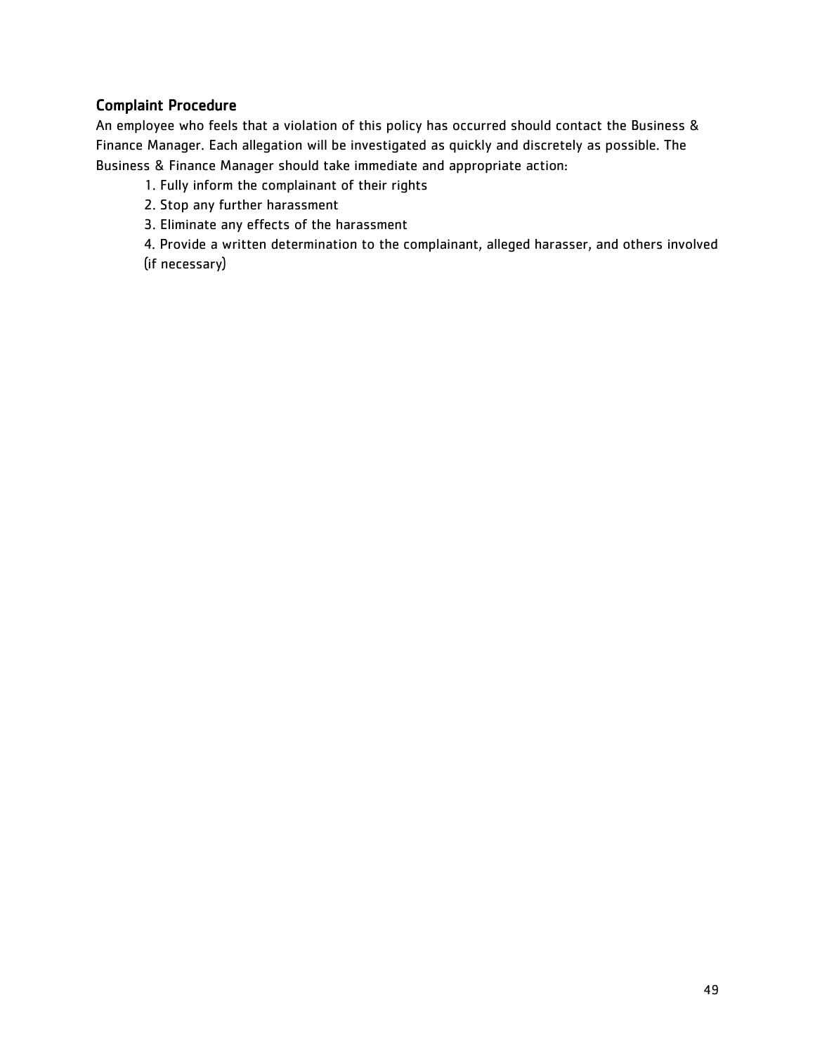### Complaint Procedure

An employee who feels that a violation of this policy has occurred should contact the Business & Finance Manager. Each allegation will be investigated as quickly and discretely as possible. The Business & Finance Manager should take immediate and appropriate action:

1. Fully inform the complainant of their rights
2. Stop any further harassment
3. Eliminate any effects of the harassment
4. Provide a written determination to the complainant, alleged harasser, and others involved (if necessary)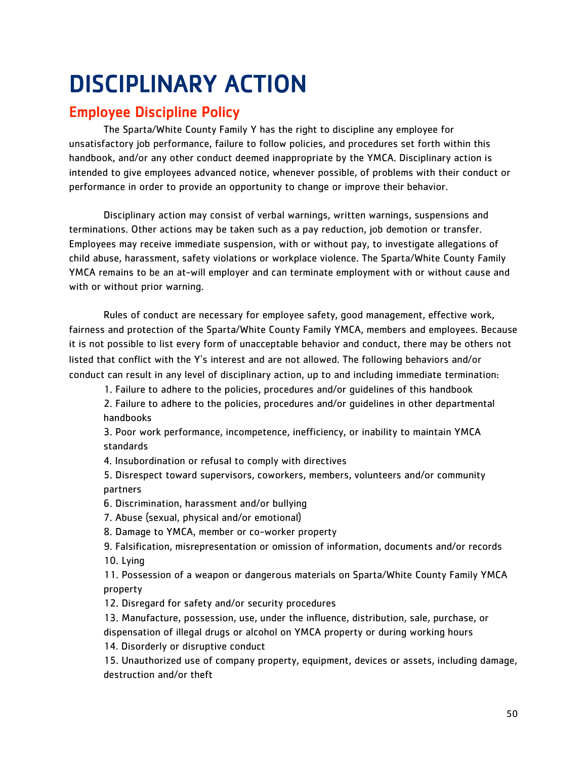# DISCIPLINARY ACTION

## Employee Discipline Policy

The Sparta/White County Family Y has the right to discipline any employee for unsatisfactory job performance, failure to follow policies, and procedures set forth within this handbook, and/or any other conduct deemed inappropriate by the YMCA. Disciplinary action is intended to give employees advanced notice, whenever possible, of problems with their conduct or performance in order to provide an opportunity to change or improve their behavior.

Disciplinary action may consist of verbal warnings, written warnings, suspensions and terminations. Other actions may be taken such as a pay reduction, job demotion or transfer. Employees may receive immediate suspension, with or without pay, to investigate allegations of child abuse, harassment, safety violations or workplace violence. The Sparta/White County Family YMCA remains to be an at-will employer and can terminate employment with or without cause and with or without prior warning.

Rules of conduct are necessary for employee safety, good management, effective work, fairness and protection of the Sparta/White County Family YMCA, members and employees. Because it is not possible to list every form of unacceptable behavior and conduct, there may be others not listed that conflict with the Y's interest and are not allowed. The following behaviors and/or conduct can result in any level of disciplinary action, up to and including immediate termination:

1. Failure to adhere to the policies, procedures and/or guidelines of this handbook
2. Failure to adhere to the policies, procedures and/or guidelines in other departmental handbooks
3. Poor work performance, incompetence, inefficiency, or inability to maintain YMCA standards
4. Insubordination or refusal to comply with directives
5. Disrespect toward supervisors, coworkers, members, volunteers and/or community partners
6. Discrimination, harassment and/or bullying
7. Abuse (sexual, physical and/or emotional)
8. Damage to YMCA, member or co-worker property
9. Falsification, misrepresentation or omission of information, documents and/or records
10. Lying
11. Possession of a weapon or dangerous materials on Sparta/White County Family YMCA property
12. Disregard for safety and/or security procedures
13. Manufacture, possession, use, under the influence, distribution, sale, purchase, or dispensation of illegal drugs or alcohol on YMCA property or during working hours
14. Disorderly or disruptive conduct
15. Unauthorized use of company property, equipment, devices or assets, including damage, destruction and/or theft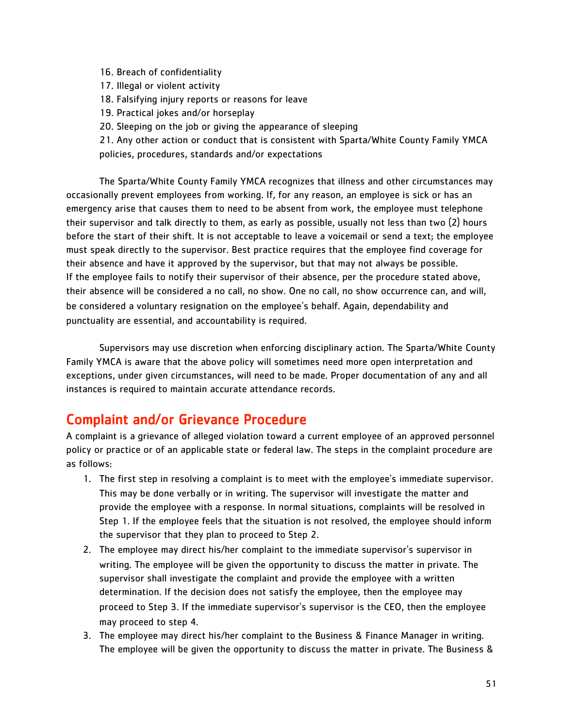16. Breach of confidentiality
17. Illegal or violent activity
18. Falsifying injury reports or reasons for leave
19. Practical jokes and/or horseplay
20. Sleeping on the job or giving the appearance of sleeping
21. Any other action or conduct that is consistent with Sparta/White County Family YMCA policies, procedures, standards and/or expectations

The Sparta/White County Family YMCA recognizes that illness and other circumstances may occasionally prevent employees from working. If, for any reason, an employee is sick or has an emergency arise that causes them to need to be absent from work, the employee must telephone their supervisor and talk directly to them, as early as possible, usually not less than two (2) hours before the start of their shift. It is not acceptable to leave a voicemail or send a text; the employee must speak directly to the supervisor. Best practice requires that the employee find coverage for their absence and have it approved by the supervisor, but that may not always be possible. If the employee fails to notify their supervisor of their absence, per the procedure stated above, their absence will be considered a no call, no show. One no call, no show occurrence can, and will, be considered a voluntary resignation on the employee's behalf. Again, dependability and punctuality are essential, and accountability is required.

Supervisors may use discretion when enforcing disciplinary action. The Sparta/White County Family YMCA is aware that the above policy will sometimes need more open interpretation and exceptions, under given circumstances, will need to be made. Proper documentation of any and all instances is required to maintain accurate attendance records.

## Complaint and/or Grievance Procedure

A complaint is a grievance of alleged violation toward a current employee of an approved personnel policy or practice or of an applicable state or federal law. The steps in the complaint procedure are as follows:

1. The first step in resolving a complaint is to meet with the employee's immediate supervisor. This may be done verbally or in writing. The supervisor will investigate the matter and provide the employee with a response. In normal situations, complaints will be resolved in Step 1. If the employee feels that the situation is not resolved, the employee should inform the supervisor that they plan to proceed to Step 2.
2. The employee may direct his/her complaint to the immediate supervisor's supervisor in writing. The employee will be given the opportunity to discuss the matter in private. The supervisor shall investigate the complaint and provide the employee with a written determination. If the decision does not satisfy the employee, then the employee may proceed to Step 3. If the immediate supervisor's supervisor is the CEO, then the employee may proceed to step 4.
3. The employee may direct his/her complaint to the Business & Finance Manager in writing. The employee will be given the opportunity to discuss the matter in private. The Business &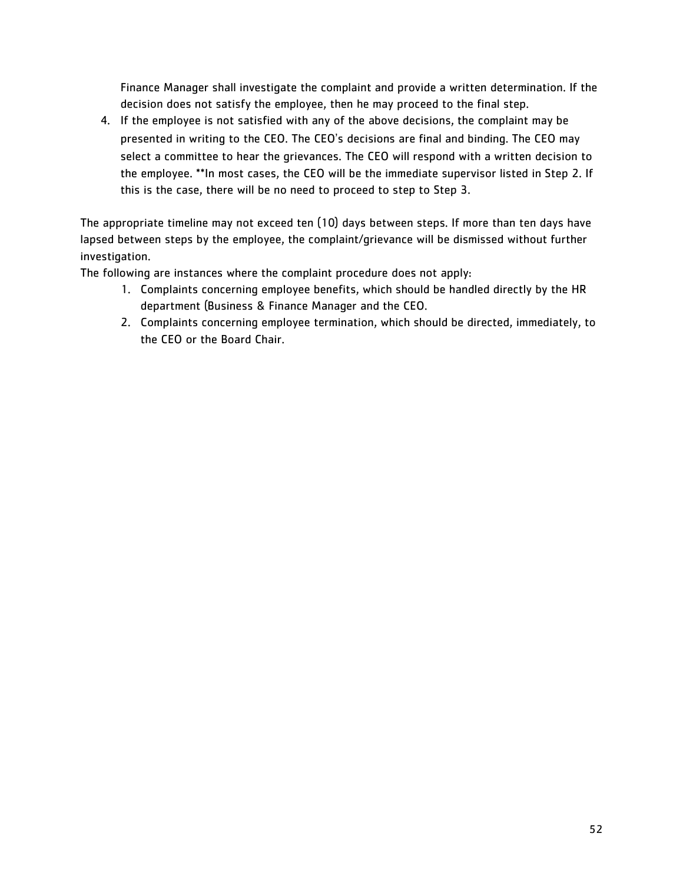Finance Manager shall investigate the complaint and provide a written determination. If the decision does not satisfy the employee, then he may proceed to the final step.

4. If the employee is not satisfied with any of the above decisions, the complaint may be presented in writing to the CEO. The CEO's decisions are final and binding. The CEO may select a committee to hear the grievances. The CEO will respond with a written decision to the employee. **In most cases, the CEO will be the immediate supervisor listed in Step 2. If this is the case, there will be no need to proceed to step to Step 3.

The appropriate timeline may not exceed ten (10) days between steps. If more than ten days have lapsed between steps by the employee, the complaint/grievance will be dismissed without further investigation.

The following are instances where the complaint procedure does not apply:

1. Complaints concerning employee benefits, which should be handled directly by the HR department (Business & Finance Manager and the CEO.
2. Complaints concerning employee termination, which should be directed, immediately, to the CEO or the Board Chair.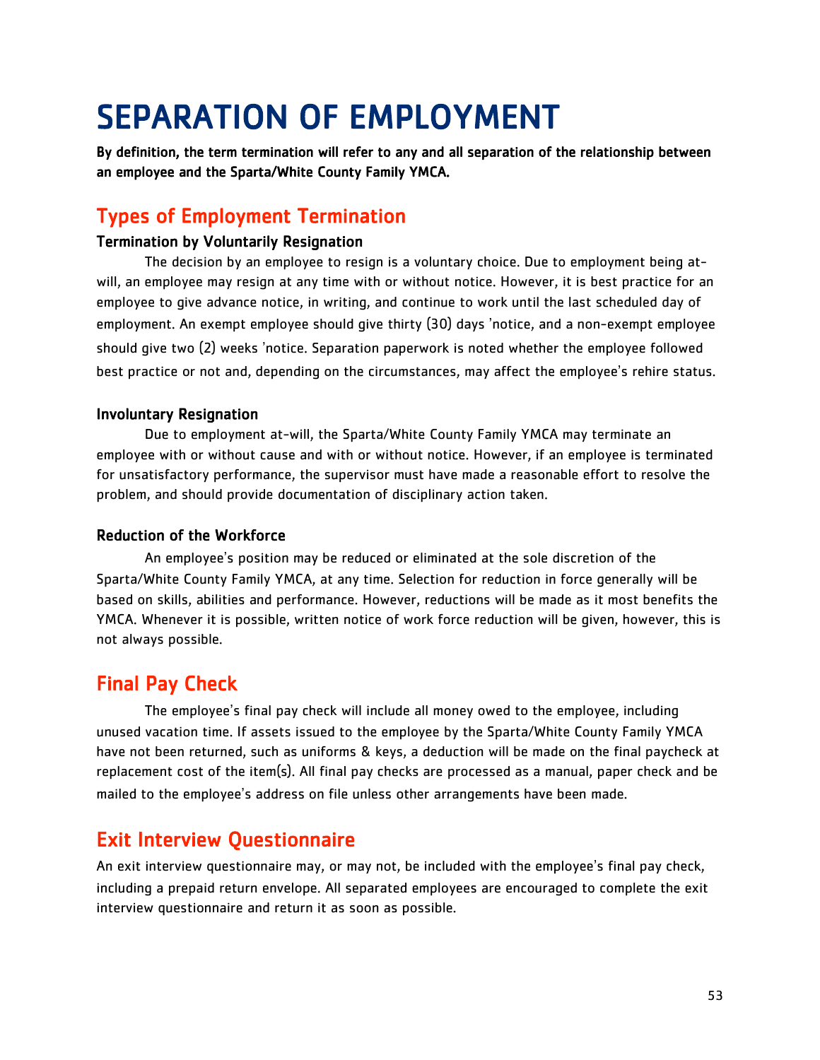# SEPARATION OF EMPLOYMENT

**By definition, the term termination will refer to any and all separation of the relationship between an employee and the Sparta/White County Family YMCA.**

## Types of Employment Termination

### Termination by Voluntarily Resignation

The decision by an employee to resign is a voluntary choice. Due to employment being at-will, an employee may resign at any time with or without notice. However, it is best practice for an employee to give advance notice, in writing, and continue to work until the last scheduled day of employment. An exempt employee should give thirty (30) days 'notice, and a non-exempt employee should give two (2) weeks 'notice. Separation paperwork is noted whether the employee followed best practice or not and, depending on the circumstances, may affect the employee's rehire status.

### Involuntary Resignation

Due to employment at-will, the Sparta/White County Family YMCA may terminate an employee with or without cause and with or without notice. However, if an employee is terminated for unsatisfactory performance, the supervisor must have made a reasonable effort to resolve the problem, and should provide documentation of disciplinary action taken.

### Reduction of the Workforce

An employee's position may be reduced or eliminated at the sole discretion of the Sparta/White County Family YMCA, at any time. Selection for reduction in force generally will be based on skills, abilities and performance. However, reductions will be made as it most benefits the YMCA. Whenever it is possible, written notice of work force reduction will be given, however, this is not always possible.

## Final Pay Check

The employee's final pay check will include all money owed to the employee, including unused vacation time. If assets issued to the employee by the Sparta/White County Family YMCA have not been returned, such as uniforms & keys, a deduction will be made on the final paycheck at replacement cost of the item(s). All final pay checks are processed as a manual, paper check and be mailed to the employee's address on file unless other arrangements have been made.

## Exit Interview Questionnaire

An exit interview questionnaire may, or may not, be included with the employee's final pay check, including a prepaid return envelope. All separated employees are encouraged to complete the exit interview questionnaire and return it as soon as possible.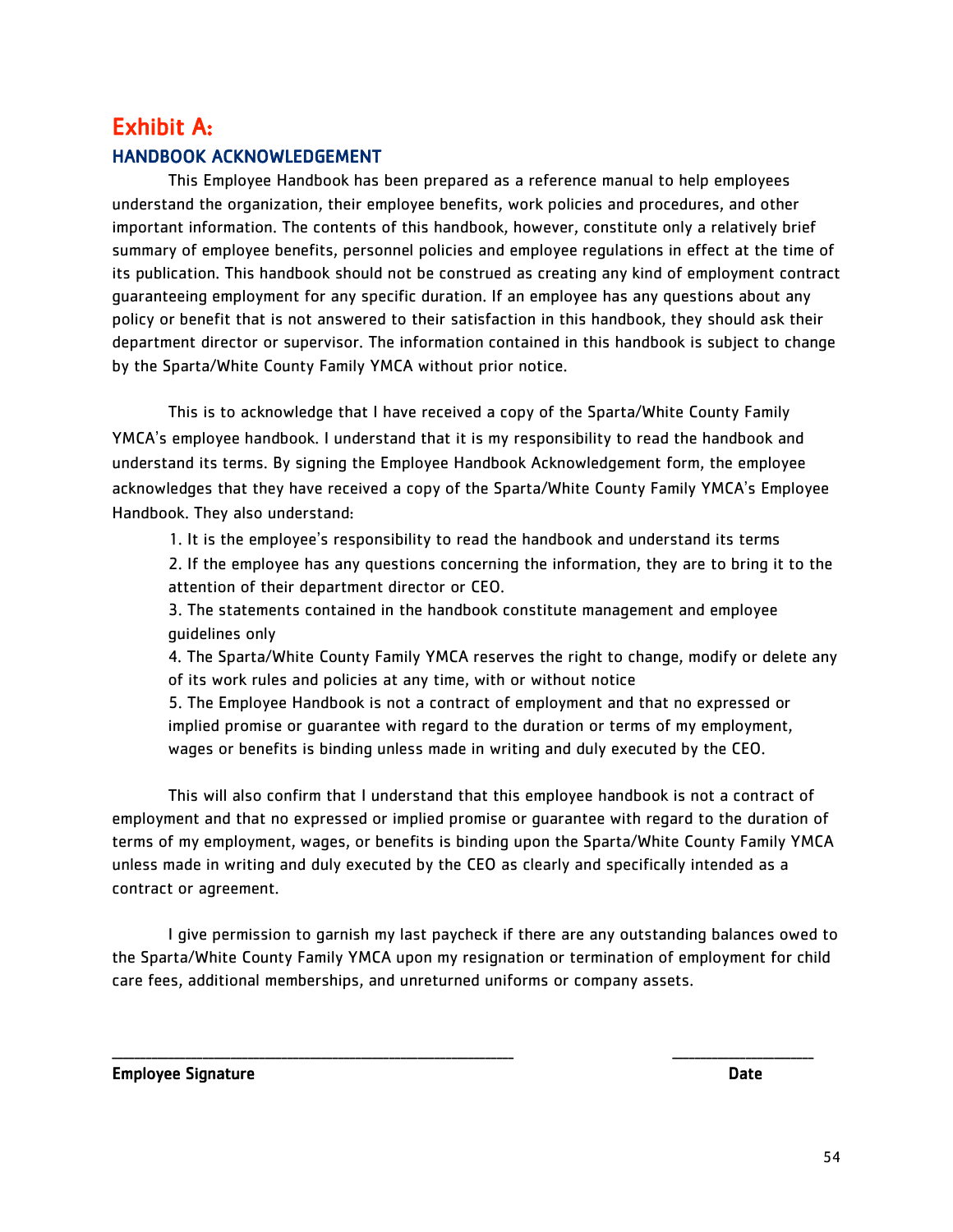# Exhibit A:

## HANDBOOK ACKNOWLEDGEMENT

This Employee Handbook has been prepared as a reference manual to help employees understand the organization, their employee benefits, work policies and procedures, and other important information. The contents of this handbook, however, constitute only a relatively brief summary of employee benefits, personnel policies and employee regulations in effect at the time of its publication. This handbook should not be construed as creating any kind of employment contract guaranteeing employment for any specific duration. If an employee has any questions about any policy or benefit that is not answered to their satisfaction in this handbook, they should ask their department director or supervisor. The information contained in this handbook is subject to change by the Sparta/White County Family YMCA without prior notice.

This is to acknowledge that I have received a copy of the Sparta/White County Family YMCA's employee handbook. I understand that it is my responsibility to read the handbook and understand its terms. By signing the Employee Handbook Acknowledgement form, the employee acknowledges that they have received a copy of the Sparta/White County Family YMCA's Employee Handbook. They also understand:

1. It is the employee's responsibility to read the handbook and understand its terms
2. If the employee has any questions concerning the information, they are to bring it to the attention of their department director or CEO.
3. The statements contained in the handbook constitute management and employee guidelines only
4. The Sparta/White County Family YMCA reserves the right to change, modify or delete any of its work rules and policies at any time, with or without notice
5. The Employee Handbook is not a contract of employment and that no expressed or implied promise or guarantee with regard to the duration or terms of my employment, wages or benefits is binding unless made in writing and duly executed by the CEO.

This will also confirm that I understand that this employee handbook is not a contract of employment and that no expressed or implied promise or guarantee with regard to the duration of terms of my employment, wages, or benefits is binding upon the Sparta/White County Family YMCA unless made in writing and duly executed by the CEO as clearly and specifically intended as a contract or agreement.

I give permission to garnish my last paycheck if there are any outstanding balances owed to the Sparta/White County Family YMCA upon my resignation or termination of employment for child care fees, additional memberships, and unreturned uniforms or company assets.

\_\_\_\_\_\_\_\_\_\_\_\_\_\_\_\_\_\_\_\_\_\_\_\_\_\_\_\_\_\_\_\_\_\_\_\_\_\_\_\_\_\_\_\_ \_\_\_\_\_\_\_\_\_\_\_\_\_\_\_\_

**Employee Signature** **Date**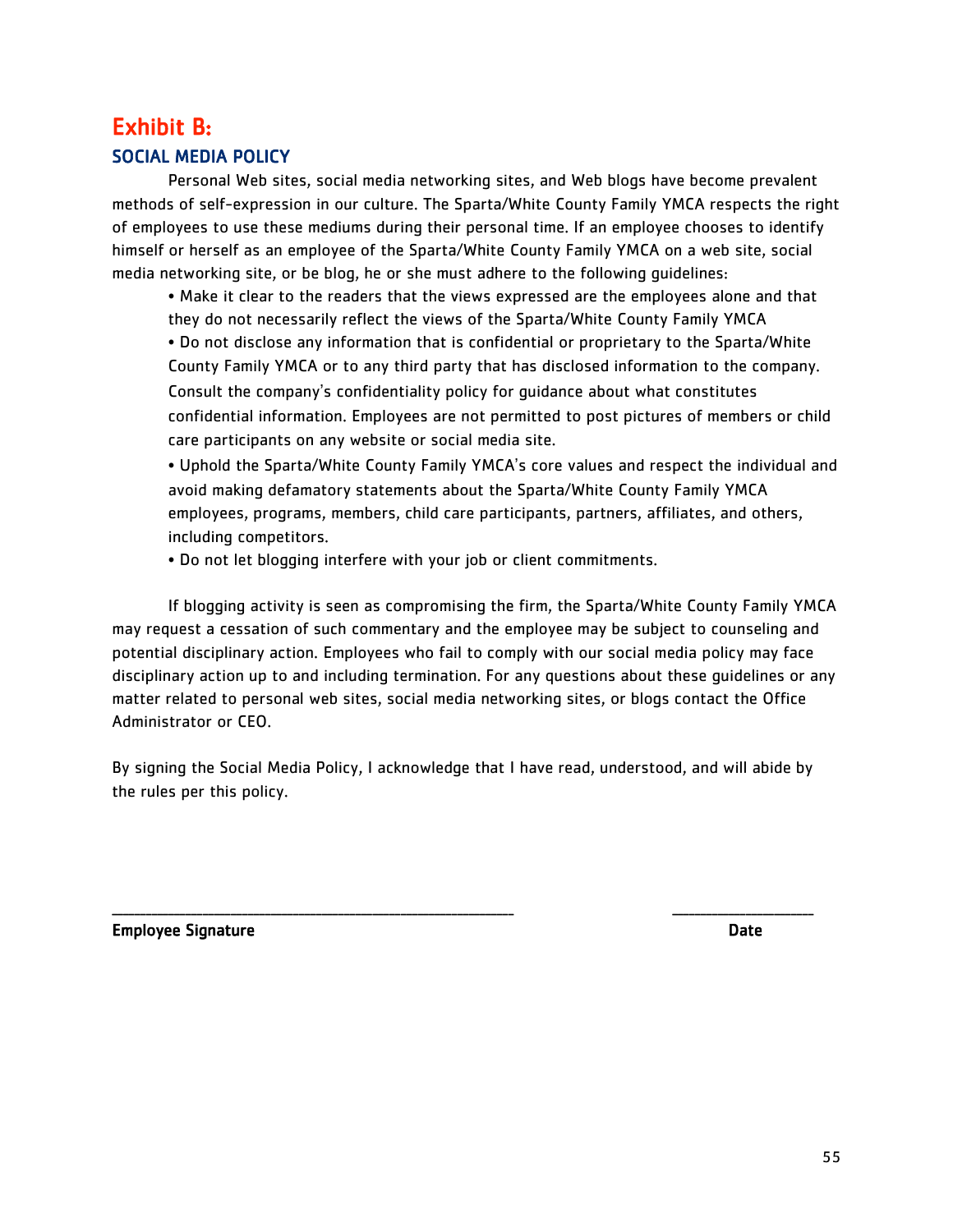# Exhibit B:

## SOCIAL MEDIA POLICY

Personal Web sites, social media networking sites, and Web blogs have become prevalent methods of self-expression in our culture. The Sparta/White County Family YMCA respects the right of employees to use these mediums during their personal time. If an employee chooses to identify himself or herself as an employee of the Sparta/White County Family YMCA on a web site, social media networking site, or be blog, he or she must adhere to the following guidelines:

- Make it clear to the readers that the views expressed are the employees alone and that they do not necessarily reflect the views of the Sparta/White County Family YMCA
- Do not disclose any information that is confidential or proprietary to the Sparta/White County Family YMCA or to any third party that has disclosed information to the company. Consult the company's confidentiality policy for guidance about what constitutes confidential information. Employees are not permitted to post pictures of members or child care participants on any website or social media site.
- Uphold the Sparta/White County Family YMCA's core values and respect the individual and avoid making defamatory statements about the Sparta/White County Family YMCA employees, programs, members, child care participants, partners, affiliates, and others, including competitors.
- Do not let blogging interfere with your job or client commitments.

If blogging activity is seen as compromising the firm, the Sparta/White County Family YMCA may request a cessation of such commentary and the employee may be subject to counseling and potential disciplinary action. Employees who fail to comply with our social media policy may face disciplinary action up to and including termination. For any questions about these guidelines or any matter related to personal web sites, social media networking sites, or blogs contact the Office Administrator or CEO.

By signing the Social Media Policy, I acknowledge that I have read, understood, and will abide by the rules per this policy.

_______________________________________________ _______________

**Employee Signature** **Date**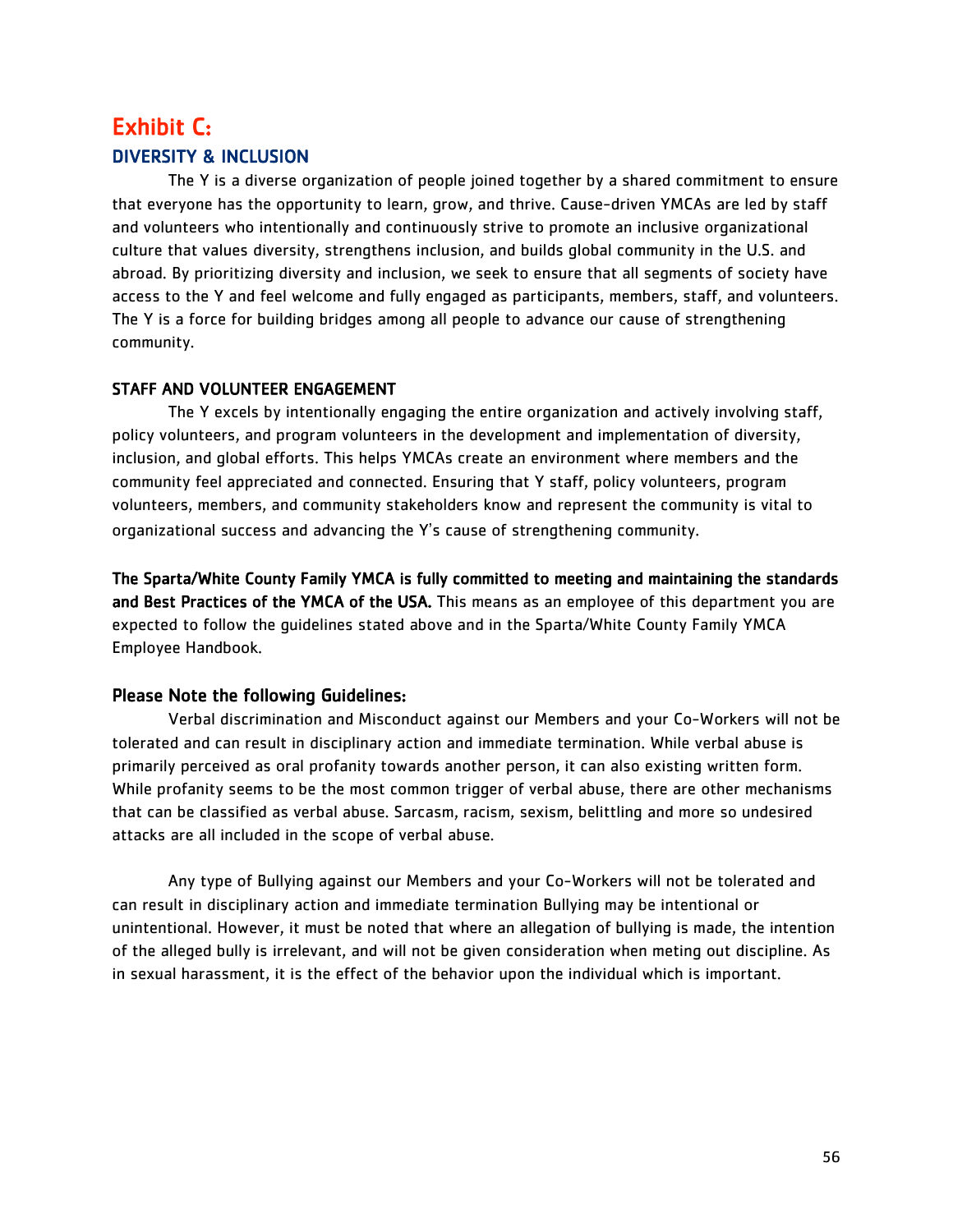# Exhibit C:

## DIVERSITY & INCLUSION

The Y is a diverse organization of people joined together by a shared commitment to ensure that everyone has the opportunity to learn, grow, and thrive. Cause-driven YMCAs are led by staff and volunteers who intentionally and continuously strive to promote an inclusive organizational culture that values diversity, strengthens inclusion, and builds global community in the U.S. and abroad. By prioritizing diversity and inclusion, we seek to ensure that all segments of society have access to the Y and feel welcome and fully engaged as participants, members, staff, and volunteers. The Y is a force for building bridges among all people to advance our cause of strengthening community.

### STAFF AND VOLUNTEER ENGAGEMENT

The Y excels by intentionally engaging the entire organization and actively involving staff, policy volunteers, and program volunteers in the development and implementation of diversity, inclusion, and global efforts. This helps YMCAs create an environment where members and the community feel appreciated and connected. Ensuring that Y staff, policy volunteers, program volunteers, members, and community stakeholders know and represent the community is vital to organizational success and advancing the Y's cause of strengthening community.

**The Sparta/White County Family YMCA is fully committed to meeting and maintaining the standards and Best Practices of the YMCA of the USA.** This means as an employee of this department you are expected to follow the guidelines stated above and in the Sparta/White County Family YMCA Employee Handbook.

### Please Note the following Guidelines:

Verbal discrimination and Misconduct against our Members and your Co-Workers will not be tolerated and can result in disciplinary action and immediate termination. While verbal abuse is primarily perceived as oral profanity towards another person, it can also existing written form. While profanity seems to be the most common trigger of verbal abuse, there are other mechanisms that can be classified as verbal abuse. Sarcasm, racism, sexism, belittling and more so undesired attacks are all included in the scope of verbal abuse.

Any type of Bullying against our Members and your Co-Workers will not be tolerated and can result in disciplinary action and immediate termination Bullying may be intentional or unintentional. However, it must be noted that where an allegation of bullying is made, the intention of the alleged bully is irrelevant, and will not be given consideration when meting out discipline. As in sexual harassment, it is the effect of the behavior upon the individual which is important.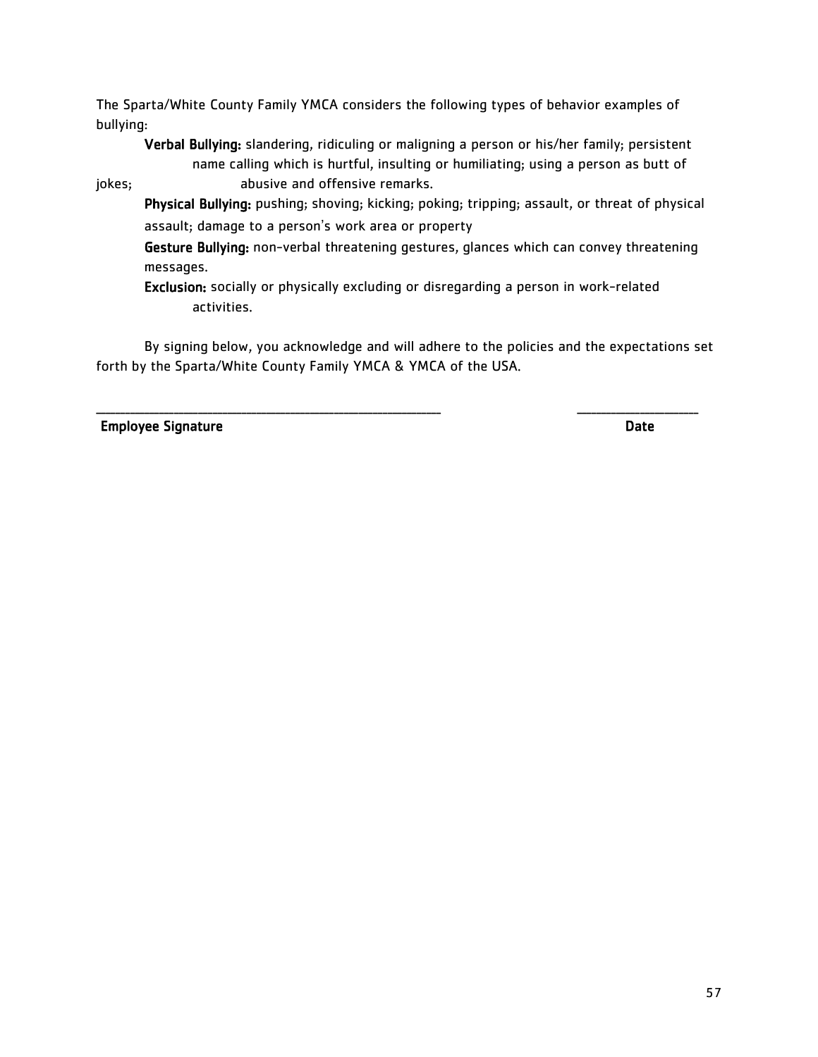The Sparta/White County Family YMCA considers the following types of behavior examples of bullying:

**Verbal Bullying:** slandering, ridiculing or maligning a person or his/her family; persistent name calling which is hurtful, insulting or humiliating; using a person as butt of jokes; abusive and offensive remarks.

**Physical Bullying:** pushing; shoving; kicking; poking; tripping; assault, or threat of physical assault; damage to a person's work area or property

**Gesture Bullying:** non-verbal threatening gestures, glances which can convey threatening messages.

**Exclusion:** socially or physically excluding or disregarding a person in work-related activities.

By signing below, you acknowledge and will adhere to the policies and the expectations set forth by the Sparta/White County Family YMCA & YMCA of the USA.

\_\_\_\_\_\_\_\_\_\_\_\_\_\_\_\_\_\_\_\_\_\_\_\_\_\_\_\_\_\_\_\_\_\_\_\_\_\_\_\_\_\_\_\_ \_\_\_\_\_\_\_\_\_\_\_\_\_\_\_\_

**Employee Signature** **Date**